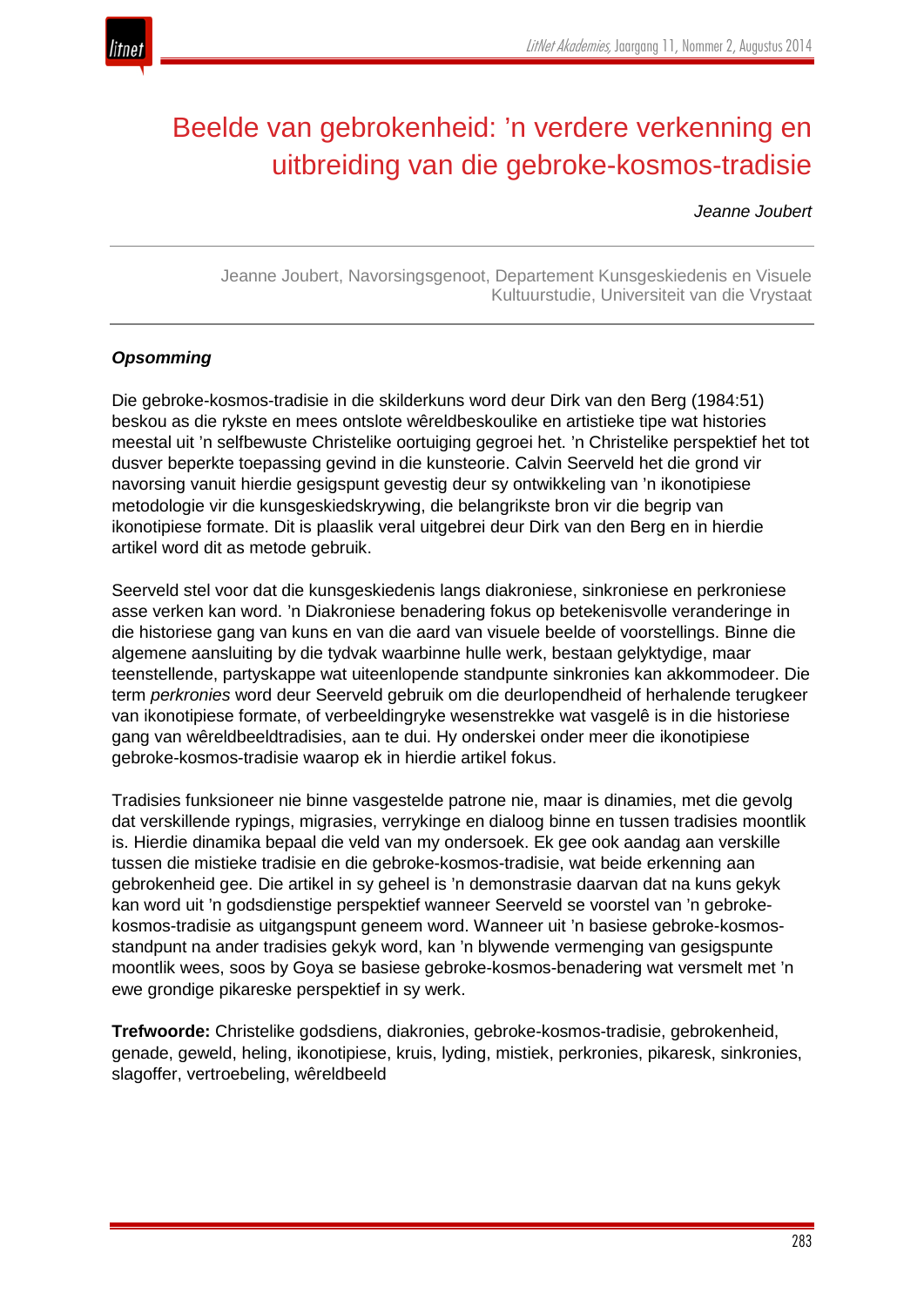# Beelde van gebrokenheid: ’n verdere verkenning en uitbreiding van die gebroke-kosmos-tradisie

*Jeanne Joubert*

Jeanne Joubert, Navorsingsgenoot, Departement Kunsgeskiedenis en Visuele Kultuurstudie, Universiteit van die Vrystaat

***Opsomming***

Die gebroke-kosmos-tradisie in die skilderkuns word deur Dirk van den Berg (1984:51) beskou as die rykste en mees ontslote wêreldbeskoulike en artistieke tipe wat histories meestal uit ’n selfbewuste Christelike oortuiging gegroei het. ’n Christelike perspektief het tot dusver beperkte toepassing gevind in die kunsteorie. Calvin Seerveld het die grond vir navorsing vanuit hierdie gesigspunt gevestig deur sy ontwikkeling van ’n ikonotipiese metodologie vir die kunsgeskiedskrywing, die belangrikste bron vir die begrip van ikonotipiese formate. Dit is plaaslik veral uitgebrei deur Dirk van den Berg en in hierdie artikel word dit as metode gebruik.

Seerveld stel voor dat die kunsgeskiedenis langs diakroniese, sinkroniese en perkroniese asse verken kan word. ’n Diakroniese benadering fokus op betekenisvolle veranderinge in die historiese gang van kuns en van die aard van visuele beelde of voorstellings. Binne die algemene aansluiting by die tydvak waarbinne hulle werk, bestaan gelyktydige, maar teenstellende, partyskappe wat uiteenlopende standpunte sinkronies kan akkommodeer. Die term *perkronies* word deur Seerveld gebruik om die deurlopendheid of herhalende terugkeer van ikonotipiese formate, of verbeeldingryke wesenstrekke wat vasgelê is in die historiese gang van wêreldbeeldtradisies, aan te dui. Hy onderskei onder meer die ikonotipiese gebroke-kosmos-tradisie waarop ek in hierdie artikel fokus.

Tradisies funksioneer nie binne vasgestelde patrone nie, maar is dinamies, met die gevolg dat verskillende rypings, migrasies, verrykinge en dialoog binne en tussen tradisies moontlik is. Hierdie dinamika bepaal die veld van my ondersoek. Ek gee ook aandag aan verskille tussen die mistieke tradisie en die gebroke-kosmos-tradisie, wat beide erkenning aan gebrokenheid gee. Die artikel in sy geheel is ’n demonstrasie daarvan dat na kuns gekyk kan word uit ’n godsdienstige perspektief wanneer Seerveld se voorstel van ’n gebroke-kosmos-tradisie as uitgangspunt geneem word. Wanneer uit ’n basiese gebroke-kosmos-standpunt na ander tradisies gekyk word, kan ’n blywende vermenging van gesigspunte moontlik wees, soos by Goya se basiese gebroke-kosmos-benadering wat versmelt met ’n ewe grondige pikareske perspektief in sy werk.

**Trefwoorde:** Christelike godsdiens, diakronies, gebroke-kosmos-tradisie, gebrokenheid, genade, geweld, heling, ikonotipiese, kruis, lyding, mistiek, perkronies, pikaresk, sinkronies, slagoffer, vertroebeling, wêreldbeeld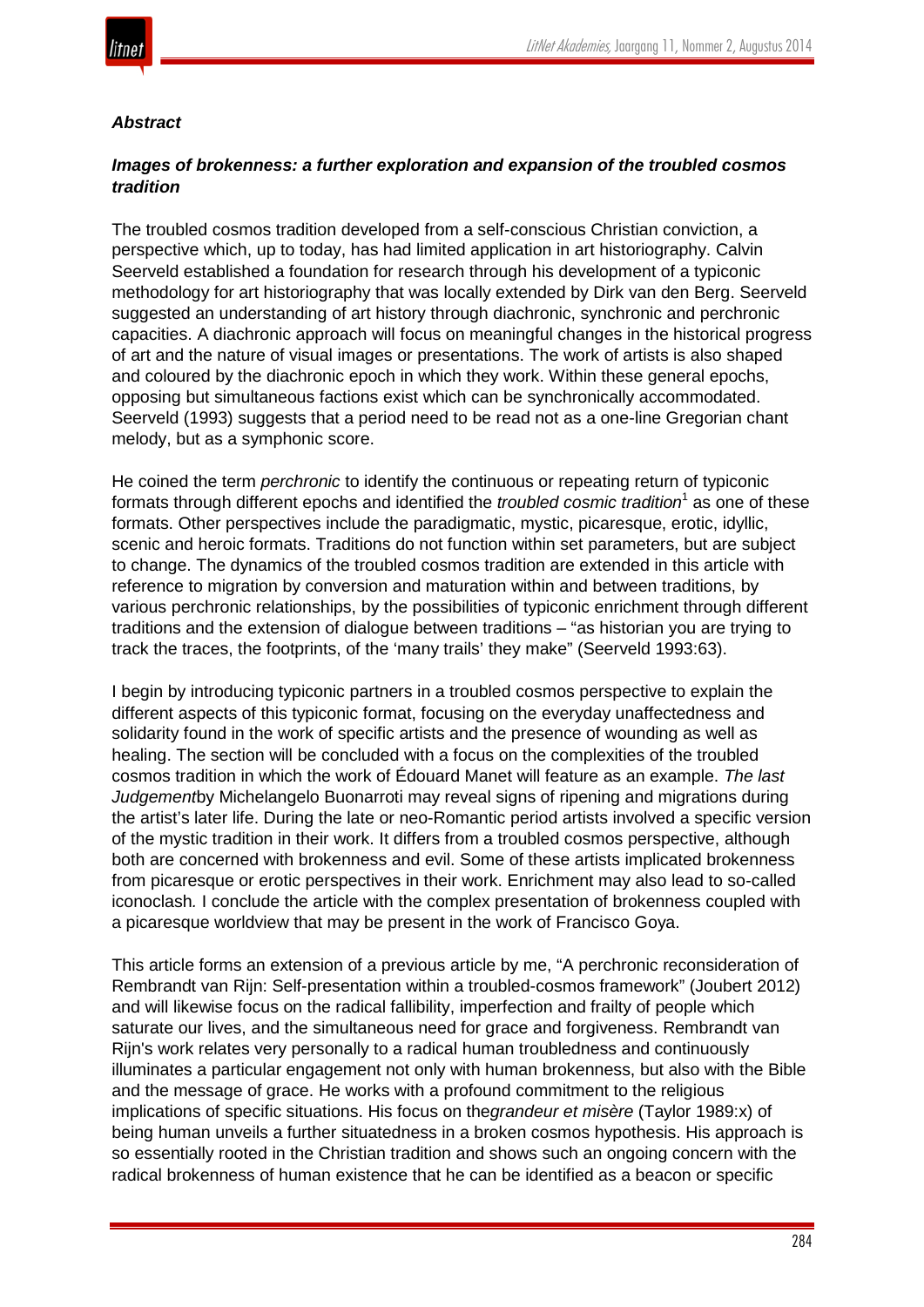### ***Abstract***

### ***Images of brokenness: a further exploration and expansion of the troubled cosmos tradition***

The troubled cosmos tradition developed from a self-conscious Christian conviction, a perspective which, up to today, has had limited application in art historiography. Calvin Seerveld established a foundation for research through his development of a typiconic methodology for art historiography that was locally extended by Dirk van den Berg. Seerveld suggested an understanding of art history through diachronic, synchronic and perchronic capacities. A diachronic approach will focus on meaningful changes in the historical progress of art and the nature of visual images or presentations. The work of artists is also shaped and coloured by the diachronic epoch in which they work. Within these general epochs, opposing but simultaneous factions exist which can be synchronically accommodated. Seerveld (1993) suggests that a period need to be read not as a one-line Gregorian chant melody, but as a symphonic score.

He coined the term *perchronic* to identify the continuous or repeating return of typiconic formats through different epochs and identified the *troubled cosmic tradition*[1] as one of these formats. Other perspectives include the paradigmatic, mystic, picaresque, erotic, idyllic, scenic and heroic formats. Traditions do not function within set parameters, but are subject to change. The dynamics of the troubled cosmos tradition are extended in this article with reference to migration by conversion and maturation within and between traditions, by various perchronic relationships, by the possibilities of typiconic enrichment through different traditions and the extension of dialogue between traditions – "as historian you are trying to track the traces, the footprints, of the 'many trails' they make" (Seerveld 1993:63).

I begin by introducing typiconic partners in a troubled cosmos perspective to explain the different aspects of this typiconic format, focusing on the everyday unaffectedness and solidarity found in the work of specific artists and the presence of wounding as well as healing. The section will be concluded with a focus on the complexities of the troubled cosmos tradition in which the work of Édouard Manet will feature as an example. *The last Judgement* by Michelangelo Buonarroti may reveal signs of ripening and migrations during the artist's later life. During the late or neo-Romantic period artists involved a specific version of the mystic tradition in their work. It differs from a troubled cosmos perspective, although both are concerned with brokenness and evil. Some of these artists implicated brokenness from picaresque or erotic perspectives in their work. Enrichment may also lead to so-called iconoclash*.* I conclude the article with the complex presentation of brokenness coupled with a picaresque worldview that may be present in the work of Francisco Goya.

This article forms an extension of a previous article by me, "A perchronic reconsideration of Rembrandt van Rijn: Self-presentation within a troubled-cosmos framework" (Joubert 2012) and will likewise focus on the radical fallibility, imperfection and frailty of people which saturate our lives, and the simultaneous need for grace and forgiveness. Rembrandt van Rijn's work relates very personally to a radical human troubledness and continuously illuminates a particular engagement not only with human brokenness, but also with the Bible and the message of grace. He works with a profound commitment to the religious implications of specific situations. His focus on the *grandeur et misère* (Taylor 1989:x) of being human unveils a further situatedness in a broken cosmos hypothesis. His approach is so essentially rooted in the Christian tradition and shows such an ongoing concern with the radical brokenness of human existence that he can be identified as a beacon or specific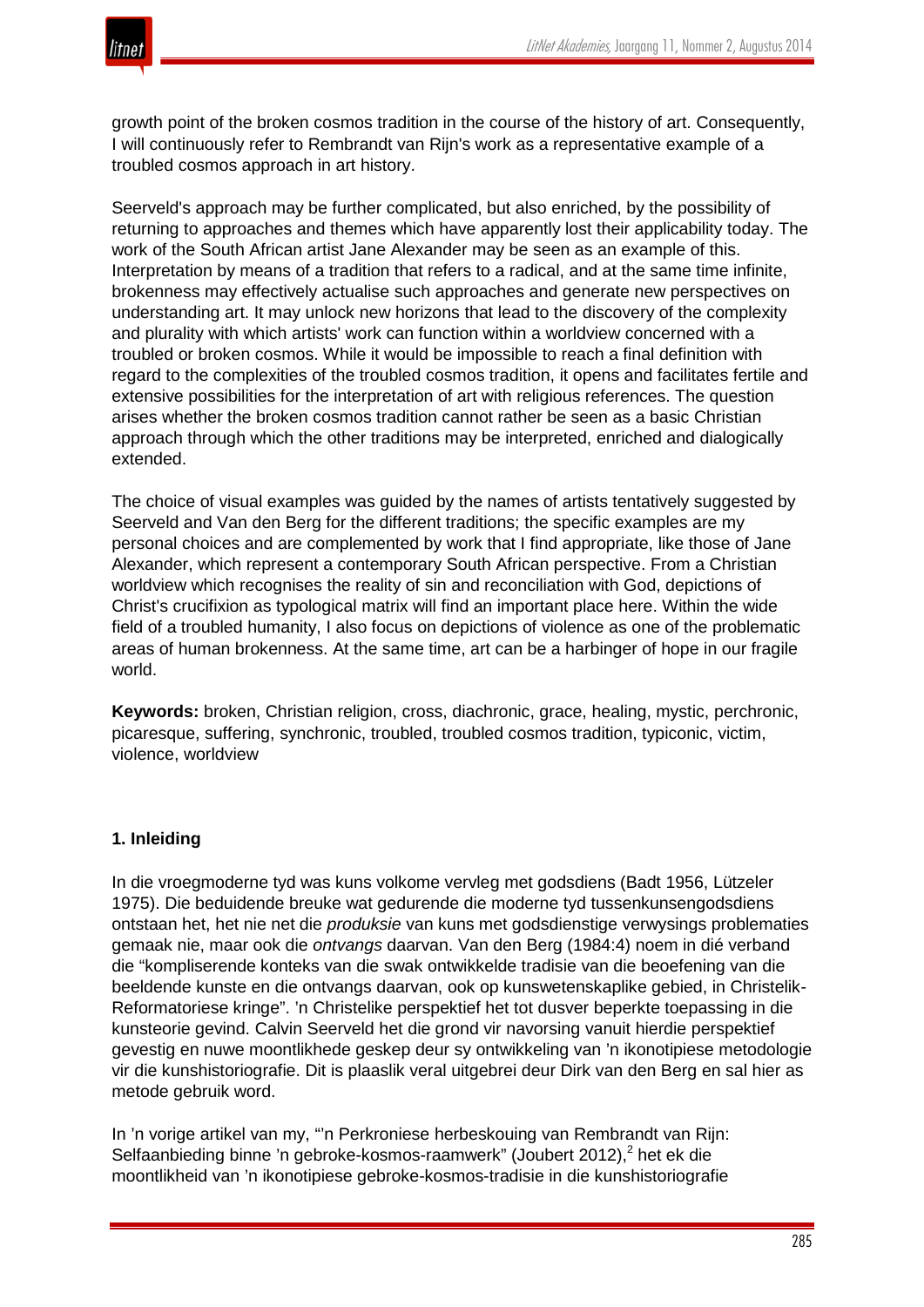growth point of the broken cosmos tradition in the course of the history of art. Consequently, I will continuously refer to Rembrandt van Rijn's work as a representative example of a troubled cosmos approach in art history.

Seerveld's approach may be further complicated, but also enriched, by the possibility of returning to approaches and themes which have apparently lost their applicability today. The work of the South African artist Jane Alexander may be seen as an example of this. Interpretation by means of a tradition that refers to a radical, and at the same time infinite, brokenness may effectively actualise such approaches and generate new perspectives on understanding art. It may unlock new horizons that lead to the discovery of the complexity and plurality with which artists' work can function within a worldview concerned with a troubled or broken cosmos. While it would be impossible to reach a final definition with regard to the complexities of the troubled cosmos tradition, it opens and facilitates fertile and extensive possibilities for the interpretation of art with religious references. The question arises whether the broken cosmos tradition cannot rather be seen as a basic Christian approach through which the other traditions may be interpreted, enriched and dialogically extended.

The choice of visual examples was guided by the names of artists tentatively suggested by Seerveld and Van den Berg for the different traditions; the specific examples are my personal choices and are complemented by work that I find appropriate, like those of Jane Alexander, which represent a contemporary South African perspective. From a Christian worldview which recognises the reality of sin and reconciliation with God, depictions of Christ's crucifixion as typological matrix will find an important place here. Within the wide field of a troubled humanity, I also focus on depictions of violence as one of the problematic areas of human brokenness. At the same time, art can be a harbinger of hope in our fragile world.

**Keywords:** broken, Christian religion, cross, diachronic, grace, healing, mystic, perchronic, picaresque, suffering, synchronic, troubled, troubled cosmos tradition, typiconic, victim, violence, worldview

## 1. Inleiding

In die vroegmoderne tyd was kuns volkome vervleg met godsdiens (Badt 1956, Lützeler 1975). Die beduidende breuke wat gedurende die moderne tyd tussenkunsengodsdiens ontstaan het, het nie net die *produksie* van kuns met godsdienstige verwysings problematies gemaak nie, maar ook die *ontvangs* daarvan. Van den Berg (1984:4) noem in dié verband die "kompliserende konteks van die swak ontwikkelde tradisie van die beoefening van die beeldende kunste en die ontvangs daarvan, ook op kunswetenskaplike gebied, in Christelik-Reformatoriese kringe". 'n Christelike perspektief het tot dusver beperkte toepassing in die kunsteorie gevind. Calvin Seerveld het die grond vir navorsing vanuit hierdie perspektief gevestig en nuwe moontlikhede geskep deur sy ontwikkeling van 'n ikonotipiese metodologie vir die kunshistoriografie. Dit is plaaslik veral uitgebrei deur Dirk van den Berg en sal hier as metode gebruik word.

In 'n vorige artikel van my, "'n Perkroniese herbeskouing van Rembrandt van Rijn: Selfaanbieding binne 'n gebroke-kosmos-raamwerk" (Joubert 2012),[2] het ek die moontlikheid van 'n ikonotipiese gebroke-kosmos-tradisie in die kunshistoriografie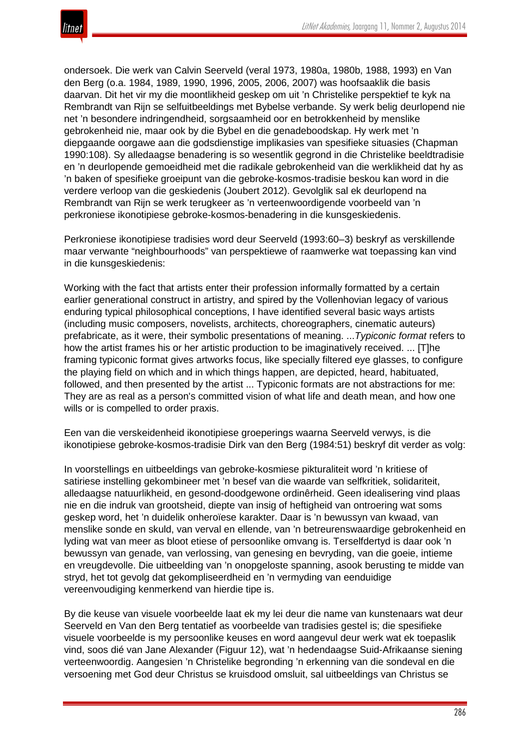ondersoek. Die werk van Calvin Seerveld (veral 1973, 1980a, 1980b, 1988, 1993) en Van den Berg (o.a. 1984, 1989, 1990, 1996, 2005, 2006, 2007) was hoofsaaklik die basis daarvan. Dit het vir my die moontlikheid geskep om uit ’n Christelike perspektief te kyk na Rembrandt van Rijn se selfuitbeeldings met Bybelse verbande. Sy werk belig deurlopend nie net ’n besondere indringendheid, sorgsaamheid oor en betrokkenheid by menslike gebrokenheid nie, maar ook by die Bybel en die genadeboodskap. Hy werk met ’n diepgaande oorgawe aan die godsdienstige implikasies van spesifieke situasies (Chapman 1990:108). Sy alledaagse benadering is so wesentlik gegrond in die Christelike beeldtradisie en ’n deurlopende gemoeidheid met die radikale gebrokenheid van die werklikheid dat hy as ’n baken of spesifieke groeipunt van die gebroke-kosmos-tradisie beskou kan word in die verdere verloop van die geskiedenis (Joubert 2012). Gevolglik sal ek deurlopend na Rembrandt van Rijn se werk terugkeer as ’n verteenwoordigende voorbeeld van ’n perkroniese ikonotipiese gebroke-kosmos-benadering in die kunsgeskiedenis.

Perkroniese ikonotipiese tradisies word deur Seerveld (1993:60–3) beskryf as verskillende maar verwante “neighbourhoods” van perspektiewe of raamwerke wat toepassing kan vind in die kunsgeskiedenis:

Working with the fact that artists enter their profession informally formatted by a certain earlier generational construct in artistry, and spired by the Vollenhovian legacy of various enduring typical philosophical conceptions, I have identified several basic ways artists (including music composers, novelists, architects, choreographers, cinematic auteurs) prefabricate, as it were, their symbolic presentations of meaning. ...*Typiconic format* refers to how the artist frames his or her artistic production to be imaginatively received. ... [T]he framing typiconic format gives artworks focus, like specially filtered eye glasses, to configure the playing field on which and in which things happen, are depicted, heard, habituated, followed, and then presented by the artist ... Typiconic formats are not abstractions for me: They are as real as a person's committed vision of what life and death mean, and how one wills or is compelled to order praxis.

Een van die verskeidenheid ikonotipiese groeperings waarna Seerveld verwys, is die ikonotipiese gebroke-kosmos-tradisie Dirk van den Berg (1984:51) beskryf dit verder as volg:

In voorstellings en uitbeeldings van gebroke-kosmiese pikturaliteit word ’n kritiese of satiriese instelling gekombineer met ’n besef van die waarde van selfkritiek, solidariteit, alledaagse natuurlikheid, en gesond-doodgewone ordinêrheid. Geen idealisering vind plaas nie en die indruk van grootsheid, diepte van insig of heftigheid van ontroering wat soms geskep word, het ’n duidelik onheroïese karakter. Daar is ’n bewussyn van kwaad, van menslike sonde en skuld, van verval en ellende, van ’n betreurenswaardige gebrokenheid en lyding wat van meer as bloot etiese of persoonlike omvang is. Terselfdertyd is daar ook ’n bewussyn van genade, van verlossing, van genesing en bevryding, van die goeie, intieme en vreugdevolle. Die uitbeelding van ’n onopgeloste spanning, asook berusting te midde van stryd, het tot gevolg dat gekompliseerdheid en ’n vermyding van eenduidige vereenvoudiging kenmerkend van hierdie tipe is.

By die keuse van visuele voorbeelde laat ek my lei deur die name van kunstenaars wat deur Seerveld en Van den Berg tentatief as voorbeelde van tradisies gestel is; die spesifieke visuele voorbeelde is my persoonlike keuses en word aangevul deur werk wat ek toepaslik vind, soos dié van Jane Alexander (Figuur 12), wat ’n hedendaagse Suid-Afrikaanse siening verteenwoordig. Aangesien ’n Christelike begronding ’n erkenning van die sondeval en die versoening met God deur Christus se kruisdood omsluit, sal uitbeeldings van Christus se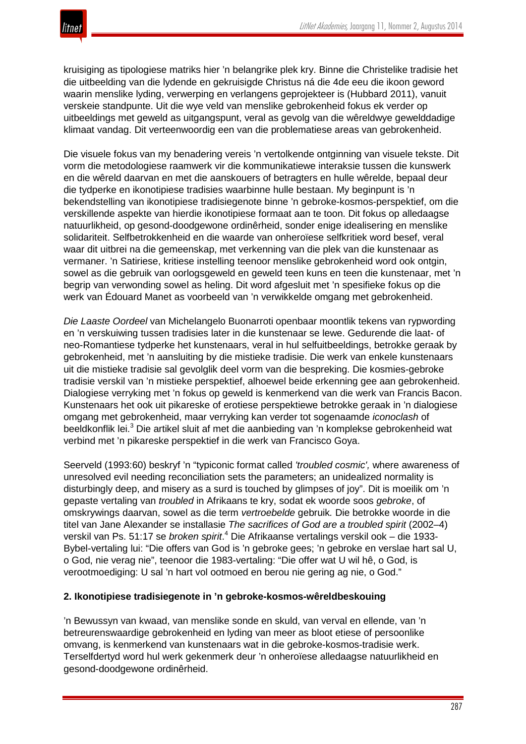kruisiging as tipologiese matriks hier ’n belangrike plek kry. Binne die Christelike tradisie het die uitbeelding van die lydende en gekruisigde Christus ná die 4de eeu die ikoon geword waarin menslike lyding, verwerping en verlangens geprojekteer is (Hubbard 2011), vanuit verskeie standpunte. Uit die wye veld van menslike gebrokenheid fokus ek verder op uitbeeldings met geweld as uitgangspunt, veral as gevolg van die wêreldwye gewelddadige klimaat vandag. Dit verteenwoordig een van die problematiese areas van gebrokenheid.

Die visuele fokus van my benadering vereis ’n vertolkende ontginning van visuele tekste. Dit vorm die metodologiese raamwerk vir die kommunikatiewe interaksie tussen die kunswerk en die wêreld daarvan en met die aanskouers of betragters en hulle wêrelde, bepaal deur die tydperke en ikonotipiese tradisies waarbinne hulle bestaan. My beginpunt is ’n bekendstelling van ikonotipiese tradisiegenote binne ’n gebroke-kosmos-perspektief, om die verskillende aspekte van hierdie ikonotipiese formaat aan te toon. Dit fokus op alledaagse natuurlikheid, op gesond-doodgewone ordinêrheid, sonder enige idealisering en menslike solidariteit. Selfbetrokkenheid en die waarde van onheroïese selfkritiek word besef, veral waar dit uitbrei na die gemeenskap, met verkenning van die plek van die kunstenaar as vermaner. ’n Satiriese, kritiese instelling teenoor menslike gebrokenheid word ook ontgin, sowel as die gebruik van oorlogsgeweld en geweld teen kuns en teen die kunstenaar, met ’n begrip van verwonding sowel as heling. Dit word afgesluit met ’n spesifieke fokus op die werk van Édouard Manet as voorbeeld van ’n verwikkelde omgang met gebrokenheid.

*Die Laaste Oordeel* van Michelangelo Buonarroti openbaar moontlik tekens van rypwording en ’n verskuiwing tussen tradisies later in die kunstenaar se lewe. Gedurende die laat- of neo-Romantiese tydperke het kunstenaars, veral in hul selfuitbeeldings, betrokke geraak by gebrokenheid, met ’n aansluiting by die mistieke tradisie. Die werk van enkele kunstenaars uit die mistieke tradisie sal gevolglik deel vorm van die bespreking. Die kosmies-gebroke tradisie verskil van ’n mistieke perspektief, alhoewel beide erkenning gee aan gebrokenheid. Dialogiese verryking met ’n fokus op geweld is kenmerkend van die werk van Francis Bacon. Kunstenaars het ook uit pikareske of erotiese perspektiewe betrokke geraak in ’n dialogiese omgang met gebrokenheid, maar verryking kan verder tot sogenaamde *iconoclash* of beeldkonflik lei.[3] Die artikel sluit af met die aanbieding van ’n komplekse gebrokenheid wat verbind met ’n pikareske perspektief in die werk van Francisco Goya.

Seerveld (1993:60) beskryf ’n “typiconic format called *'troubled cosmic',* where awareness of unresolved evil needing reconciliation sets the parameters; an unidealized normality is disturbingly deep, and misery as a surd is touched by glimpses of joy”. Dit is moeilik om ’n gepaste vertaling van *troubled* in Afrikaans te kry, sodat ek woorde soos *gebroke*, of omskrywings daarvan, sowel as die term *vertroebelde* gebruik. Die betrokke woorde in die titel van Jane Alexander se installasie *The sacrifices of God are a troubled spirit* (2002–4) verskil van Ps. 51:17 se *broken spirit*.[4] Die Afrikaanse vertalings verskil ook – die 1933-Bybel-vertaling lui: “Die offers van God is ’n gebroke gees; ’n gebroke en verslae hart sal U, o God, nie verag nie”, teenoor die 1983-vertaling: “Die offer wat U wil hê, o God, is verootmoediging: U sal ’n hart vol ootmoed en berou nie gering ag nie, o God.”

## 2. Ikonotipiese tradisiegenote in ’n gebroke-kosmos-wêreldbeskouing

’n Bewussyn van kwaad, van menslike sonde en skuld, van verval en ellende, van ’n betreurenswaardige gebrokenheid en lyding van meer as bloot etiese of persoonlike omvang, is kenmerkend van kunstenaars wat in die gebroke-kosmos-tradisie werk. Terselfdertyd word hul werk gekenmerk deur ’n onheroïese alledaagse natuurlikheid en gesond-doodgewone ordinêrheid.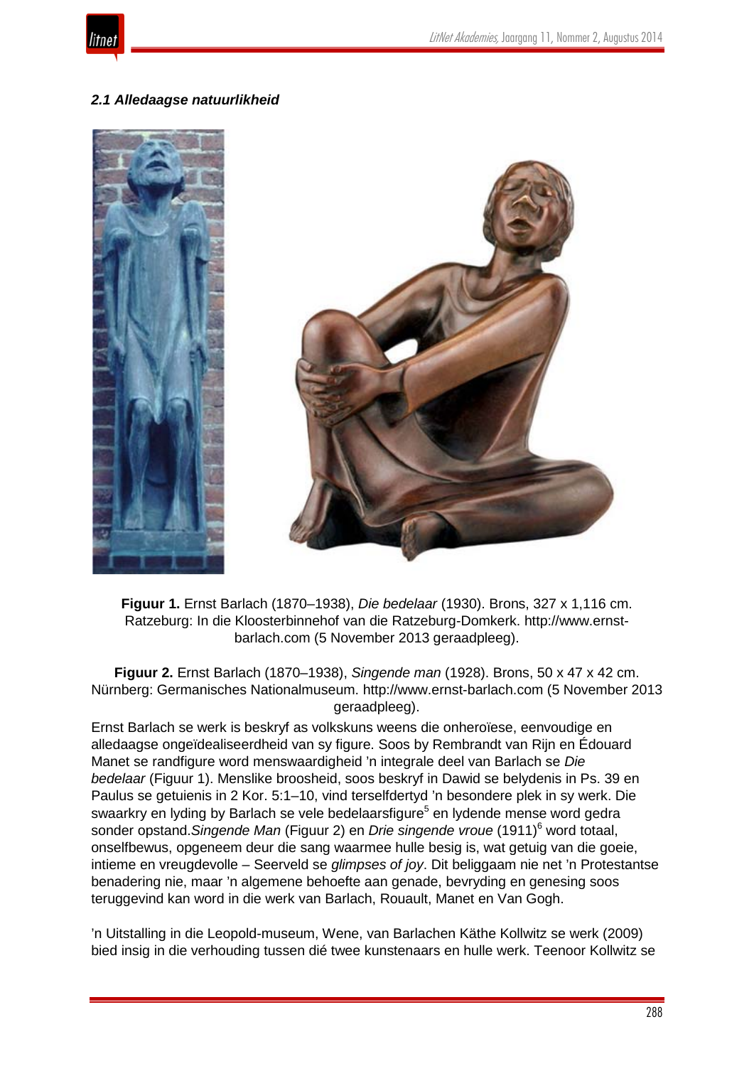### *2.1 Alledaagse natuurlikheid*

**Figuur 1.** Ernst Barlach (1870–1938), *Die bedelaar* (1930). Brons, 327 x 1,116 cm. Ratzeburg: In die Kloosterbinnehof van die Ratzeburg-Domkerk. http://www.ernst-barlach.com (5 November 2013 geraadpleeg).

**Figuur 2.** Ernst Barlach (1870–1938), *Singende man* (1928). Brons, 50 x 47 x 42 cm. Nürnberg: Germanisches Nationalmuseum. http://www.ernst-barlach.com (5 November 2013 geraadpleeg).

Ernst Barlach se werk is beskryf as volkskuns weens die onheroïese, eenvoudige en alledaagse ongeïdealiseerdheid van sy figure. Soos by Rembrandt van Rijn en Édouard Manet se randfigure word menswaardigheid 'n integrale deel van Barlach se *Die bedelaar* (Figuur 1). Menslike broosheid, soos beskryf in Dawid se belydenis in Ps. 39 en Paulus se getuienis in 2 Kor. 5:1–10, vind terselfdertyd 'n besondere plek in sy werk. Die swaarkry en lyding by Barlach se vele bedelaarsfigure[5] en lydende mense word gedra sonder opstand.*Singende Man* (Figuur 2) en *Drie singende vroue* (1911)[6] word totaal, onselfbewus, opgeneem deur die sang waarmee hulle besig is, wat getuig van die goeie, intieme en vreugdevolle – Seerveld se *glimpses of joy*. Dit beliggaam nie net 'n Protestantse benadering nie, maar 'n algemene behoefte aan genade, bevryding en genesing soos teruggevind kan word in die werk van Barlach, Rouault, Manet en Van Gogh.

'n Uitstalling in die Leopold-museum, Wene, van Barlachen Käthe Kollwitz se werk (2009) bied insig in die verhouding tussen dié twee kunstenaars en hulle werk. Teenoor Kollwitz se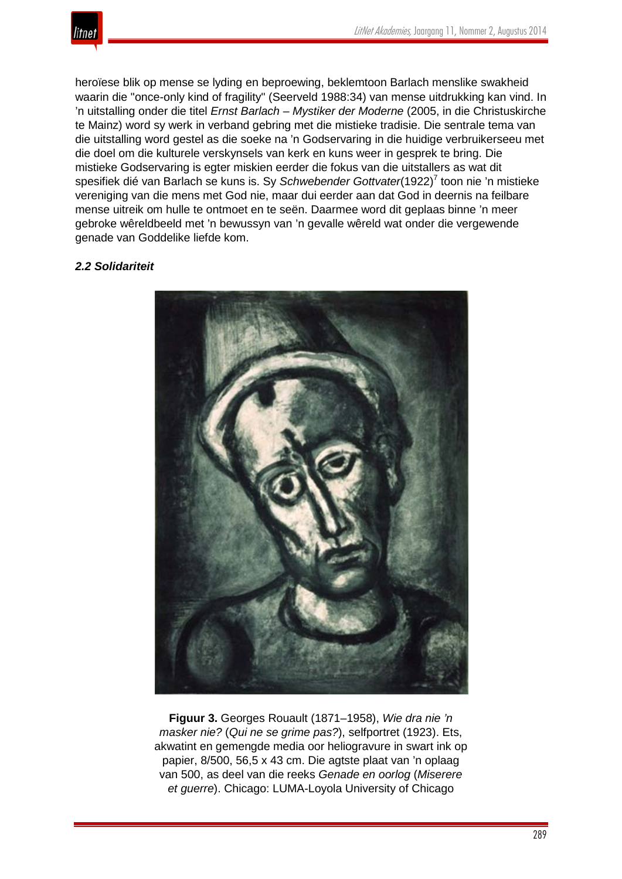heroïese blik op mense se lyding en beproewing, beklemtoon Barlach menslike swakheid waarin die "once-only kind of fragility" (Seerveld 1988:34) van mense uitdrukking kan vind. In ’n uitstalling onder die titel *Ernst Barlach – Mystiker der Moderne* (2005, in die Christuskirche te Mainz) word sy werk in verband gebring met die mistieke tradisie. Die sentrale tema van die uitstalling word gestel as die soeke na ’n Godservaring in die huidige verbruikerseeu met die doel om die kulturele verskynsels van kerk en kuns weer in gesprek te bring. Die mistieke Godservaring is egter miskien eerder die fokus van die uitstallers as wat dit spesifiek dié van Barlach se kuns is. Sy *Schwebender Gottvater*(1922)[7] toon nie ’n mistieke vereniging van die mens met God nie, maar dui eerder aan dat God in deernis na feilbare mense uitreik om hulle te ontmoet en te seën. Daarmee word dit geplaas binne ’n meer gebroke wêreldbeeld met ’n bewussyn van ’n gevalle wêreld wat onder die vergewende genade van Goddelike liefde kom.

### *2.2 Solidariteit*

**Figuur 3.** Georges Rouault (1871–1958), *Wie dra nie ’n masker nie?* (*Qui ne se grime pas?*), selfportret (1923). Ets, akwatint en gemengde media oor heliogravure in swart ink op papier, 8/500, 56,5 x 43 cm. Die agtste plaat van ’n oplaag van 500, as deel van die reeks *Genade en oorlog* (*Miserere et guerre*). Chicago: LUMA-Loyola University of Chicago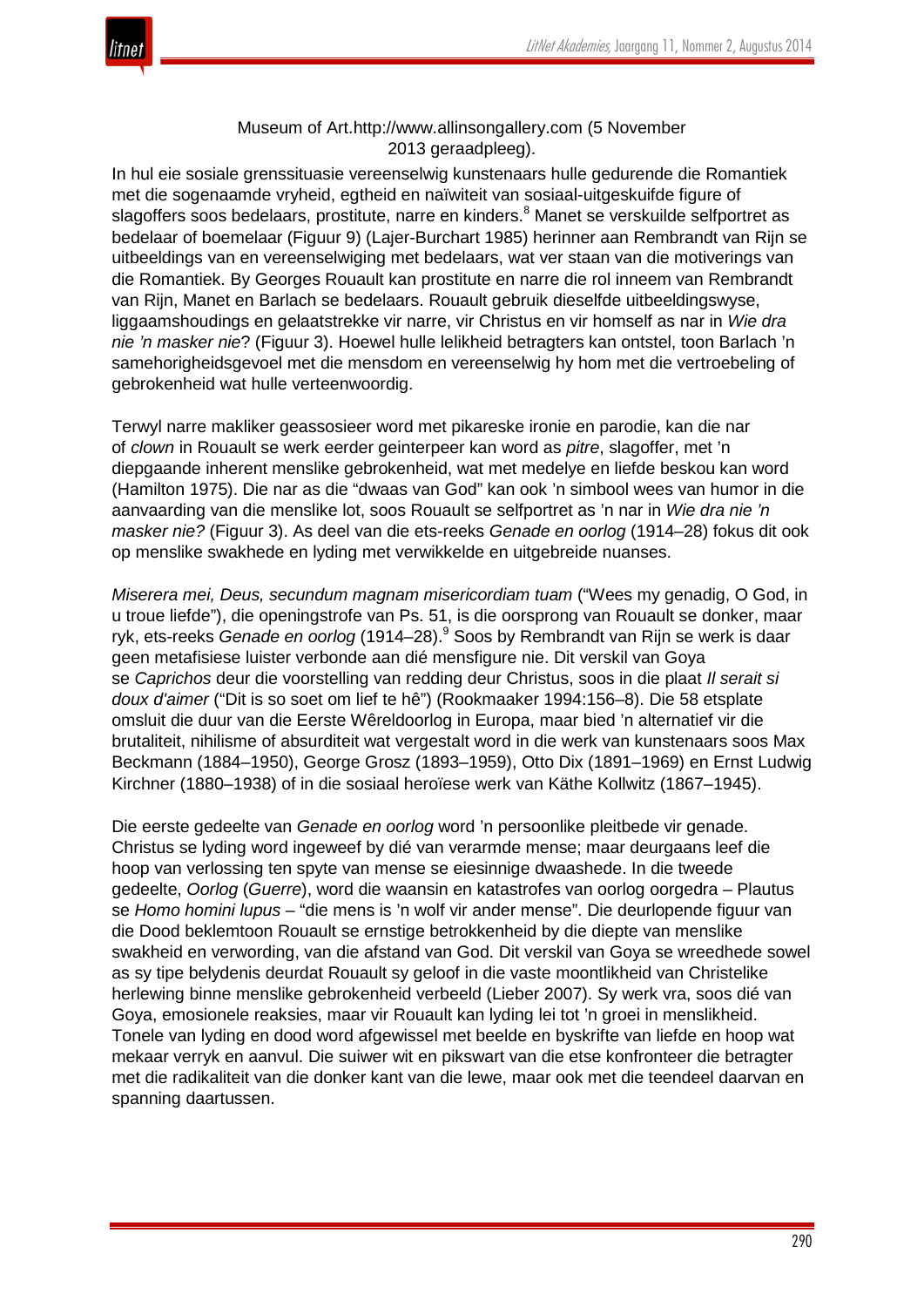Museum of Art.http://www.allinsongallery.com (5 November 2013 geraadpleeg).

In hul eie sosiale grenssituasie vereenselwig kunstenaars hulle gedurende die Romantiek met die sogenaamde vryheid, egtheid en naïwiteit van sosiaal-uitgeskuifde figure of slagoffers soos bedelaars, prostitute, narre en kinders.[8] Manet se verskuilde selfportret as bedelaar of boemelaar (Figuur 9) (Lajer-Burchart 1985) herinner aan Rembrandt van Rijn se uitbeeldings van en vereenselwiging met bedelaars, wat ver staan van die motiverings van die Romantiek. By Georges Rouault kan prostitute en narre die rol inneem van Rembrandt van Rijn, Manet en Barlach se bedelaars. Rouault gebruik dieselfde uitbeeldingswyse, liggaamshoudings en gelaatstrekke vir narre, vir Christus en vir homself as nar in *Wie dra nie 'n masker nie*? (Figuur 3). Hoewel hulle lelikheid betragters kan ontstel, toon Barlach 'n samehorigheidsgevoel met die mensdom en vereenselwig hy hom met die vertroebeling of gebrokenheid wat hulle verteenwoordig.

Terwyl narre makliker geassosieer word met pikareske ironie en parodie, kan die nar of *clown* in Rouault se werk eerder geinterpeer kan word as *pitre*, slagoffer, met 'n diepgaande inherent menslike gebrokenheid, wat met medelye en liefde beskou kan word (Hamilton 1975). Die nar as die "dwaas van God" kan ook 'n simbool wees van humor in die aanvaarding van die menslike lot, soos Rouault se selfportret as 'n nar in *Wie dra nie 'n masker nie?* (Figuur 3). As deel van die ets-reeks *Genade en oorlog* (1914–28) fokus dit ook op menslike swakhede en lyding met verwikkelde en uitgebreide nuanses.

*Miserera mei, Deus, secundum magnam misericordiam tuam* ("Wees my genadig, O God, in u troue liefde"), die openingstrofe van Ps. 51, is die oorsprong van Rouault se donker, maar ryk, ets-reeks *Genade en oorlog* (1914–28).[9] Soos by Rembrandt van Rijn se werk is daar geen metafisiese luister verbonde aan dié mensfigure nie. Dit verskil van Goya se *Caprichos* deur die voorstelling van redding deur Christus, soos in die plaat *Il serait si doux d'aimer* ("Dit is so soet om lief te hê") (Rookmaaker 1994:156–8). Die 58 etsplate omsluit die duur van die Eerste Wêreldoorlog in Europa, maar bied 'n alternatief vir die brutaliteit, nihilisme of absurditeit wat vergestalt word in die werk van kunstenaars soos Max Beckmann (1884–1950), George Grosz (1893–1959), Otto Dix (1891–1969) en Ernst Ludwig Kirchner (1880–1938) of in die sosiaal heroïese werk van Käthe Kollwitz (1867–1945).

Die eerste gedeelte van *Genade en oorlog* word 'n persoonlike pleitbede vir genade. Christus se lyding word ingeweef by dié van verarmde mense; maar deurgaans leef die hoop van verlossing ten spyte van mense se eiesinnige dwaashede. In die tweede gedeelte, *Oorlog* (*Guerre*), word die waansin en katastrofes van oorlog oorgedra – Plautus se *Homo homini lupus* – "die mens is 'n wolf vir ander mense". Die deurlopende figuur van die Dood beklemtoon Rouault se ernstige betrokkenheid by die diepte van menslike swakheid en verwording, van die afstand van God. Dit verskil van Goya se wreedhede sowel as sy tipe belydenis deurdat Rouault sy geloof in die vaste moontlikheid van Christelike herlewing binne menslike gebrokenheid verbeeld (Lieber 2007). Sy werk vra, soos dié van Goya, emosionele reaksies, maar vir Rouault kan lyding lei tot 'n groei in menslikheid. Tonele van lyding en dood word afgewissel met beelde en byskrifte van liefde en hoop wat mekaar verryk en aanvul. Die suiwer wit en pikswart van die etse konfronteer die betragter met die radikaliteit van die donker kant van die lewe, maar ook met die teendeel daarvan en spanning daartussen.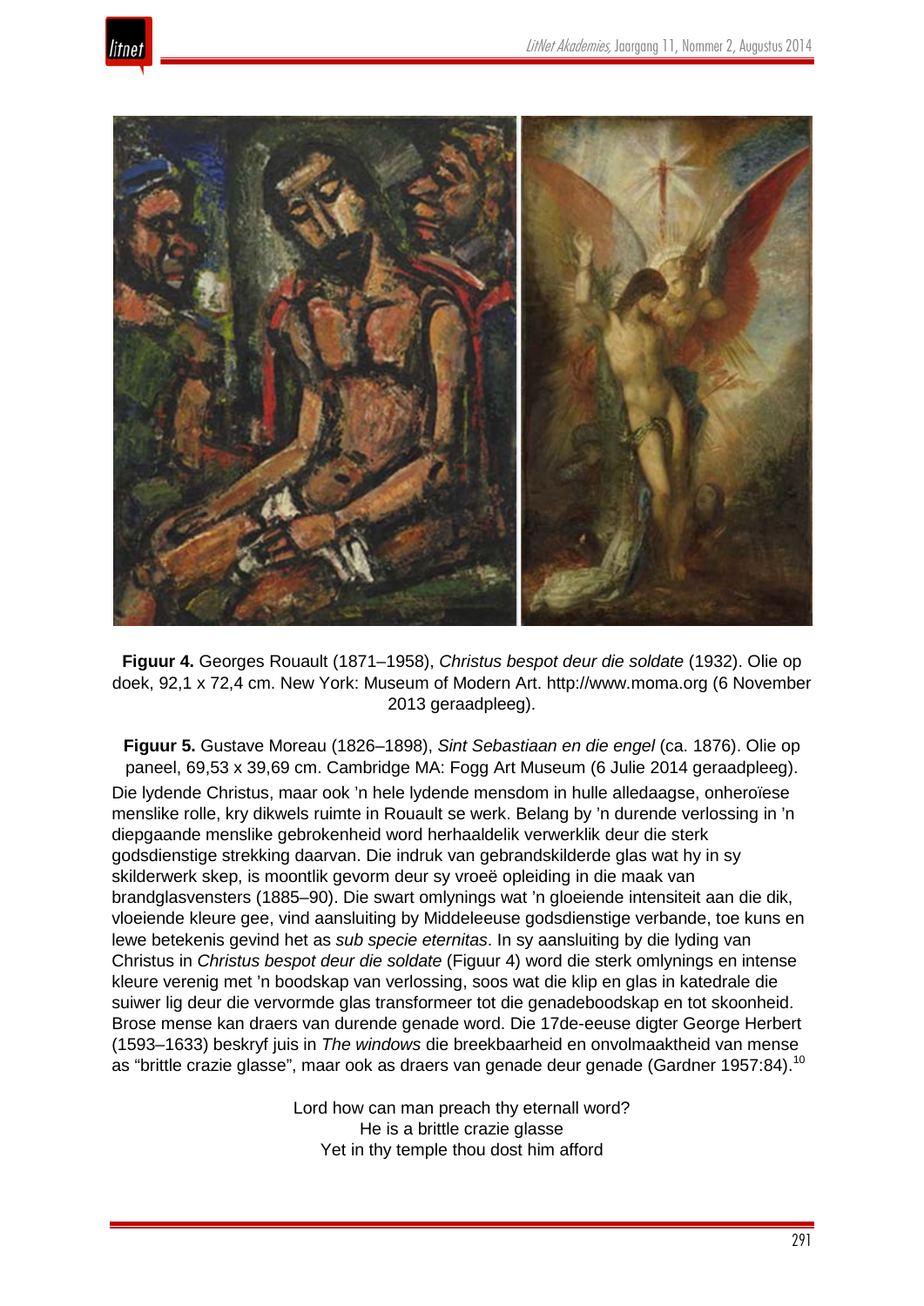**Figuur 4.** Georges Rouault (1871–1958), *Christus bespot deur die soldate* (1932). Olie op doek, 92,1 x 72,4 cm. New York: Museum of Modern Art. http://www.moma.org (6 November 2013 geraadpleeg).

**Figuur 5.** Gustave Moreau (1826–1898), *Sint Sebastiaan en die engel* (ca. 1876). Olie op paneel, 69,53 x 39,69 cm. Cambridge MA: Fogg Art Museum (6 Julie 2014 geraadpleeg).

Die lydende Christus, maar ook ’n hele lydende mensdom in hulle alledaagse, onheroïese menslike rolle, kry dikwels ruimte in Rouault se werk. Belang by ’n durende verlossing in ’n diepgaande menslike gebrokenheid word herhaaldelik verwerklik deur die sterk godsdienstige strekking daarvan. Die indruk van gebrandskilderde glas wat hy in sy skilderwerk skep, is moontlik gevorm deur sy vroeë opleiding in die maak van brandglasvensters (1885–90). Die swart omlynings wat ’n gloeiende intensiteit aan die dik, vloeiende kleure gee, vind aansluiting by Middeleeuse godsdienstige verbande, toe kuns en lewe betekenis gevind het as *sub specie eternitas*. In sy aansluiting by die lyding van Christus in *Christus bespot deur die soldate* (Figuur 4) word die sterk omlynings en intense kleure verenig met ’n boodskap van verlossing, soos wat die klip en glas in katedrale die suiwer lig deur die vervormde glas transformeer tot die genadeboodskap en tot skoonheid. Brose mense kan draers van durende genade word. Die 17de-eeuse digter George Herbert (1593–1633) beskryf juis in *The windows* die breekbaarheid en onvolmaaktheid van mense as “brittle crazie glasse”, maar ook as draers van genade deur genade (Gardner 1957:84).[10]

Lord how can man preach thy eternall word?  
He is a brittle crazie glasse  
Yet in thy temple thou dost him afford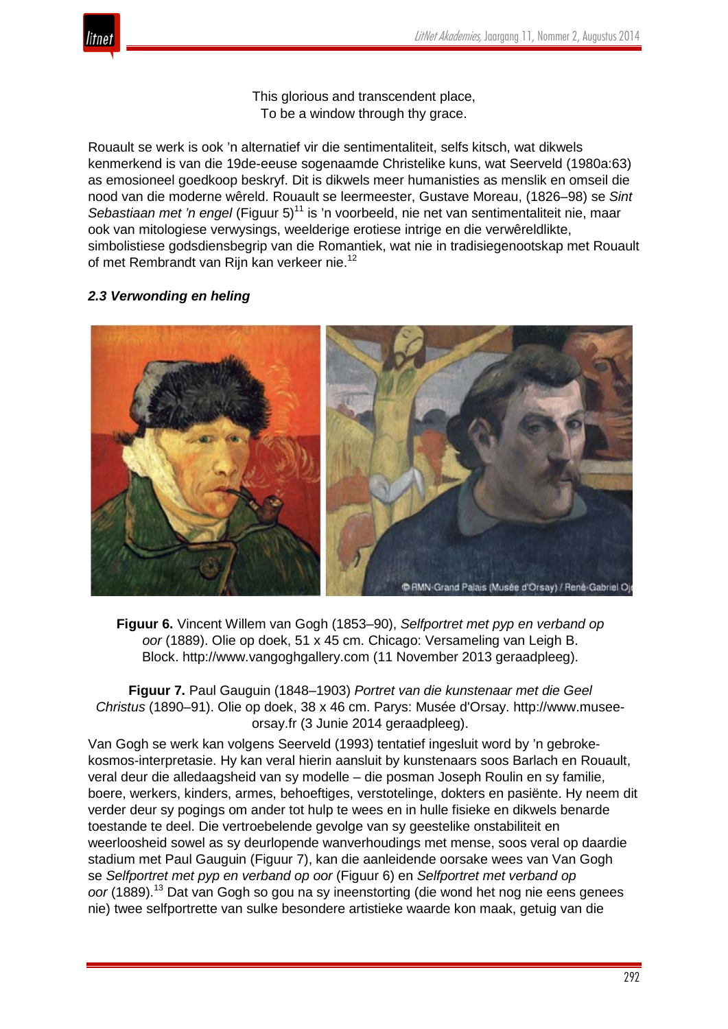This glorious and transcendent place,
To be a window through thy grace.

Rouault se werk is ook ’n alternatief vir die sentimentaliteit, selfs kitsch, wat dikwels kenmerkend is van die 19de-eeuse sogenaamde Christelike kuns, wat Seerveld (1980a:63) as emosioneel goedkoop beskryf. Dit is dikwels meer humanisties as menslik en omseil die nood van die moderne wêreld. Rouault se leermeester, Gustave Moreau, (1826–98) se *Sint Sebastiaan met ’n engel* (Figuur 5)[11] is ’n voorbeeld, nie net van sentimentaliteit nie, maar ook van mitologiese verwysings, weelderige erotiese intrige en die verwêreldlikte, simbolistiese godsdiensbegrip van die Romantiek, wat nie in tradisiegenootskap met Rouault of met Rembrandt van Rijn kan verkeer nie.[12]

### *2.3 Verwonding en heling*

**Figuur 6.** Vincent Willem van Gogh (1853–90), *Selfportret met pyp en verband op oor* (1889). Olie op doek, 51 x 45 cm. Chicago: Versameling van Leigh B. Block. http://www.vangoghgallery.com (11 November 2013 geraadpleeg).

**Figuur 7.** Paul Gauguin (1848–1903) *Portret van die kunstenaar met die Geel Christus* (1890–91). Olie op doek, 38 x 46 cm. Parys: Musée d'Orsay. http://www.musee-orsay.fr (3 Junie 2014 geraadpleeg).

Van Gogh se werk kan volgens Seerveld (1993) tentatief ingesluit word by ’n gebroke-kosmos-interpretasie. Hy kan veral hierin aansluit by kunstenaars soos Barlach en Rouault, veral deur die alledaagsheid van sy modelle – die posman Joseph Roulin en sy familie, boere, werkers, kinders, armes, behoeftiges, verstotelinge, dokters en pasiënte. Hy neem dit verder deur sy pogings om ander tot hulp te wees en in hulle fisieke en dikwels benarde toestande te deel. Die vertroebelende gevolge van sy geestelike onstabiliteit en weerloosheid sowel as sy deurlopende wanverhoudings met mense, soos veral op daardie stadium met Paul Gauguin (Figuur 7), kan die aanleidende oorsake wees van Van Gogh se *Selfportret met pyp en verband op oor* (Figuur 6) en *Selfportret met verband op oor* (1889).[13] Dat van Gogh so gou na sy ineenstorting (die wond het nog nie eens genees nie) twee selfportrette van sulke besondere artistieke waarde kon maak, getuig van die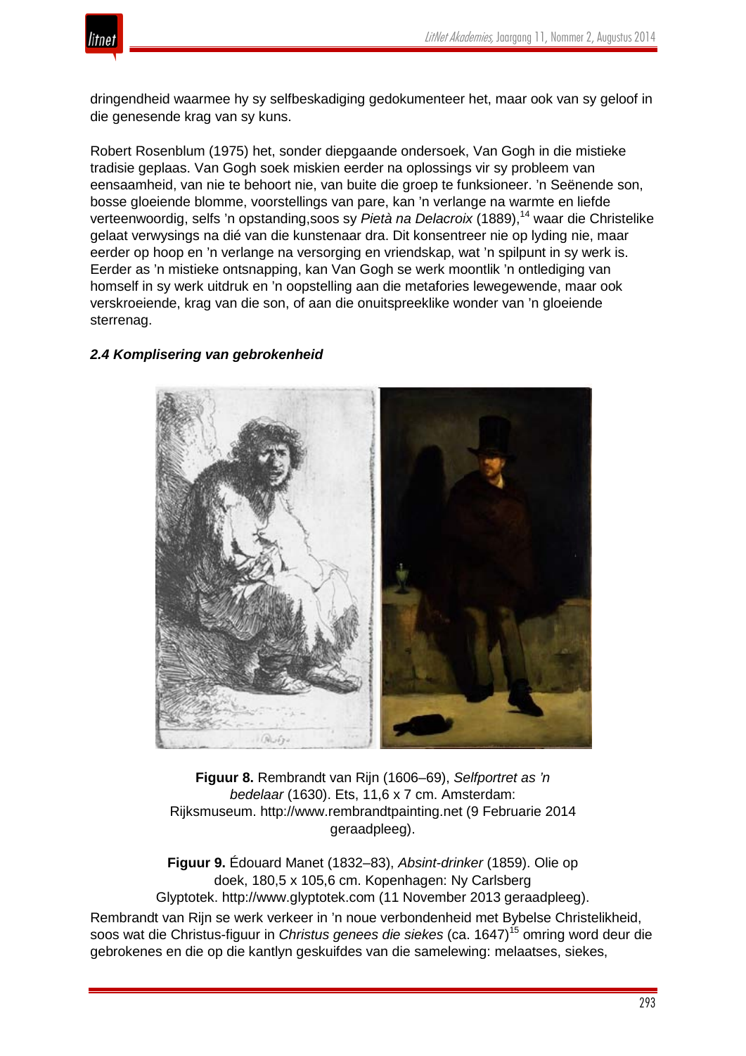dringendheid waarmee hy sy selfbeskadiging gedokumenteer het, maar ook van sy geloof in die genesende krag van sy kuns.

Robert Rosenblum (1975) het, sonder diepgaande ondersoek, Van Gogh in die mistieke tradisie geplaas. Van Gogh soek miskien eerder na oplossings vir sy probleem van eensaamheid, van nie te behoort nie, van buite die groep te funksioneer. 'n Seënende son, bosse gloeiende blomme, voorstellings van pare, kan 'n verlange na warmte en liefde verteenwoordig, selfs 'n opstanding,soos sy *Pietà na Delacroix* (1889),[14] waar die Christelike gelaat verwysings na dié van die kunstenaar dra. Dit konsentreer nie op lyding nie, maar eerder op hoop en 'n verlange na versorging en vriendskap, wat 'n spilpunt in sy werk is. Eerder as 'n mistieke ontsnapping, kan Van Gogh se werk moontlik 'n ontlediging van homself in sy werk uitdruk en 'n oopstelling aan die metafories lewegewende, maar ook verskroeiende, krag van die son, of aan die onuitspreeklike wonder van 'n gloeiende sterrenag.

### *2.4 Komplisering van gebrokenheid*

**Figuur 8.** Rembrandt van Rijn (1606–69), *Selfportret as 'n bedelaar* (1630). Ets, 11,6 x 7 cm. Amsterdam: Rijksmuseum. http://www.rembrandtpainting.net (9 Februarie 2014 geraadpleeg).

**Figuur 9.** Édouard Manet (1832–83), *Absint-drinker* (1859). Olie op doek, 180,5 x 105,6 cm. Kopenhagen: Ny Carlsberg Glyptotek. http://www.glyptotek.com (11 November 2013 geraadpleeg).

Rembrandt van Rijn se werk verkeer in 'n noue verbondenheid met Bybelse Christelikheid, soos wat die Christus-figuur in *Christus genees die siekes* (ca. 1647)[15] omring word deur die gebrokenes en die op die kantlyn geskuifdes van die samelewing: melaatses, siekes,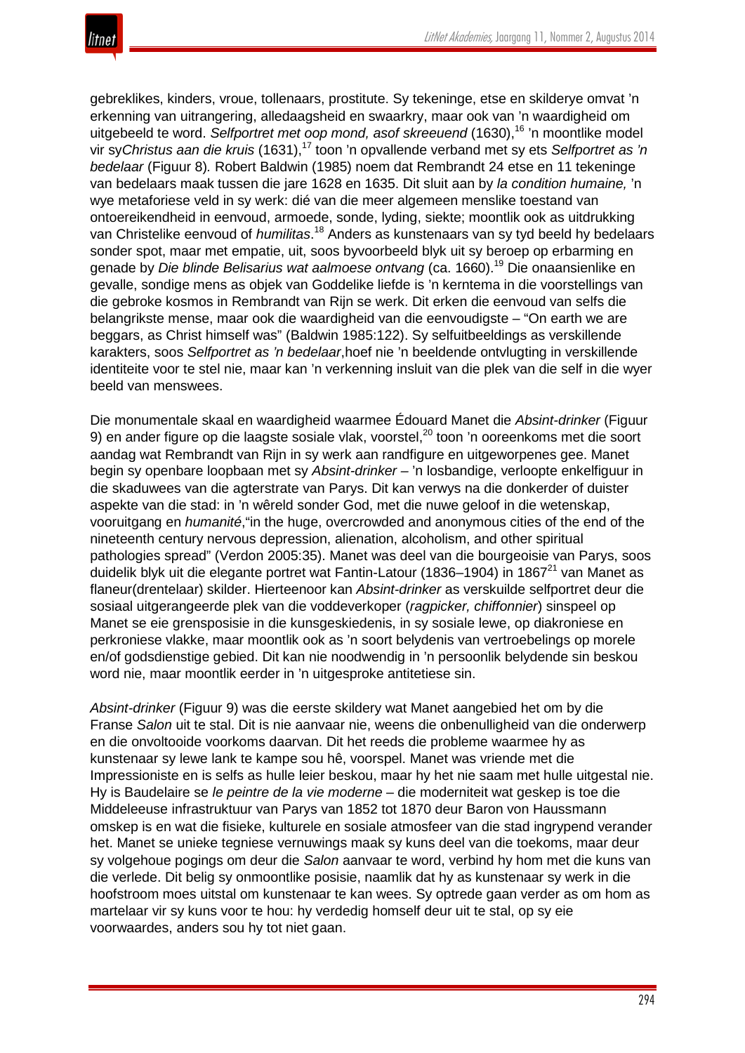gebreklikes, kinders, vroue, tollenaars, prostitute. Sy tekeninge, etse en skilderye omvat 'n erkenning van uitrangering, alledaagsheid en swaarkry, maar ook van 'n waardigheid om uitgebeeld te word. *Selfportret met oop mond, asof skreeuend* (1630),[16] 'n moontlike model vir sy*Christus aan die kruis* (1631),[17] toon 'n opvallende verband met sy ets *Selfportret as 'n bedelaar* (Figuur 8). Robert Baldwin (1985) noem dat Rembrandt 24 etse en 11 tekeninge van bedelaars maak tussen die jare 1628 en 1635. Dit sluit aan by *la condition humaine,* 'n wye metaforiese veld in sy werk: dié van die meer algemeen menslike toestand van ontoereikendheid in eenvoud, armoede, sonde, lyding, siekte; moontlik ook as uitdrukking van Christelike eenvoud of *humilitas*.[18] Anders as kunstenaars van sy tyd beeld hy bedelaars sonder spot, maar met empatie, uit, soos byvoorbeeld blyk uit sy beroep op erbarming en genade by *Die blinde Belisarius wat aalmoese ontvang* (ca. 1660).[19] Die onaansienlike en gevalle, sondige mens as objek van Goddelike liefde is 'n kerntema in die voorstellings van die gebroke kosmos in Rembrandt van Rijn se werk. Dit erken die eenvoud van selfs die belangrikste mense, maar ook die waardigheid van die eenvoudigste – "On earth we are beggars, as Christ himself was" (Baldwin 1985:122). Sy selfuitbeeldings as verskillende karakters, soos *Selfportret as 'n bedelaar*,hoef nie 'n beeldende ontvlugting in verskillende identiteite voor te stel nie, maar kan 'n verkenning insluit van die plek van die self in die wyer beeld van menswees.

Die monumentale skaal en waardigheid waarmee Édouard Manet die *Absint-drinker* (Figuur 9) en ander figure op die laagste sosiale vlak, voorstel,[20] toon 'n ooreenkoms met die soort aandag wat Rembrandt van Rijn in sy werk aan randfigure en uitgeworpenes gee. Manet begin sy openbare loopbaan met sy *Absint-drinker* – 'n losbandige, verloopte enkelfiguur in die skaduwees van die agterstrate van Parys. Dit kan verwys na die donkerder of duister aspekte van die stad: in 'n wêreld sonder God, met die nuwe geloof in die wetenskap, vooruitgang en *humanité*,"in the huge, overcrowded and anonymous cities of the end of the nineteenth century nervous depression, alienation, alcoholism, and other spiritual pathologies spread" (Verdon 2005:35). Manet was deel van die bourgeoisie van Parys, soos duidelik blyk uit die elegante portret wat Fantin-Latour (1836–1904) in 1867[21] van Manet as flaneur(drentelaar) skilder. Hierteenoor kan *Absint-drinker* as verskuilde selfportret deur die sosiaal uitgerangeerde plek van die voddeverkoper (*ragpicker, chiffonnier*) sinspeel op Manet se eie grensposisie in die kunsgeskiedenis, in sy sosiale lewe, op diakroniese en perkroniese vlakke, maar moontlik ook as 'n soort belydenis van vertroebelings op morele en/of godsdienstige gebied. Dit kan nie noodwendig in 'n persoonlik belydende sin beskou word nie, maar moontlik eerder in 'n uitgesproke antitetiese sin.

*Absint-drinker* (Figuur 9) was die eerste skildery wat Manet aangebied het om by die Franse *Salon* uit te stal. Dit is nie aanvaar nie, weens die onbenulligheid van die onderwerp en die onvoltooide voorkoms daarvan. Dit het reeds die probleme waarmee hy as kunstenaar sy lewe lank te kampe sou hê, voorspel. Manet was vriende met die Impressioniste en is selfs as hulle leier beskou, maar hy het nie saam met hulle uitgestal nie. Hy is Baudelaire se *le peintre de la vie moderne* – die moderniteit wat geskep is toe die Middeleeuse infrastruktuur van Parys van 1852 tot 1870 deur Baron von Haussmann omskep is en wat die fisieke, kulturele en sosiale atmosfeer van die stad ingrypend verander het. Manet se unieke tegniese vernuwings maak sy kuns deel van die toekoms, maar deur sy volgehoue pogings om deur die *Salon* aanvaar te word, verbind hy hom met die kuns van die verlede. Dit belig sy onmoontlike posisie, naamlik dat hy as kunstenaar sy werk in die hoofstroom moes uitstal om kunstenaar te kan wees. Sy optrede gaan verder as om hom as martelaar vir sy kuns voor te hou: hy verdedig homself deur uit te stal, op sy eie voorwaardes, anders sou hy tot niet gaan.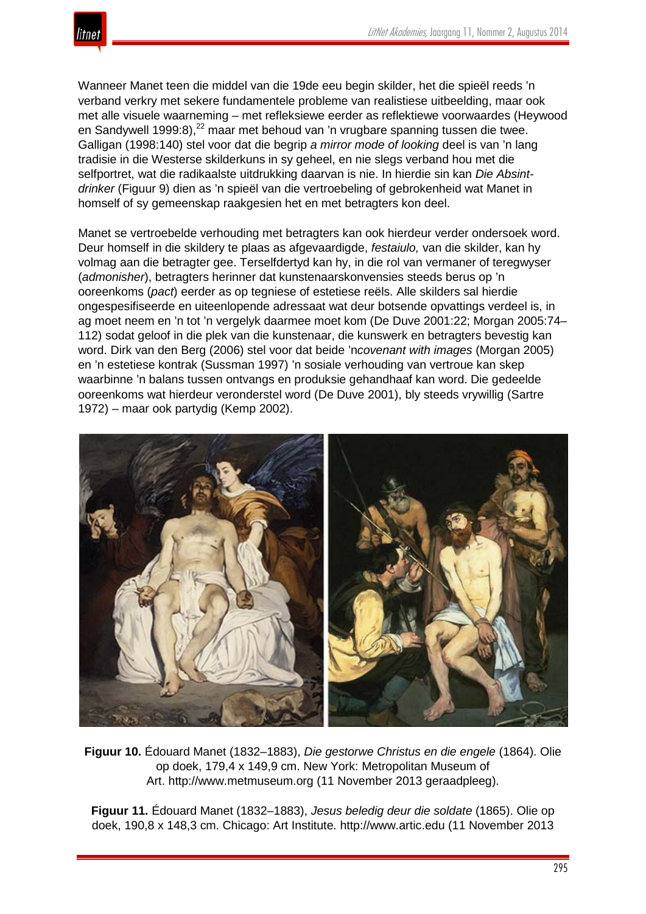Wanneer Manet teen die middel van die 19de eeu begin skilder, het die spieël reeds 'n verband verkry met sekere fundamentele probleme van realistiese uitbeelding, maar ook met alle visuele waarneming – met refleksiewe eerder as reflektiewe voorwaardes (Heywood en Sandywell 1999:8),[22] maar met behoud van 'n vrugbare spanning tussen die twee. Galligan (1998:140) stel voor dat die begrip *a mirror mode of looking* deel is van 'n lang tradisie in die Westerse skilderkuns in sy geheel, en nie slegs verband hou met die selfportret, wat die radikaalste uitdrukking daarvan is nie. In hierdie sin kan *Die Absint-drinker* (Figuur 9) dien as 'n spieël van die vertroebeling of gebrokenheid wat Manet in homself of sy gemeenskap raakgesien het en met betragters kon deel.

Manet se vertroebelde verhouding met betragters kan ook hierdeur verder ondersoek word. Deur homself in die skildery te plaas as afgevaardigde, *festaiulo,* van die skilder, kan hy volmag aan die betragter gee. Terselfdertyd kan hy, in die rol van vermaner of teregwyser (*admonisher*), betragters herinner dat kunstenaarskonvensies steeds berus op 'n ooreenkoms (*pact*) eerder as op tegniese of estetiese reëls. Alle skilders sal hierdie ongespesifiseerde en uiteenlopende adressaat wat deur botsende opvattings verdeel is, in ag moet neem en 'n tot 'n vergelyk daarmee moet kom (De Duve 2001:22; Morgan 2005:74–112) sodat geloof in die plek van die kunstenaar, die kunswerk en betragters bevestig kan word. Dirk van den Berg (2006) stel voor dat beide 'n*covenant with images* (Morgan 2005) en 'n estetiese kontrak (Sussman 1997) 'n sosiale verhouding van vertroue kan skep waarbinne 'n balans tussen ontvangs en produksie gehandhaaf kan word. Die gedeelde ooreenkoms wat hierdeur veronderstel word (De Duve 2001), bly steeds vrywillig (Sartre 1972) – maar ook partydig (Kemp 2002).

**Figuur 10.** Édouard Manet (1832–1883), *Die gestorwe Christus en die engele* (1864). Olie op doek, 179,4 x 149,9 cm. New York: Metropolitan Museum of Art. http://www.metmuseum.org (11 November 2013 geraadpleeg).

**Figuur 11.** Édouard Manet (1832–1883), *Jesus beledig deur die soldate* (1865). Olie op doek, 190,8 x 148,3 cm. Chicago: Art Institute. http://www.artic.edu (11 November 2013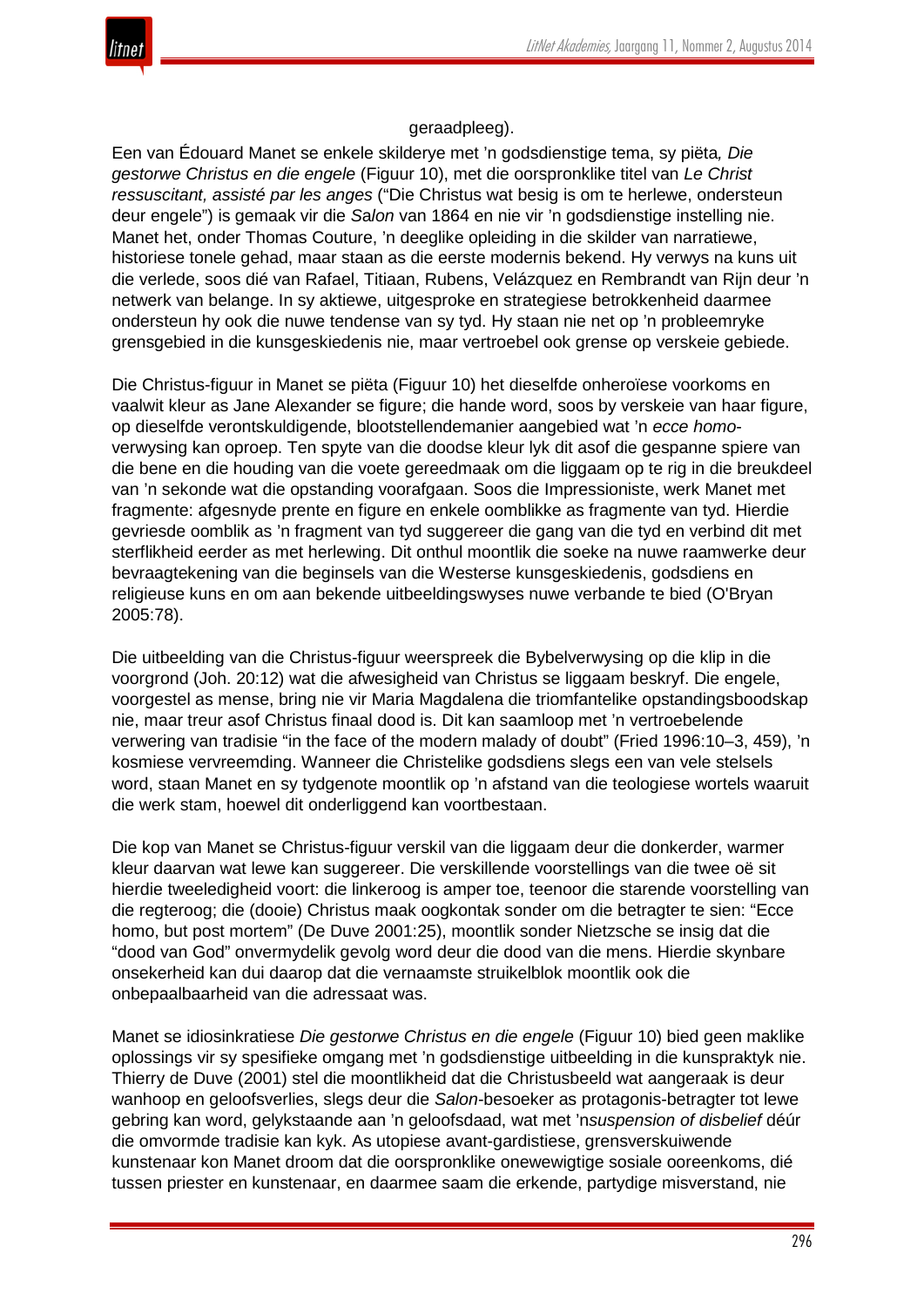geraadpleeg).

Een van Édouard Manet se enkele skilderye met 'n godsdienstige tema, sy piëta*, Die gestorwe Christus en die engele* (Figuur 10), met die oorspronklike titel van *Le Christ ressuscitant, assisté par les anges* ("Die Christus wat besig is om te herlewe, ondersteun deur engele") is gemaak vir die *Salon* van 1864 en nie vir 'n godsdienstige instelling nie. Manet het, onder Thomas Couture, 'n deeglike opleiding in die skilder van narratiewe, historiese tonele gehad, maar staan as die eerste modernis bekend. Hy verwys na kuns uit die verlede, soos dié van Rafael, Titiaan, Rubens, Velázquez en Rembrandt van Rijn deur 'n netwerk van belange. In sy aktiewe, uitgesproke en strategiese betrokkenheid daarmee ondersteun hy ook die nuwe tendense van sy tyd. Hy staan nie net op 'n probleemryke grensgebied in die kunsgeskiedenis nie, maar vertroebel ook grense op verskeie gebiede.

Die Christus-figuur in Manet se piëta (Figuur 10) het dieselfde onheroïese voorkoms en vaalwit kleur as Jane Alexander se figure; die hande word, soos by verskeie van haar figure, op dieselfde verontskuldigende, blootstellendemanier aangebied wat 'n *ecce homo*-verwysing kan oproep. Ten spyte van die doodse kleur lyk dit asof die gespanne spiere van die bene en die houding van die voete gereedmaak om die liggaam op te rig in die breukdeel van 'n sekonde wat die opstanding voorafgaan. Soos die Impressioniste, werk Manet met fragmente: afgesnyde prente en figure en enkele oomblikke as fragmente van tyd. Hierdie gevriesde oomblik as 'n fragment van tyd suggereer die gang van die tyd en verbind dit met sterflikheid eerder as met herlewing. Dit onthul moontlik die soeke na nuwe raamwerke deur bevraagtekening van die beginsels van die Westerse kunsgeskiedenis, godsdiens en religieuse kuns en om aan bekende uitbeeldingswyses nuwe verbande te bied (O'Bryan 2005:78).

Die uitbeelding van die Christus-figuur weerspreek die Bybelverwysing op die klip in die voorgrond (Joh. 20:12) wat die afwesigheid van Christus se liggaam beskryf. Die engele, voorgestel as mense, bring nie vir Maria Magdalena die triomfantelike opstandingsboodskap nie, maar treur asof Christus finaal dood is. Dit kan saamloop met 'n vertroebelende verwering van tradisie "in the face of the modern malady of doubt" (Fried 1996:10–3, 459), 'n kosmiese vervreemding. Wanneer die Christelike godsdiens slegs een van vele stelsels word, staan Manet en sy tydgenote moontlik op 'n afstand van die teologiese wortels waaruit die werk stam, hoewel dit onderliggend kan voortbestaan.

Die kop van Manet se Christus-figuur verskil van die liggaam deur die donkerder, warmer kleur daarvan wat lewe kan suggereer. Die verskillende voorstellings van die twee oë sit hierdie tweeledigheid voort: die linkeroog is amper toe, teenoor die starende voorstelling van die regteroog; die (dooie) Christus maak oogkontak sonder om die betragter te sien: "Ecce homo, but post mortem" (De Duve 2001:25), moontlik sonder Nietzsche se insig dat die "dood van God" onvermydelik gevolg word deur die dood van die mens. Hierdie skynbare onsekerheid kan dui daarop dat die vernaamste struikelblok moontlik ook die onbepaalbaarheid van die adressaat was.

Manet se idiosinkratiese *Die gestorwe Christus en die engele* (Figuur 10) bied geen maklike oplossings vir sy spesifieke omgang met 'n godsdienstige uitbeelding in die kunspraktyk nie. Thierry de Duve (2001) stel die moontlikheid dat die Christusbeeld wat aangeraak is deur wanhoop en geloofsverlies, slegs deur die *Salon*-besoeker as protagonis-betragter tot lewe gebring kan word, gelykstaande aan 'n geloofsdaad, wat met 'n*suspension of disbelief* déúr die omvormde tradisie kan kyk. As utopiese avant-gardistiese, grensverskuiwende kunstenaar kon Manet droom dat die oorspronklike onewewigtige sosiale ooreenkoms, dié tussen priester en kunstenaar, en daarmee saam die erkende, partydige misverstand, nie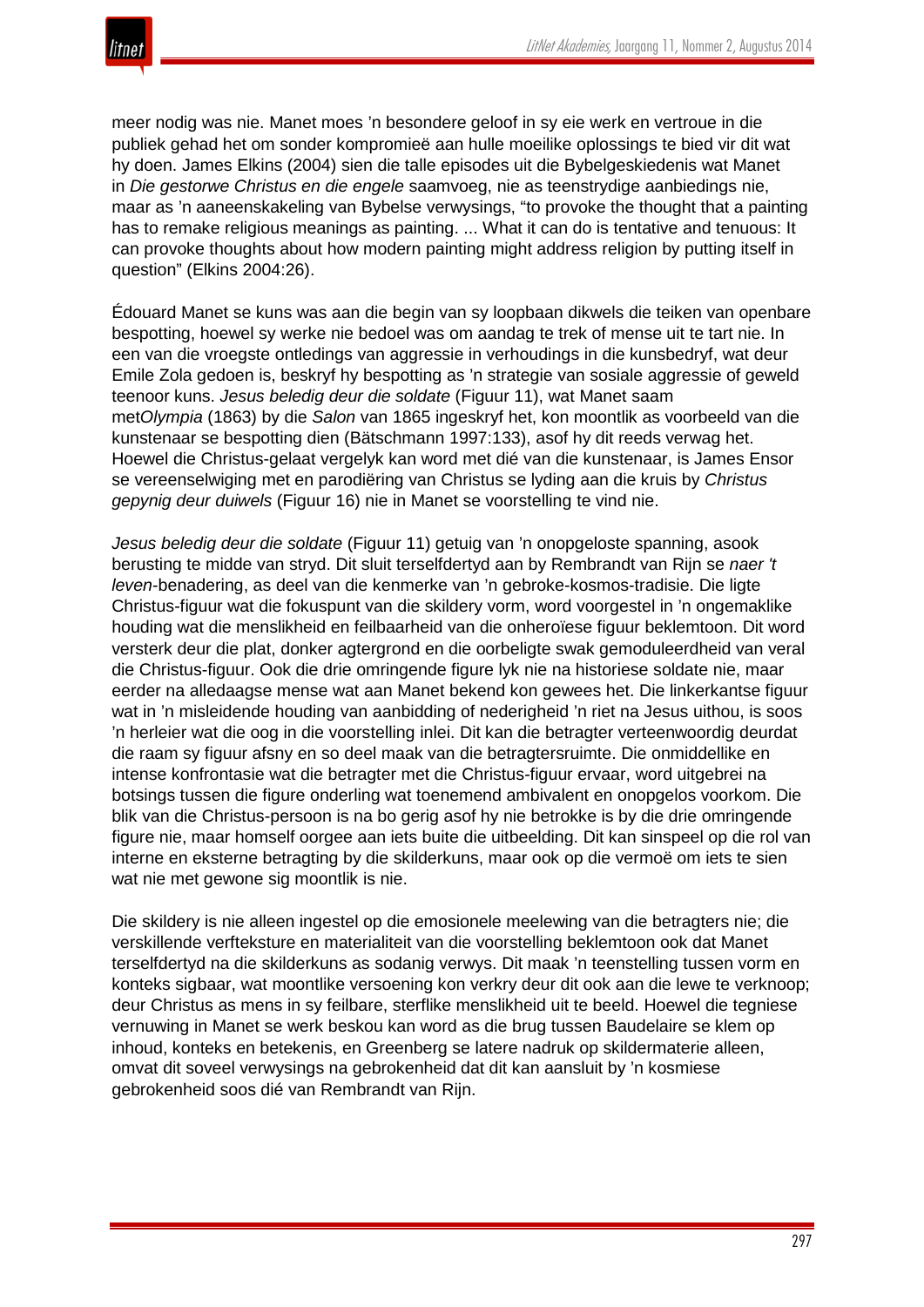meer nodig was nie. Manet moes ’n besondere geloof in sy eie werk en vertroue in die publiek gehad het om sonder kompromieë aan hulle moeilike oplossings te bied vir dit wat hy doen. James Elkins (2004) sien die talle episodes uit die Bybelgeskiedenis wat Manet in *Die gestorwe Christus en die engele* saamvoeg, nie as teenstrydige aanbiedings nie, maar as ’n aaneenskakeling van Bybelse verwysings, “to provoke the thought that a painting has to remake religious meanings as painting. ... What it can do is tentative and tenuous: It can provoke thoughts about how modern painting might address religion by putting itself in question” (Elkins 2004:26).

Édouard Manet se kuns was aan die begin van sy loopbaan dikwels die teiken van openbare bespotting, hoewel sy werke nie bedoel was om aandag te trek of mense uit te tart nie. In een van die vroegste ontledings van aggressie in verhoudings in die kunsbedryf, wat deur Emile Zola gedoen is, beskryf hy bespotting as ’n strategie van sosiale aggressie of geweld teenoor kuns. *Jesus beledig deur die soldate* (Figuur 11), wat Manet saam met*Olympia* (1863) by die *Salon* van 1865 ingeskryf het, kon moontlik as voorbeeld van die kunstenaar se bespotting dien (Bätschmann 1997:133), asof hy dit reeds verwag het. Hoewel die Christus-gelaat vergelyk kan word met dié van die kunstenaar, is James Ensor se vereenselwiging met en parodiëring van Christus se lyding aan die kruis by *Christus gepynig deur duiwels* (Figuur 16) nie in Manet se voorstelling te vind nie.

*Jesus beledig deur die soldate* (Figuur 11) getuig van ’n onopgeloste spanning, asook berusting te midde van stryd. Dit sluit terselfdertyd aan by Rembrandt van Rijn se *naer 't leven*-benadering, as deel van die kenmerke van ’n gebroke-kosmos-tradisie. Die ligte Christus-figuur wat die fokuspunt van die skildery vorm, word voorgestel in ’n ongemaklike houding wat die menslikheid en feilbaarheid van die onheroïese figuur beklemtoon. Dit word versterk deur die plat, donker agtergrond en die oorbeligte swak gemoduleerdheid van veral die Christus-figuur. Ook die drie omringende figure lyk nie na historiese soldate nie, maar eerder na alledaagse mense wat aan Manet bekend kon gewees het. Die linkerkantse figuur wat in ’n misleidende houding van aanbidding of nederigheid ’n riet na Jesus uithou, is soos ’n herleier wat die oog in die voorstelling inlei. Dit kan die betragter verteenwoordig deurdat die raam sy figuur afsny en so deel maak van die betragtersruimte. Die onmiddellike en intense konfrontasie wat die betragter met die Christus-figuur ervaar, word uitgebrei na botsings tussen die figure onderling wat toenemend ambivalent en onopgelos voorkom. Die blik van die Christus-persoon is na bo gerig asof hy nie betrokke is by die drie omringende figure nie, maar homself oorgee aan iets buite die uitbeelding. Dit kan sinspeel op die rol van interne en eksterne betragting by die skilderkuns, maar ook op die vermoë om iets te sien wat nie met gewone sig moontlik is nie.

Die skildery is nie alleen ingestel op die emosionele meelewing van die betragters nie; die verskillende verfteksture en materialiteit van die voorstelling beklemtoon ook dat Manet terselfdertyd na die skilderkuns as sodanig verwys. Dit maak ’n teenstelling tussen vorm en konteks sigbaar, wat moontlike versoening kon verkry deur dit ook aan die lewe te verknoop; deur Christus as mens in sy feilbare, sterflike menslikheid uit te beeld. Hoewel die tegniese vernuwing in Manet se werk beskou kan word as die brug tussen Baudelaire se klem op inhoud, konteks en betekenis, en Greenberg se latere nadruk op skildermaterie alleen, omvat dit soveel verwysings na gebrokenheid dat dit kan aansluit by ’n kosmiese gebrokenheid soos dié van Rembrandt van Rijn.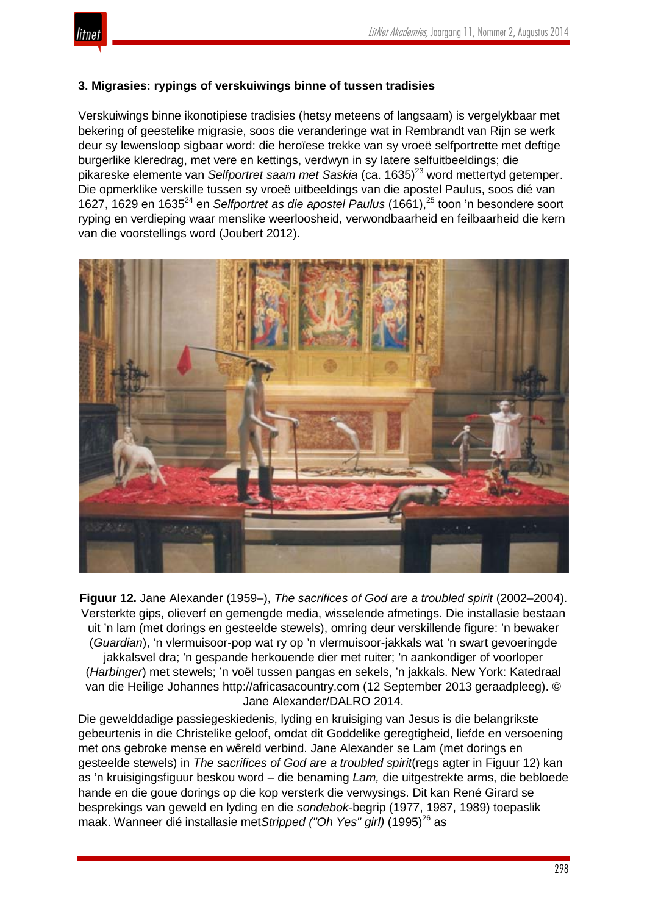### 3. Migrasies: rypings of verskuiwings binne of tussen tradisies

Verskuiwings binne ikonotipiese tradisies (hetsy meteens of langsaam) is vergelykbaar met bekering of geestelike migrasie, soos die veranderinge wat in Rembrandt van Rijn se werk deur sy lewensloop sigbaar word: die heroïese trekke van sy vroeë selfportrette met deftige burgerlike kleredrag, met vere en kettings, verdwyn in sy latere selfuitbeeldings; die pikareske elemente van *Selfportret saam met Saskia* (ca. 1635)[23] word mettertyd getemper. Die opmerklike verskille tussen sy vroeë uitbeeldings van die apostel Paulus, soos dié van 1627, 1629 en 1635[24] en *Selfportret as die apostel Paulus* (1661),[25] toon 'n besondere soort ryping en verdieping waar menslike weerloosheid, verwondbaarheid en feilbaarheid die kern van die voorstellings word (Joubert 2012).

**Figuur 12.** Jane Alexander (1959–), *The sacrifices of God are a troubled spirit* (2002–2004). Versterkte gips, olieverf en gemengde media, wisselende afmetings. Die installasie bestaan uit 'n lam (met dorings en gesteelde stewels), omring deur verskillende figure: 'n bewaker (*Guardian*), 'n vlermuisoor-pop wat ry op 'n vlermuisoor-jakkals wat 'n swart gevoeringde jakkalsvel dra; 'n gespande herkouende dier met ruiter; 'n aankondiger of voorloper (*Harbinger*) met stewels; 'n voël tussen pangas en sekels, 'n jakkals. New York: Katedraal van die Heilige Johannes http://africasacountry.com (12 September 2013 geraadpleeg). © Jane Alexander/DALRO 2014.

Die gewelddadige passiegeskiedenis, lyding en kruisiging van Jesus is die belangrikste gebeurtenis in die Christelike geloof, omdat dit Goddelike geregtigheid, liefde en versoening met ons gebroke mense en wêreld verbind. Jane Alexander se Lam (met dorings en gesteelde stewels) in *The sacrifices of God are a troubled spirit*(regs agter in Figuur 12) kan as 'n kruisigingsfiguur beskou word – die benaming *Lam,* die uitgestrekte arms, die bebloede hande en die goue dorings op die kop versterk die verwysings. Dit kan René Girard se besprekings van geweld en lyding en die *sondebok*-begrip (1977, 1987, 1989) toepaslik maak. Wanneer dié installasie met*Stripped ("Oh Yes" girl)* (1995)[26] as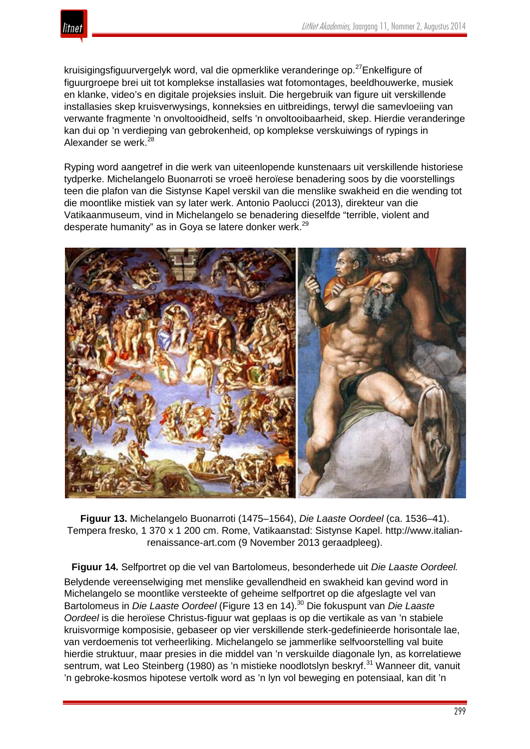kruisigingsfiguurvergelyk word, val die opmerklike veranderinge op.[27] Enkelfigure of figuurgroepe brei uit tot komplekse installasies wat fotomontages, beeldhouwerke, musiek en klanke, video's en digitale projeksies insluit. Die hergebruik van figure uit verskillende installasies skep kruisverwysings, konneksies en uitbreidings, terwyl die samevloeiing van verwante fragmente 'n onvoltooidheid, selfs 'n onvoltooibaarheid, skep. Hierdie veranderinge kan dui op 'n verdieping van gebrokenheid, op komplekse verskuiwings of rypings in Alexander se werk.[28]

Ryping word aangetref in die werk van uiteenlopende kunstenaars uit verskillende historiese tydperke. Michelangelo Buonarroti se vroeë heroïese benadering soos by die voorstellings teen die plafon van die Sistynse Kapel verskil van die menslike swakheid en die wending tot die moontlike mistiek van sy later werk. Antonio Paolucci (2013), direkteur van die Vatikaanmuseum, vind in Michelangelo se benadering dieselfde "terrible, violent and desperate humanity" as in Goya se latere donker werk.[29]

**Figuur 13.** Michelangelo Buonarroti (1475–1564), *Die Laaste Oordeel* (ca. 1536–41). Tempera fresko, 1 370 x 1 200 cm. Rome, Vatikaanstad: Sistynse Kapel. http://www.italian-renaissance-art.com (9 November 2013 geraadpleeg).

**Figuur 14.** Selfportret op die vel van Bartolomeus, besonderhede uit *Die Laaste Oordeel.*

Belydende vereenselwiging met menslike gevallendheid en swakheid kan gevind word in Michelangelo se moontlike versteekte of geheime selfportret op die afgeslagte vel van Bartolomeus in *Die Laaste Oordeel* (Figure 13 en 14).[30] Die fokuspunt van *Die Laaste Oordeel* is die heroïese Christus-figuur wat geplaas is op die vertikale as van 'n stabiele kruisvormige komposisie, gebaseer op vier verskillende sterk-gedefinieerde horisontale lae, van verdoemenis tot verheerliking. Michelangelo se jammerlike selfvoorstelling val buite hierdie struktuur, maar presies in die middel van 'n verskuilde diagonale lyn, as korrelatiewe sentrum, wat Leo Steinberg (1980) as 'n mistieke noodlotslyn beskryf.[31] Wanneer dit, vanuit 'n gebroke-kosmos hipotese vertolk word as 'n lyn vol beweging en potensiaal, kan dit 'n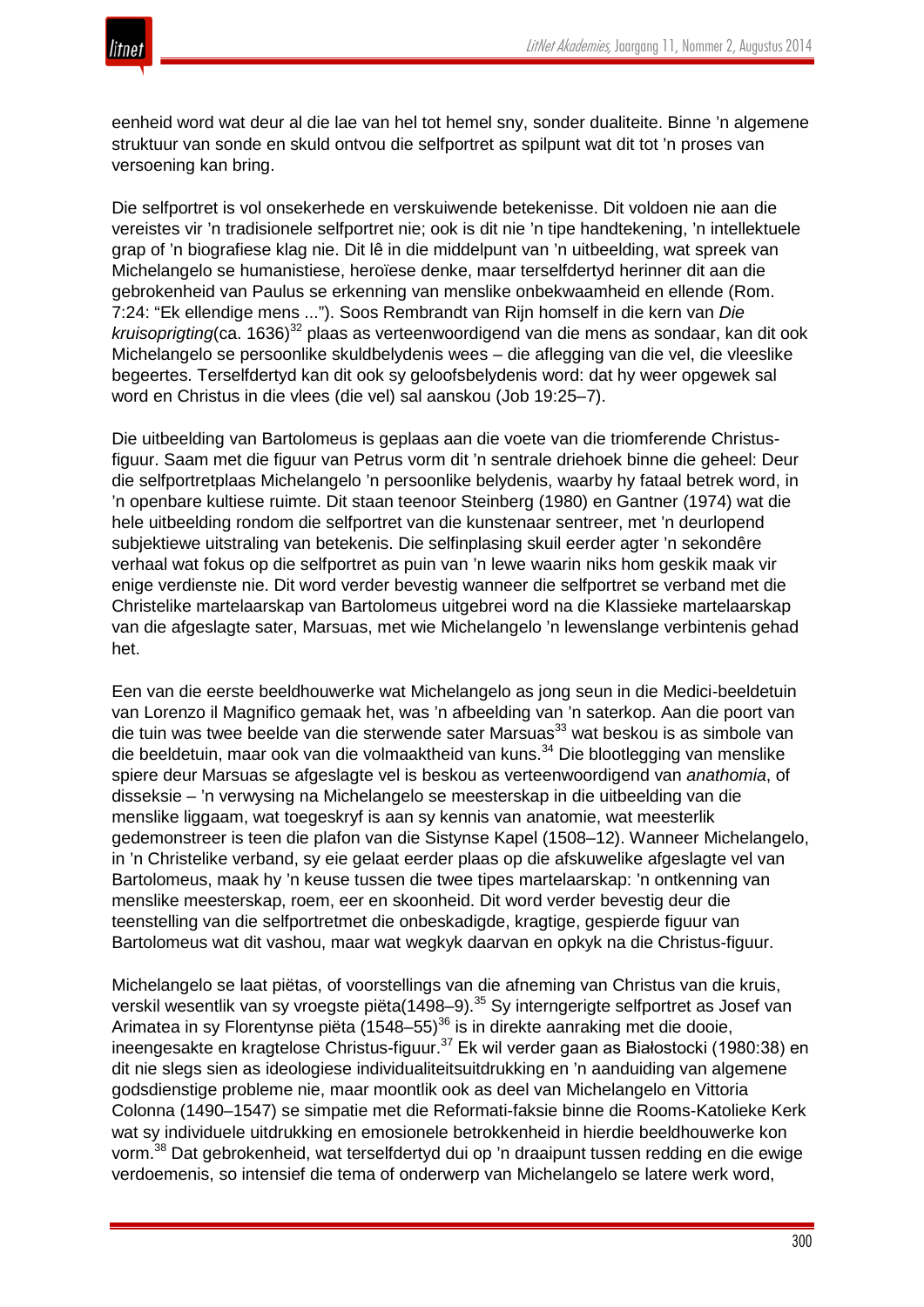eenheid word wat deur al die lae van hel tot hemel sny, sonder dualiteite. Binne 'n algemene struktuur van sonde en skuld ontvou die selfportret as spilpunt wat dit tot 'n proses van versoening kan bring.

Die selfportret is vol onsekerhede en verskuiwende betekenisse. Dit voldoen nie aan die vereistes vir 'n tradisionele selfportret nie; ook is dit nie 'n tipe handtekening, 'n intellektuele grap of 'n biografiese klag nie. Dit lê in die middelpunt van 'n uitbeelding, wat spreek van Michelangelo se humanistiese, heroïese denke, maar terselfdertyd herinner dit aan die gebrokenheid van Paulus se erkenning van menslike onbekwaamheid en ellende (Rom. 7:24: "Ek ellendige mens ..."). Soos Rembrandt van Rijn homself in die kern van *Die kruisoprigting*(ca. 1636)[32] plaas as verteenwoordigend van die mens as sondaar, kan dit ook Michelangelo se persoonlike skuldbelydenis wees – die aflegging van die vel, die vleeslike begeertes. Terselfdertyd kan dit ook sy geloofsbelydenis word: dat hy weer opgewek sal word en Christus in die vlees (die vel) sal aanskou (Job 19:25–7).

Die uitbeelding van Bartolomeus is geplaas aan die voete van die triomferende Christus-figuur. Saam met die figuur van Petrus vorm dit 'n sentrale driehoek binne die geheel: Deur die selfportretplaas Michelangelo 'n persoonlike belydenis, waarby hy fataal betrek word, in 'n openbare kultiese ruimte. Dit staan teenoor Steinberg (1980) en Gantner (1974) wat die hele uitbeelding rondom die selfportret van die kunstenaar sentreer, met 'n deurlopend subjektiewe uitstraling van betekenis. Die selfinplasing skuil eerder agter 'n sekondêre verhaal wat fokus op die selfportret as puin van 'n lewe waarin niks hom geskik maak vir enige verdienste nie. Dit word verder bevestig wanneer die selfportret se verband met die Christelike martelaarskap van Bartolomeus uitgebrei word na die Klassieke martelaarskap van die afgeslagte sater, Marsuas, met wie Michelangelo 'n lewenslange verbintenis gehad het.

Een van die eerste beeldhouwerke wat Michelangelo as jong seun in die Medici-beeldetuin van Lorenzo il Magnifico gemaak het, was 'n afbeelding van 'n saterkop. Aan die poort van die tuin was twee beelde van die sterwende sater Marsuas[33] wat beskou is as simbole van die beeldetuin, maar ook van die volmaaktheid van kuns.[34] Die blootlegging van menslike spiere deur Marsuas se afgeslagte vel is beskou as verteenwoordigend van *anathomia*, of disseksie – 'n verwysing na Michelangelo se meesterskap in die uitbeelding van die menslike liggaam, wat toegeskryf is aan sy kennis van anatomie, wat meesterlik gedemonstreer is teen die plafon van die Sistynse Kapel (1508–12). Wanneer Michelangelo, in 'n Christelike verband, sy eie gelaat eerder plaas op die afskuwelike afgeslagte vel van Bartolomeus, maak hy 'n keuse tussen die twee tipes martelaarskap: 'n ontkenning van menslike meesterskap, roem, eer en skoonheid. Dit word verder bevestig deur die teenstelling van die selfportretmet die onbeskadigde, kragtige, gespierde figuur van Bartolomeus wat dit vashou, maar wat wegkyk daarvan en opkyk na die Christus-figuur.

Michelangelo se laat piëtas, of voorstellings van die afneming van Christus van die kruis, verskil wesentlik van sy vroegste piëta(1498–9).[35] Sy interngerigte selfportret as Josef van Arimatea in sy Florentynse piëta (1548–55)[36] is in direkte aanraking met die dooie, ineengesakte en kragtelose Christus-figuur.[37] Ek wil verder gaan as Białostocki (1980:38) en dit nie slegs sien as ideologiese individualiteitsuitdrukking en 'n aanduiding van algemene godsdienstige probleme nie, maar moontlik ook as deel van Michelangelo en Vittoria Colonna (1490–1547) se simpatie met die Reformati-faksie binne die Rooms-Katolieke Kerk wat sy individuele uitdrukking en emosionele betrokkenheid in hierdie beeldhouwerke kon vorm.[38] Dat gebrokenheid, wat terselfdertyd dui op 'n draaipunt tussen redding en die ewige verdoemenis, so intensief die tema of onderwerp van Michelangelo se latere werk word,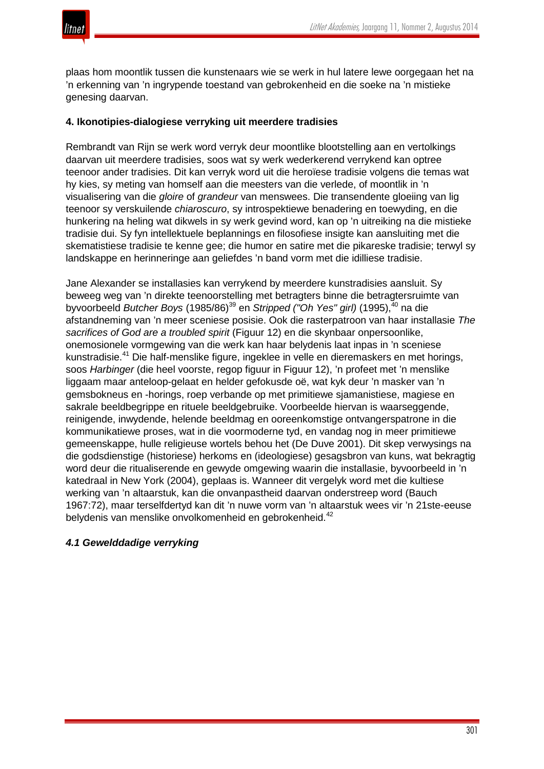plaas hom moontlik tussen die kunstenaars wie se werk in hul latere lewe oorgegaan het na 'n erkenning van 'n ingrypende toestand van gebrokenheid en die soeke na 'n mistieke genesing daarvan.

### 4. Ikonotipies-dialogiese verryking uit meerdere tradisies

Rembrandt van Rijn se werk word verryk deur moontlike blootstelling aan en vertolkings daarvan uit meerdere tradisies, soos wat sy werk wederkerend verrykend kan optree teenoor ander tradisies. Dit kan verryk word uit die heroïese tradisie volgens die temas wat hy kies, sy meting van homself aan die meesters van die verlede, of moontlik in 'n visualisering van die *gloire* of *grandeur* van menswees. Die transendente gloeiing van lig teenoor sy verskuilende *chiaroscuro*, sy introspektiewe benadering en toewyding, en die hunkering na heling wat dikwels in sy werk gevind word, kan op 'n uitreiking na die mistieke tradisie dui. Sy fyn intellektuele beplannings en filosofiese insigte kan aansluiting met die skematistiese tradisie te kenne gee; die humor en satire met die pikareske tradisie; terwyl sy landskappe en herinneringe aan geliefdes 'n band vorm met die idilliese tradisie.

Jane Alexander se installasies kan verrykend by meerdere kunstradisies aansluit. Sy beweeg weg van 'n direkte teenoorstelling met betragters binne die betragtersruimte van byvoorbeeld *Butcher Boys* (1985/86)[39] en *Stripped ("Oh Yes" girl)* (1995),[40] na die afstandneming van 'n meer sceniese posisie. Ook die rasterpatroon van haar installasie *The sacrifices of God are a troubled spirit* (Figuur 12) en die skynbaar onpersoonlike, onemosionele vormgewing van die werk kan haar belydenis laat inpas in 'n sceniese kunstradisie.[41] Die half-menslike figure, ingeklee in velle en dieremaskers en met horings, soos *Harbinger* (die heel voorste, regop figuur in Figuur 12), 'n profeet met 'n menslike liggaam maar anteloop-gelaat en helder gefokusde oë, wat kyk deur 'n masker van 'n gemsbokneus en -horings, roep verbande op met primitiewe sjamanistiese, magiese en sakrale beeldbegrippe en rituele beeldgebruike. Voorbeelde hiervan is waarseggende, reinigende, inwydende, helende beeldmag en ooreenkomstige ontvangerspatrone in die kommunikatiewe proses, wat in die voormoderne tyd, en vandag nog in meer primitiewe gemeenskappe, hulle religieuse wortels behou het (De Duve 2001). Dit skep verwysings na die godsdienstige (historiese) herkoms en (ideologiese) gesagsbron van kuns, wat bekragtig word deur die ritualiserende en gewyde omgewing waarin die installasie, byvoorbeeld in 'n katedraal in New York (2004), geplaas is. Wanneer dit vergelyk word met die kultiese werking van 'n altaarstuk, kan die onvanpastheid daarvan onderstreep word (Bauch 1967:72), maar terselfdertyd kan dit 'n nuwe vorm van 'n altaarstuk wees vir 'n 21ste-eeuse belydenis van menslike onvolkomenheid en gebrokenheid.[42]

#### *4.1 Gewelddadige verryking*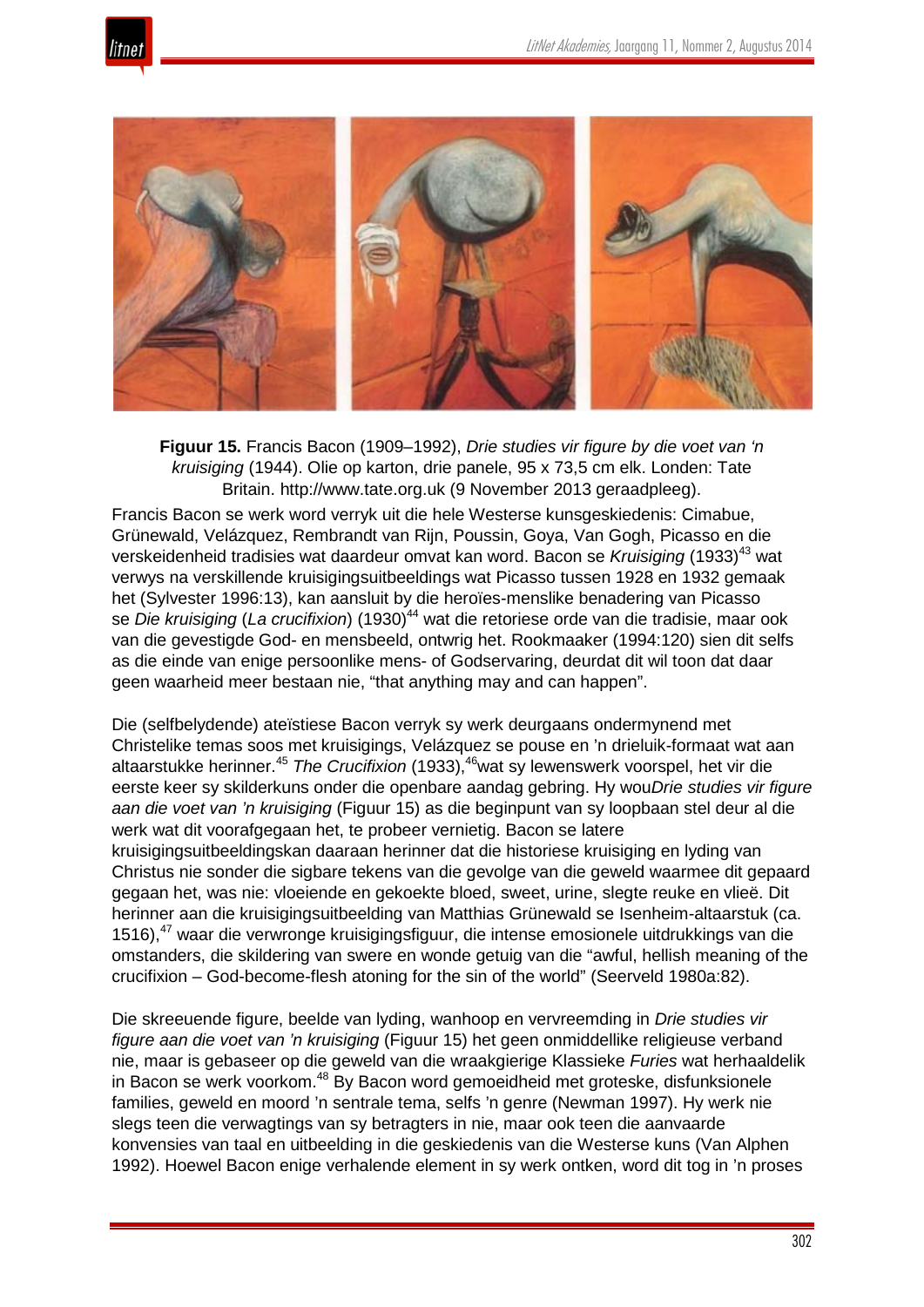**Figuur 15.** Francis Bacon (1909–1992), *Drie studies vir figure by die voet van 'n kruisiging* (1944). Olie op karton, drie panele, 95 x 73,5 cm elk. Londen: Tate Britain. http://www.tate.org.uk (9 November 2013 geraadpleeg).

Francis Bacon se werk word verryk uit die hele Westerse kunsgeskiedenis: Cimabue, Grünewald, Velázquez, Rembrandt van Rijn, Poussin, Goya, Van Gogh, Picasso en die verskeidenheid tradisies wat daardeur omvat kan word. Bacon se *Kruisiging* (1933)[43] wat verwys na verskillende kruisigingsuitbeeldings wat Picasso tussen 1928 en 1932 gemaak het (Sylvester 1996:13), kan aansluit by die heroïes-menslike benadering van Picasso se *Die kruisiging* (*La crucifixion*) (1930)[44] wat die retoriese orde van die tradisie, maar ook van die gevestigde God- en mensbeeld, ontwrig het. Rookmaaker (1994:120) sien dit selfs as die einde van enige persoonlike mens- of Godservaring, deurdat dit wil toon dat daar geen waarheid meer bestaan nie, "that anything may and can happen".

Die (selfbelydende) ateïstiese Bacon verryk sy werk deurgaans ondermynend met Christelike temas soos met kruisigings, Velázquez se pouse en 'n drieluik-formaat wat aan altaarstukke herinner.[45] *The Crucifixion* (1933),[46] wat sy lewenswerk voorspel, het vir die eerste keer sy skilderkuns onder die openbare aandag gebring. Hy wou *Drie studies vir figure aan die voet van 'n kruisiging* (Figuur 15) as die beginpunt van sy loopbaan stel deur al die werk wat dit voorafgegaan het, te probeer vernietig. Bacon se latere kruisigingsuitbeeldings kan daaraan herinner dat die historiese kruisiging en lyding van Christus nie sonder die sigbare tekens van die gevolge van die geweld waarmee dit gepaard gegaan het, was nie: vloeiende en gekoekte bloed, sweet, urine, slegte reuke en vlieë. Dit herinner aan die kruisigingsuitbeelding van Matthias Grünewald se Isenheim-altaarstuk (ca. 1516),[47] waar die verwronge kruisigingsfiguur, die intense emosionele uitdrukkings van die omstanders, die skildering van swere en wonde getuig van die "awful, hellish meaning of the crucifixion – God-become-flesh atoning for the sin of the world" (Seerveld 1980a:82).

Die skreeuende figure, beelde van lyding, wanhoop en vervreemding in *Drie studies vir figure aan die voet van 'n kruisiging* (Figuur 15) het geen onmiddellike religieuse verband nie, maar is gebaseer op die geweld van die wraakgierige Klassieke *Furies* wat herhaaldelik in Bacon se werk voorkom.[48] By Bacon word gemoeidheid met groteske, disfunksionele families, geweld en moord 'n sentrale tema, selfs 'n genre (Newman 1997). Hy werk nie slegs teen die verwagtings van sy betragters in nie, maar ook teen die aanvaarde konvensies van taal en uitbeelding in die geskiedenis van die Westerse kuns (Van Alphen 1992). Hoewel Bacon enige verhalende element in sy werk ontken, word dit tog in 'n proses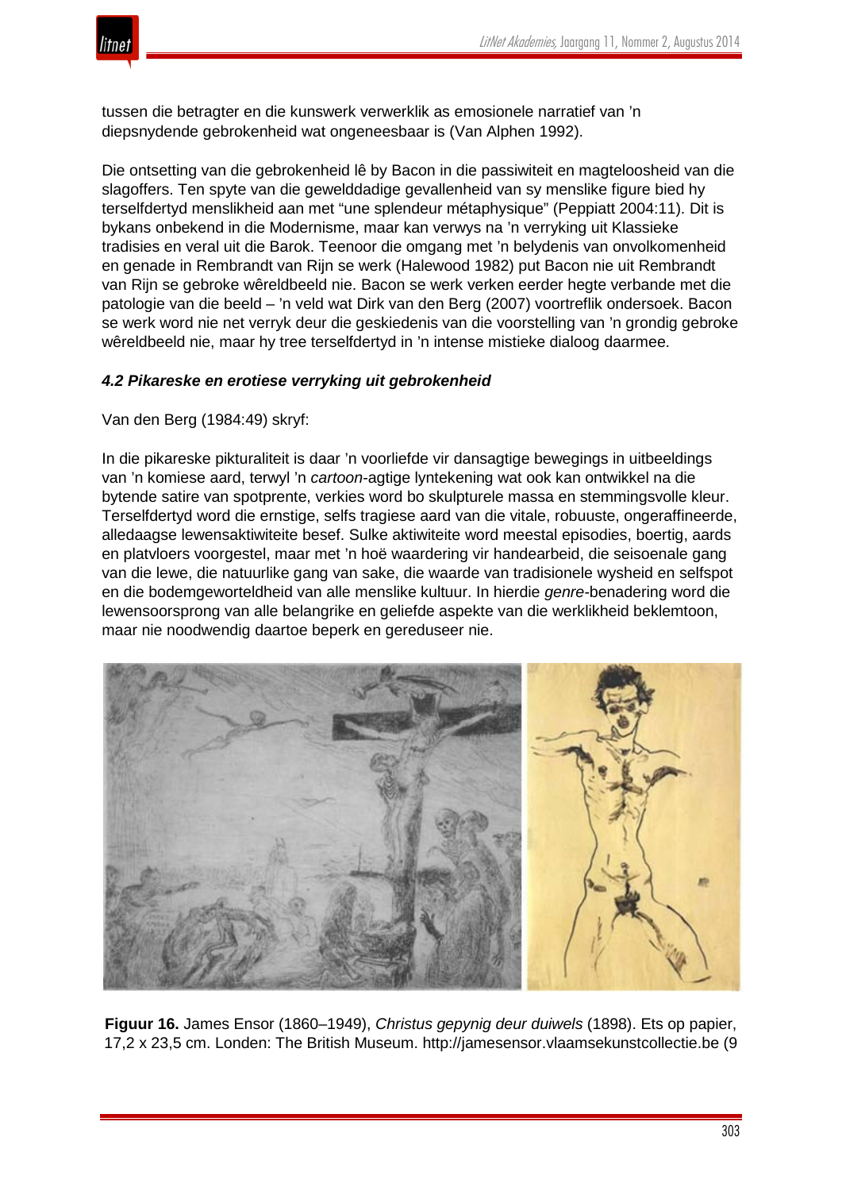tussen die betragter en die kunswerk verwerklik as emosionele narratief van ’n diepsnydende gebrokenheid wat ongeneesbaar is (Van Alphen 1992).

Die ontsetting van die gebrokenheid lê by Bacon in die passiwiteit en magteloosheid van die slagoffers. Ten spyte van die gewelddadige gevallenheid van sy menslike figure bied hy terselfdertyd menslikheid aan met “une splendeur métaphysique” (Peppiatt 2004:11). Dit is bykans onbekend in die Modernisme, maar kan verwys na ’n verryking uit Klassieke tradisies en veral uit die Barok. Teenoor die omgang met ’n belydenis van onvolkomenheid en genade in Rembrandt van Rijn se werk (Halewood 1982) put Bacon nie uit Rembrandt van Rijn se gebroke wêreldbeeld nie. Bacon se werk verken eerder hegte verbande met die patologie van die beeld – ’n veld wat Dirk van den Berg (2007) voortreflik ondersoek. Bacon se werk word nie net verryk deur die geskiedenis van die voorstelling van ’n grondig gebroke wêreldbeeld nie, maar hy tree terselfdertyd in ’n intense mistieke dialoog daarmee.

### *4.2 Pikareske en erotiese verryking uit gebrokenheid*

Van den Berg (1984:49) skryf:

In die pikareske pikturaliteit is daar ’n voorliefde vir dansagtige bewegings in uitbeeldings van ’n komiese aard, terwyl ’n *cartoon*-agtige lyntekening wat ook kan ontwikkel na die bytende satire van spotprente, verkies word bo skulpturele massa en stemmingsvolle kleur. Terselfdertyd word die ernstige, selfs tragiese aard van die vitale, robuuste, ongeraffineerde, alledaagse lewensaktiwiteite besef. Sulke aktiwiteite word meestal episodies, boertig, aards en platvloers voorgestel, maar met ’n hoë waardering vir handearbeid, die seisoenale gang van die lewe, die natuurlike gang van sake, die waarde van tradisionele wysheid en selfspot en die bodemgeworteldheid van alle menslike kultuur. In hierdie *genre*-benadering word die lewensoorsprong van alle belangrike en geliefde aspekte van die werklikheid beklemtoon, maar nie noodwendig daartoe beperk en gereduseer nie.

**Figuur 16.** James Ensor (1860–1949), *Christus gepynig deur duiwels* (1898). Ets op papier, 17,2 x 23,5 cm. Londen: The British Museum. http://jamesensor.vlaamsekunstcollectie.be (9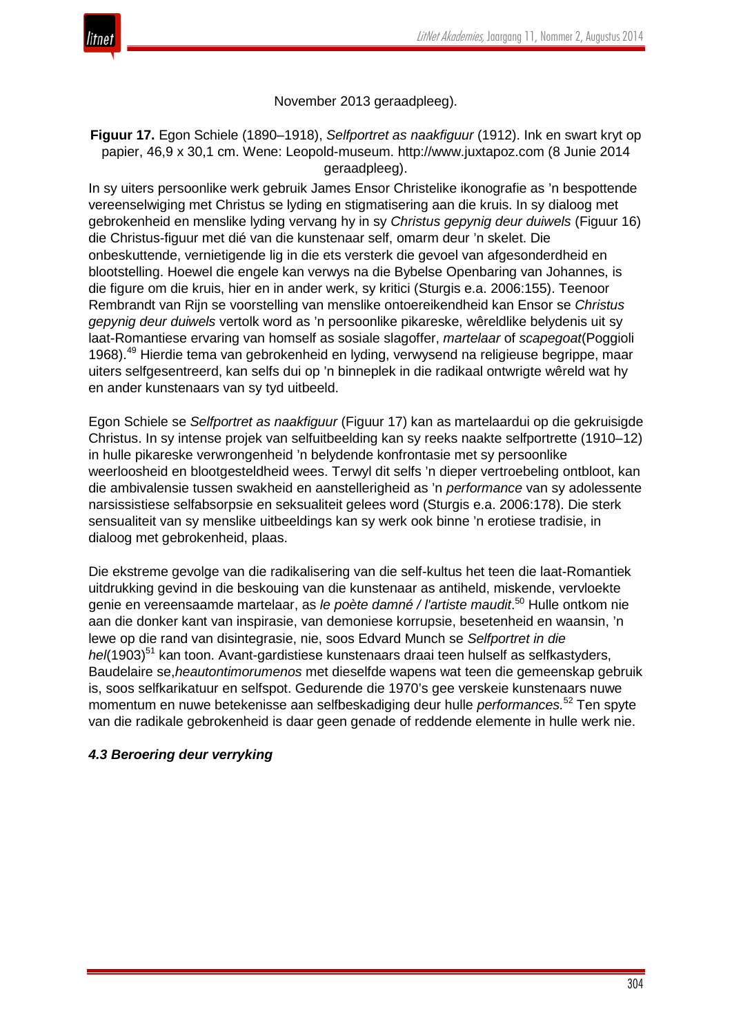November 2013 geraadpleeg).

**Figuur 17.** Egon Schiele (1890–1918), *Selfportret as naakfiguur* (1912). Ink en swart kryt op papier, 46,9 x 30,1 cm. Wene: Leopold-museum. http://www.juxtapoz.com (8 Junie 2014 geraadpleeg).

In sy uiters persoonlike werk gebruik James Ensor Christelike ikonografie as ’n bespottende vereenselwiging met Christus se lyding en stigmatisering aan die kruis. In sy dialoog met gebrokenheid en menslike lyding vervang hy in sy *Christus gepynig deur duiwels* (Figuur 16) die Christus-figuur met dié van die kunstenaar self, omarm deur ’n skelet. Die onbeskuttende, vernietigende lig in die ets versterk die gevoel van afgesonderdheid en blootstelling. Hoewel die engele kan verwys na die Bybelse Openbaring van Johannes, is die figure om die kruis, hier en in ander werk, sy kritici (Sturgis e.a. 2006:155). Teenoor Rembrandt van Rijn se voorstelling van menslike ontoereikendheid kan Ensor se *Christus gepynig deur duiwels* vertolk word as ’n persoonlike pikareske, wêreldlike belydenis uit sy laat-Romantiese ervaring van homself as sosiale slagoffer, *martelaar* of *scapegoat*(Poggioli 1968).[49] Hierdie tema van gebrokenheid en lyding, verwysend na religieuse begrippe, maar uiters selfgesentreerd, kan selfs dui op ’n binneplek in die radikaal ontwrigte wêreld wat hy en ander kunstenaars van sy tyd uitbeeld.

Egon Schiele se *Selfportret as naakfiguur* (Figuur 17) kan as martelaardui op die gekruisigde Christus. In sy intense projek van selfuitbeelding kan sy reeks naakte selfportrette (1910–12) in hulle pikareske verwrongenheid ’n belydende konfrontasie met sy persoonlike weerloosheid en blootgesteldheid wees. Terwyl dit selfs ’n dieper vertroebeling ontbloot, kan die ambivalensie tussen swakheid en aanstellerigheid as ’n *performance* van sy adolessente narsissistiese selfabsorpsie en seksualiteit gelees word (Sturgis e.a. 2006:178). Die sterk sensualiteit van sy menslike uitbeeldings kan sy werk ook binne ’n erotiese tradisie, in dialoog met gebrokenheid, plaas.

Die ekstreme gevolge van die radikalisering van die self-kultus het teen die laat-Romantiek uitdrukking gevind in die beskouing van die kunstenaar as antiheld, miskende, vervloekte genie en vereensaamde martelaar, as *le poète damné / l'artiste maudit*.[50] Hulle ontkom nie aan die donker kant van inspirasie, van demoniese korrupsie, besetenheid en waansin, ’n lewe op die rand van disintegrasie, nie, soos Edvard Munch se *Selfportret in die hel*(1903)[51] kan toon. Avant-gardistiese kunstenaars draai teen hulself as selfkastyders, Baudelaire se,*heautontimorumenos* met dieselfde wapens wat teen die gemeenskap gebruik is, soos selfkarikatuur en selfspot. Gedurende die 1970’s gee verskeie kunstenaars nuwe momentum en nuwe betekenisse aan selfbeskadiging deur hulle *performances.*[52] Ten spyte van die radikale gebrokenheid is daar geen genade of reddende elemente in hulle werk nie.

### *4.3 Beroering deur verryking*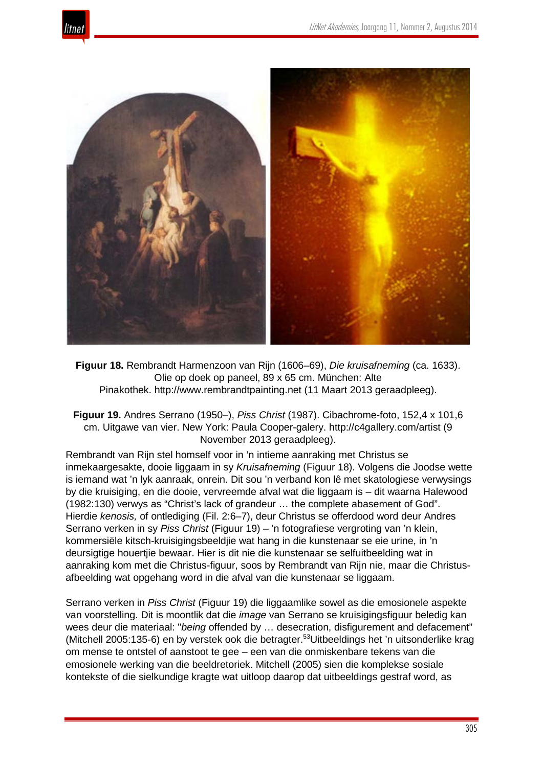**Figuur 18.** Rembrandt Harmenzoon van Rijn (1606–69), *Die kruisafneming* (ca. 1633). Olie op doek op paneel, 89 x 65 cm. München: Alte Pinakothek. http://www.rembrandtpainting.net (11 Maart 2013 geraadpleeg).

**Figuur 19.** Andres Serrano (1950–), *Piss Christ* (1987). Cibachrome-foto, 152,4 x 101,6 cm. Uitgawe van vier. New York: Paula Cooper-galery. http://c4gallery.com/artist (9 November 2013 geraadpleeg).

Rembrandt van Rijn stel homself voor in 'n intieme aanraking met Christus se inmekaargesakte, dooie liggaam in sy *Kruisafneming* (Figuur 18). Volgens die Joodse wette is iemand wat 'n lyk aanraak, onrein. Dit sou 'n verband kon lê met skatologiese verwysings by die kruisiging, en die dooie, vervreemde afval wat die liggaam is – dit waarna Halewood (1982:130) verwys as "Christ's lack of grandeur … the complete abasement of God". Hierdie *kenosis,* of ontlediging (Fil. 2:6–7), deur Christus se offerdood word deur Andres Serrano verken in sy *Piss Christ* (Figuur 19) – 'n fotografiese vergroting van 'n klein, kommersiële kitsch-kruisigingsbeeldjie wat hang in die kunstenaar se eie urine, in 'n deursigtige houertjie bewaar. Hier is dit nie die kunstenaar se selfuitbeelding wat in aanraking kom met die Christus-figuur, soos by Rembrandt van Rijn nie, maar die Christus-afbeelding wat opgehang word in die afval van die kunstenaar se liggaam.

Serrano verken in *Piss Christ* (Figuur 19) die liggaamlike sowel as die emosionele aspekte van voorstelling. Dit is moontlik dat die *image* van Serrano se kruisigingsfiguur beledig kan wees deur die materiaal: "*being* offended by … desecration, disfigurement and defacement" (Mitchell 2005:135-6) en by verstek ook die betragter.[53]Uitbeeldings het 'n uitsonderlike krag om mense te ontstel of aanstoot te gee – een van die onmiskenbare tekens van die emosionele werking van die beeldretoriek. Mitchell (2005) sien die komplekse sosiale kontekste of die sielkundige kragte wat uitloop daarop dat uitbeeldings gestraf word, as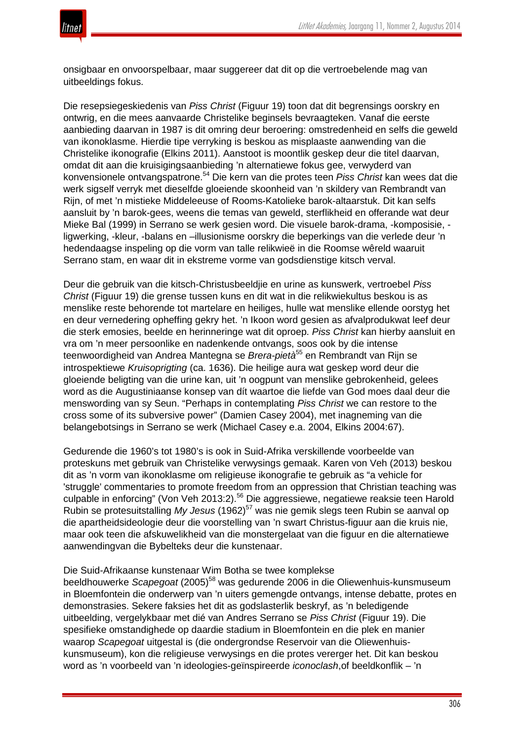onsigbaar en onvoorspelbaar, maar suggereer dat dit op die vertroebelende mag van uitbeeldings fokus.

Die resepsiegeskiedenis van *Piss Christ* (Figuur 19) toon dat dit begrensings oorskry en ontwrig, en die mees aanvaarde Christelike beginsels bevraagteken. Vanaf die eerste aanbieding daarvan in 1987 is dit omring deur beroering: omstredenheid en selfs die geweld van ikonoklasme. Hierdie tipe verryking is beskou as misplaaste aanwending van die Christelike ikonografie (Elkins 2011). Aanstoot is moontlik geskep deur die titel daarvan, omdat dit aan die kruisigingsaanbieding 'n alternatiewe fokus gee, verwyderd van konvensionele ontvangspatrone.[54] Die kern van die protes teen *Piss Christ* kan wees dat die werk sigself verryk met dieselfde gloeiende skoonheid van 'n skildery van Rembrandt van Rijn, of met 'n mistieke Middeleeuse of Rooms-Katolieke barok-altaarstuk. Dit kan selfs aansluit by 'n barok-gees, weens die temas van geweld, sterflikheid en offerande wat deur Mieke Bal (1999) in Serrano se werk gesien word. Die visuele barok-drama, -komposisie, -ligwerking, -kleur, -balans en –illusionisme oorskry die beperkings van die verlede deur 'n hedendaagse inspeling op die vorm van talle relikwieë in die Roomse wêreld waaruit Serrano stam, en waar dit in ekstreme vorme van godsdienstige kitsch verval.

Deur die gebruik van die kitsch-Christusbeeldjie en urine as kunswerk, vertroebel *Piss Christ* (Figuur 19) die grense tussen kuns en dit wat in die relikwiekultus beskou is as menslike reste behorende tot martelare en heiliges, hulle wat menslike ellende oorstyg het en deur vernedering opheffing gekry het. 'n Ikoon word gesien as afvalprodukwat leef deur die sterk emosies, beelde en herinneringe wat dit oproep. *Piss Christ* kan hierby aansluit en vra om 'n meer persoonlike en nadenkende ontvangs, soos ook by die intense teenwoordigheid van Andrea Mantegna se *Brera-pietà*[55] en Rembrandt van Rijn se introspektiewe *Kruisoprigting* (ca. 1636). Die heilige aura wat geskep word deur die gloeiende beligting van die urine kan, uit 'n oogpunt van menslike gebrokenheid, gelees word as die Augustiniaanse konsep van dít waartoe die liefde van God moes daal deur die menswording van sy Seun. "Perhaps in contemplating *Piss Christ* we can restore to the cross some of its subversive power" (Damien Casey 2004), met inagneming van die belangebotsings in Serrano se werk (Michael Casey e.a. 2004, Elkins 2004:67).

Gedurende die 1960's tot 1980's is ook in Suid-Afrika verskillende voorbeelde van proteskuns met gebruik van Christelike verwysings gemaak. Karen von Veh (2013) beskou dit as 'n vorm van ikonoklasme om religieuse ikonografie te gebruik as "a vehicle for 'struggle' commentaries to promote freedom from an oppression that Christian teaching was culpable in enforcing" (Von Veh 2013:2).[56] Die aggressiewe, negatiewe reaksie teen Harold Rubin se protesuitstalling *My Jesus* (1962)[57] was nie gemik slegs teen Rubin se aanval op die apartheidsideologie deur die voorstelling van 'n swart Christus-figuur aan die kruis nie, maar ook teen die afskuwelikheid van die monstergelaat van die figuur en die alternatiewe aanwendingvan die Bybelteks deur die kunstenaar.

Die Suid-Afrikaanse kunstenaar Wim Botha se twee komplekse beeldhouwerke *Scapegoat* (2005)[58] was gedurende 2006 in die Oliewenhuis-kunsmuseum in Bloemfontein die onderwerp van 'n uiters gemengde ontvangs, intense debatte, protes en demonstrasies. Sekere faksies het dit as godslasterlik beskryf, as 'n beledigende uitbeelding, vergelykbaar met dié van Andres Serrano se *Piss Christ* (Figuur 19). Die spesifieke omstandighede op daardie stadium in Bloemfontein en die plek en manier waarop *Scapegoat* uitgestal is (die ondergrondse Reservoir van die Oliewenhuis-kunsmuseum), kon die religieuse verwysings en die protes vererger het. Dit kan beskou word as 'n voorbeeld van 'n ideologies-geïnspireerde *iconoclash*,of beeldkonflik – 'n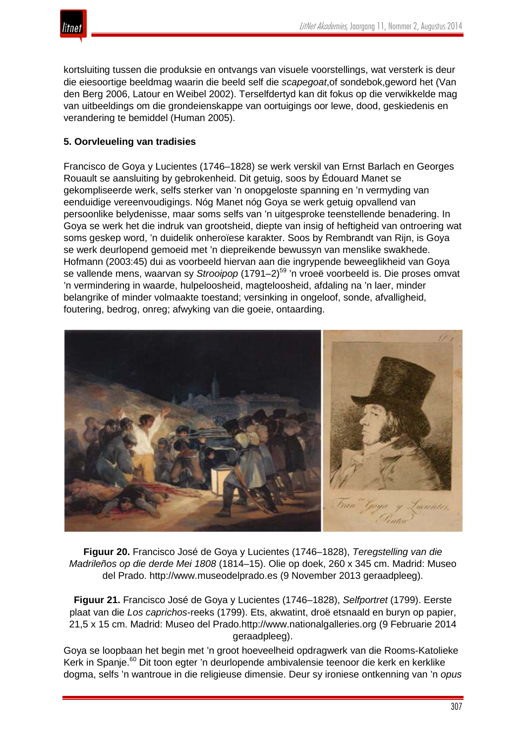kortsluiting tussen die produksie en ontvangs van visuele voorstellings, wat versterk is deur die eiesoortige beeldmag waarin die beeld self die *scapegoat*,of sondebok,geword het (Van den Berg 2006, Latour en Weibel 2002). Terselfdertyd kan dit fokus op die verwikkelde mag van uitbeeldings om die grondeienskappe van oortuigings oor lewe, dood, geskiedenis en verandering te bemiddel (Human 2005).

**5. Oorvleueling van tradisies**

Francisco de Goya y Lucientes (1746–1828) se werk verskil van Ernst Barlach en Georges Rouault se aansluiting by gebrokenheid. Dit getuig, soos by Édouard Manet se gekompliseerde werk, selfs sterker van 'n onopgeloste spanning en 'n vermyding van eenduidige vereenvoudigings. Nóg Manet nóg Goya se werk getuig opvallend van persoonlike belydenisse, maar soms selfs van 'n uitgesproke teenstellende benadering. In Goya se werk het die indruk van grootsheid, diepte van insig of heftigheid van ontroering wat soms geskep word, 'n duidelik onheroïese karakter. Soos by Rembrandt van Rijn, is Goya se werk deurlopend gemoeid met 'n diepreikende bewussyn van menslike swakhede. Hofmann (2003:45) dui as voorbeeld hiervan aan die ingrypende beweeglikheid van Goya se vallende mens, waarvan sy *Strooipop* (1791–2)[59] 'n vroeë voorbeeld is. Die proses omvat 'n vermindering in waarde, hulpeloosheid, magteloosheid, afdaling na 'n laer, minder belangrike of minder volmaakte toestand; versinking in ongeloof, sonde, afvalligheid, foutering, bedrog, onreg; afwyking van die goeie, ontaarding.

**Figuur 20.** Francisco José de Goya y Lucientes (1746–1828), *Teregstelling van die Madrileños op die derde Mei 1808* (1814–15). Olie op doek, 260 x 345 cm. Madrid: Museo del Prado. http://www.museodelprado.es (9 November 2013 geraadpleeg).

**Figuur 21.** Francisco José de Goya y Lucientes (1746–1828), *Selfportret* (1799). Eerste plaat van die *Los caprichos*-reeks (1799). Ets, akwatint, droë etsnaald en buryn op papier, 21,5 x 15 cm. Madrid: Museo del Prado.http://www.nationalgalleries.org (9 Februarie 2014 geraadpleeg).

Goya se loopbaan het begin met 'n groot hoeveelheid opdragwerk van die Rooms-Katolieke Kerk in Spanje.[60] Dit toon egter 'n deurlopende ambivalensie teenoor die kerk en kerklike dogma, selfs 'n wantroue in die religieuse dimensie. Deur sy ironiese ontkenning van 'n *opus*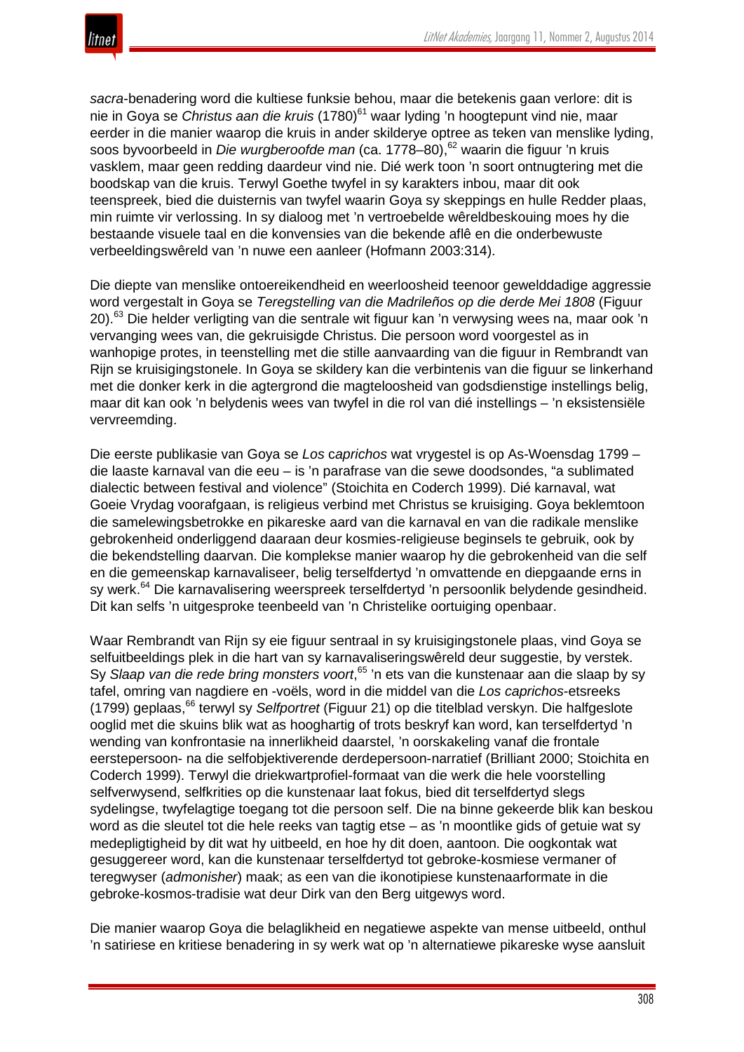*sacra*-benadering word die kultiese funksie behou, maar die betekenis gaan verlore: dit is nie in Goya se *Christus aan die kruis* (1780)[61] waar lyding 'n hoogtepunt vind nie, maar eerder in die manier waarop die kruis in ander skilderye optree as teken van menslike lyding, soos byvoorbeeld in *Die wurgberoofde man* (ca. 1778–80),[62] waarin die figuur 'n kruis vasklem, maar geen redding daardeur vind nie. Dié werk toon 'n soort ontnugtering met die boodskap van die kruis. Terwyl Goethe twyfel in sy karakters inbou, maar dit ook teenspreek, bied die duisternis van twyfel waarin Goya sy skeppings en hulle Redder plaas, min ruimte vir verlossing. In sy dialoog met 'n vertroebelde wêreldbeskouing moes hy die bestaande visuele taal en die konvensies van die bekende aflê en die onderbewuste verbeeldingswêreld van 'n nuwe een aanleer (Hofmann 2003:314).

Die diepte van menslike ontoereikendheid en weerloosheid teenoor gewelddadige aggressie word vergestalt in Goya se *Teregstelling van die Madrileños op die derde Mei 1808* (Figuur 20).[63] Die helder verligting van die sentrale wit figuur kan 'n verwysing wees na, maar ook 'n vervanging wees van, die gekruisigde Christus. Die persoon word voorgestel as in wanhopige protes, in teenstelling met die stille aanvaarding van die figuur in Rembrandt van Rijn se kruisigingstonele. In Goya se skildery kan die verbintenis van die figuur se linkerhand met die donker kerk in die agtergrond die magteloosheid van godsdienstige instellings belig, maar dit kan ook 'n belydenis wees van twyfel in die rol van dié instellings – 'n eksistensiële vervreemding.

Die eerste publikasie van Goya se *Los caprichos* wat vrygestel is op As-Woensdag 1799 – die laaste karnaval van die eeu – is 'n parafrase van die sewe doodsondes, "a sublimated dialectic between festival and violence" (Stoichita en Coderch 1999). Dié karnaval, wat Goeie Vrydag voorafgaan, is religieus verbind met Christus se kruisiging. Goya beklemtoon die samelewingsbetrokke en pikareske aard van die karnaval en van die radikale menslike gebrokenheid onderliggend daaraan deur kosmies-religieuse beginsels te gebruik, ook by die bekendstelling daarvan. Die komplekse manier waarop hy die gebrokenheid van die self en die gemeenskap karnavaliseer, belig terselfdertyd 'n omvattende en diepgaande erns in sy werk.[64] Die karnavalisering weerspreek terselfdertyd 'n persoonlik belydende gesindheid. Dit kan selfs 'n uitgesproke teenbeeld van 'n Christelike oortuiging openbaar.

Waar Rembrandt van Rijn sy eie figuur sentraal in sy kruisigingstonele plaas, vind Goya se selfuitbeeldings plek in die hart van sy karnavaliseringswêreld deur suggestie, by verstek. Sy *Slaap van die rede bring monsters voort*,[65] 'n ets van die kunstenaar aan die slaap by sy tafel, omring van nagdiere en -voëls, word in die middel van die *Los caprichos*-etsreeks (1799) geplaas,[66] terwyl sy *Selfportret* (Figuur 21) op die titelblad verskyn. Die halfgeslote ooglid met die skuins blik wat as hooghartig of trots beskryf kan word, kan terselfdertyd 'n wending van konfrontasie na innerlikheid daarstel, 'n oorskakeling vanaf die frontale eerstepersoon- na die selfobjektiverende derdepersoon-narratief (Brilliant 2000; Stoichita en Coderch 1999). Terwyl die driekwartprofiel-formaat van die werk die hele voorstelling selfverwysend, selfkrities op die kunstenaar laat fokus, bied dit terselfdertyd slegs sydelingse, twyfelagtige toegang tot die persoon self. Die na binne gekeerde blik kan beskou word as die sleutel tot die hele reeks van tagtig etse – as 'n moontlike gids of getuie wat sy medepligtigheid by dit wat hy uitbeeld, en hoe hy dit doen, aantoon. Die oogkontak wat gesuggereer word, kan die kunstenaar terselfdertyd tot gebroke-kosmiese vermaner of teregwyser (*admonisher*) maak; as een van die ikonotipiese kunstenaarformate in die gebroke-kosmos-tradisie wat deur Dirk van den Berg uitgewys word.

Die manier waarop Goya die belaglikheid en negatiewe aspekte van mense uitbeeld, onthul 'n satiriese en kritiese benadering in sy werk wat op 'n alternatiewe pikareske wyse aansluit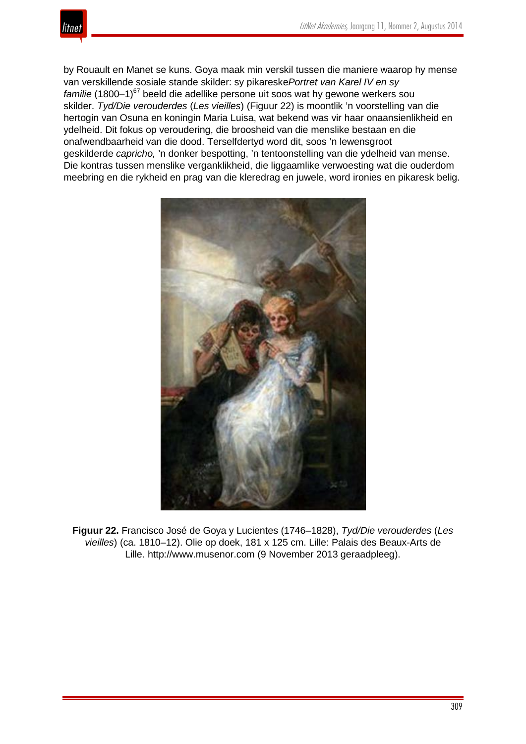by Rouault en Manet se kuns. Goya maak min verskil tussen die maniere waarop hy mense van verskillende sosiale stande skilder: sy pikareske*Portret van Karel IV en sy familie* (1800–1)[67] beeld die adellike persone uit soos wat hy gewone werkers sou skilder. *Tyd/Die verouderdes* (*Les vieilles*) (Figuur 22) is moontlik 'n voorstelling van die hertogin van Osuna en koningin Maria Luisa, wat bekend was vir haar onaansienlikheid en ydelheid. Dit fokus op veroudering, die broosheid van die menslike bestaan en die onafwendbaarheid van die dood. Terselfdertyd word dit, soos 'n lewensgroot geskilderde *capricho,* 'n donker bespotting, 'n tentoonstelling van die ydelheid van mense. Die kontras tussen menslike verganklikheid, die liggaamlike verwoesting wat die ouderdom meebring en die rykheid en prag van die kleredrag en juwele, word ironies en pikaresk belig.

**Figuur 22.** Francisco José de Goya y Lucientes (1746–1828), *Tyd/Die verouderdes* (*Les vieilles*) (ca. 1810–12). Olie op doek, 181 x 125 cm. Lille: Palais des Beaux-Arts de Lille. http://www.musenor.com (9 November 2013 geraadpleeg).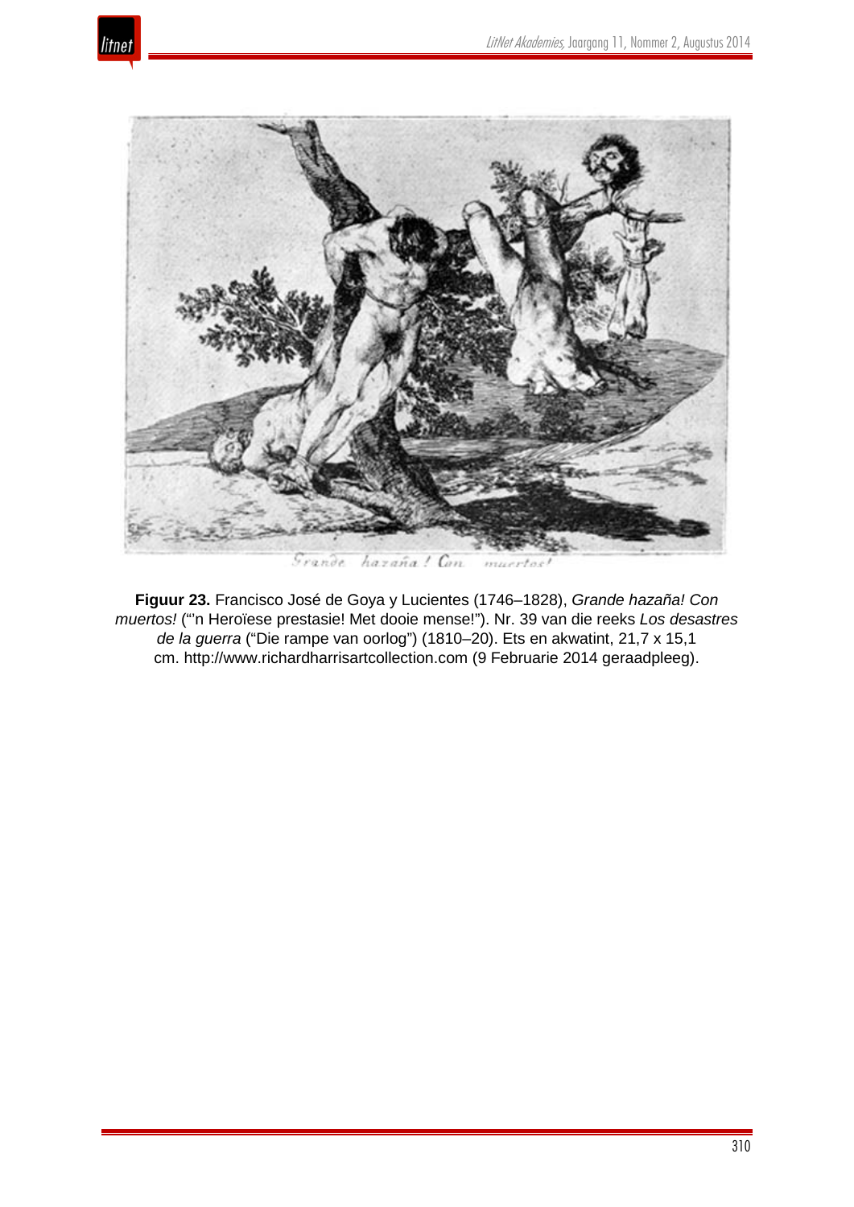Grande hazaña! Con muertos!

**Figuur 23.** Francisco José de Goya y Lucientes (1746–1828), *Grande hazaña! Con muertos!* ("'n Heroïese prestasie! Met dooie mense!"). Nr. 39 van die reeks *Los desastres de la guerra* ("Die rampe van oorlog") (1810–20). Ets en akwatint, 21,7 x 15,1 cm. http://www.richardharrisartcollection.com (9 Februarie 2014 geraadpleeg).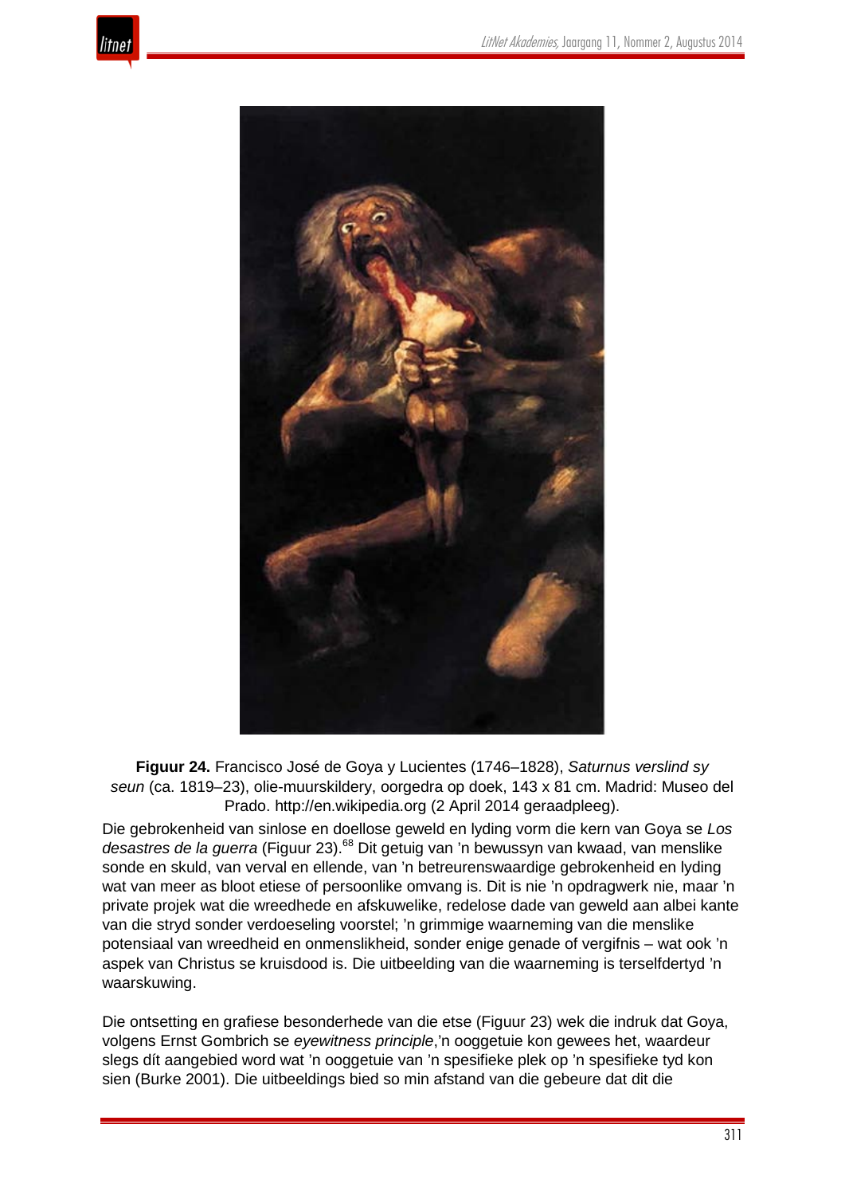**Figuur 24.** Francisco José de Goya y Lucientes (1746–1828), *Saturnus verslind sy seun* (ca. 1819–23), olie-muurskildery, oorgedra op doek, 143 x 81 cm. Madrid: Museo del Prado. http://en.wikipedia.org (2 April 2014 geraadpleeg).

Die gebrokenheid van sinlose en doellose geweld en lyding vorm die kern van Goya se *Los desastres de la guerra* (Figuur 23).[68] Dit getuig van 'n bewussyn van kwaad, van menslike sonde en skuld, van verval en ellende, van 'n betreurenswaardige gebrokenheid en lyding wat van meer as bloot etiese of persoonlike omvang is. Dit is nie 'n opdragwerk nie, maar 'n private projek wat die wreedhede en afskuwelike, redelose dade van geweld aan albei kante van die stryd sonder verdoeseling voorstel; 'n grimmige waarneming van die menslike potensiaal van wreedheid en onmenslikheid, sonder enige genade of vergifnis – wat ook 'n aspek van Christus se kruisdood is. Die uitbeelding van die waarneming is terselfdertyd 'n waarskuwing.

Die ontsetting en grafiese besonderhede van die etse (Figuur 23) wek die indruk dat Goya, volgens Ernst Gombrich se *eyewitness principle*,'n ooggetuie kon gewees het, waardeur slegs dít aangebied word wat 'n ooggetuie van 'n spesifieke plek op 'n spesifieke tyd kon sien (Burke 2001). Die uitbeeldings bied so min afstand van die gebeure dat dit die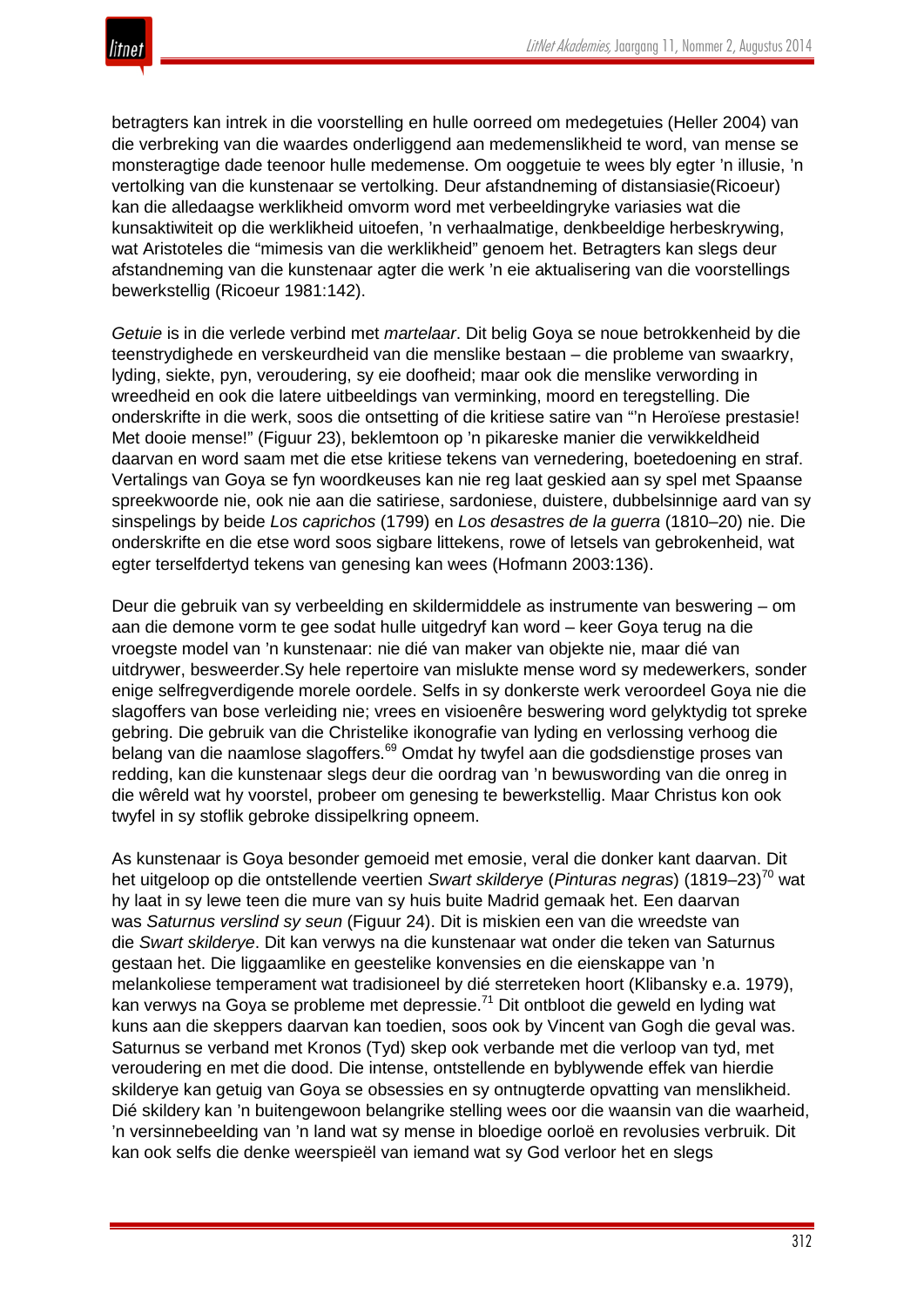betragters kan intrek in die voorstelling en hulle oorreed om medegetuies (Heller 2004) van die verbreking van die waardes onderliggend aan medemenslikheid te word, van mense se monsteragtige dade teenoor hulle medemense. Om ooggetuie te wees bly egter ’n illusie, ’n vertolking van die kunstenaar se vertolking. Deur afstandneming of distansiasie(Ricoeur) kan die alledaagse werklikheid omvorm word met verbeeldingryke variasies wat die kunsaktiwiteit op die werklikheid uitoefen, ’n verhaalmatige, denkbeeldige herbeskrywing, wat Aristoteles die “mimesis van die werklikheid” genoem het. Betragters kan slegs deur afstandneming van die kunstenaar agter die werk ’n eie aktualisering van die voorstellings bewerkstellig (Ricoeur 1981:142).

*Getuie* is in die verlede verbind met *martelaar*. Dit belig Goya se noue betrokkenheid by die teenstrydighede en verskeurdheid van die menslike bestaan – die probleme van swaarkry, lyding, siekte, pyn, veroudering, sy eie doofheid; maar ook die menslike verwording in wreedheid en ook die latere uitbeeldings van verminking, moord en teregstelling. Die onderskrifte in die werk, soos die ontsetting of die kritiese satire van “’n Heroïese prestasie! Met dooie mense!” (Figuur 23), beklemtoon op ’n pikareske manier die verwikkeldheid daarvan en word saam met die etse kritiese tekens van vernedering, boetedoening en straf. Vertalings van Goya se fyn woordkeuses kan nie reg laat geskied aan sy spel met Spaanse spreekwoorde nie, ook nie aan die satiriese, sardoniese, duistere, dubbelsinnige aard van sy sinspelings by beide *Los caprichos* (1799) en *Los desastres de la guerra* (1810–20) nie. Die onderskrifte en die etse word soos sigbare littekens, rowe of letsels van gebrokenheid, wat egter terselfdertyd tekens van genesing kan wees (Hofmann 2003:136).

Deur die gebruik van sy verbeelding en skildermiddele as instrumente van beswering – om aan die demone vorm te gee sodat hulle uitgedryf kan word – keer Goya terug na die vroegste model van ’n kunstenaar: nie dié van maker van objekte nie, maar dié van uitdrywer, besweerder.Sy hele repertoire van mislukte mense word sy medewerkers, sonder enige selfregverdigende morele oordele. Selfs in sy donkerste werk veroordeel Goya nie die slagoffers van bose verleiding nie; vrees en visioenêre beswering word gelyktydig tot spreke gebring. Die gebruik van die Christelike ikonografie van lyding en verlossing verhoog die belang van die naamlose slagoffers.[69] Omdat hy twyfel aan die godsdienstige proses van redding, kan die kunstenaar slegs deur die oordrag van ’n bewuswording van die onreg in die wêreld wat hy voorstel, probeer om genesing te bewerkstellig. Maar Christus kon ook twyfel in sy stoflik gebroke dissipelkring opneem.

As kunstenaar is Goya besonder gemoeid met emosie, veral die donker kant daarvan. Dit het uitgeloop op die ontstellende veertien *Swart skilderye* (*Pinturas negras*) (1819–23)[70] wat hy laat in sy lewe teen die mure van sy huis buite Madrid gemaak het. Een daarvan was *Saturnus verslind sy seun* (Figuur 24). Dit is miskien een van die wreedste van die *Swart skilderye*. Dit kan verwys na die kunstenaar wat onder die teken van Saturnus gestaan het. Die liggaamlike en geestelike konvensies en die eienskappe van ’n melankoliese temperament wat tradisioneel by dié sterreteken hoort (Klibansky e.a. 1979), kan verwys na Goya se probleme met depressie.[71] Dit ontbloot die geweld en lyding wat kuns aan die skeppers daarvan kan toedien, soos ook by Vincent van Gogh die geval was. Saturnus se verband met Kronos (Tyd) skep ook verbande met die verloop van tyd, met veroudering en met die dood. Die intense, ontstellende en byblywende effek van hierdie skilderye kan getuig van Goya se obsessies en sy ontnugterde opvatting van menslikheid. Dié skildery kan ’n buitengewoon belangrike stelling wees oor die waansin van die waarheid, ’n versinnebeelding van ’n land wat sy mense in bloedige oorloë en revolusies verbruik. Dit kan ook selfs die denke weerspieël van iemand wat sy God verloor het en slegs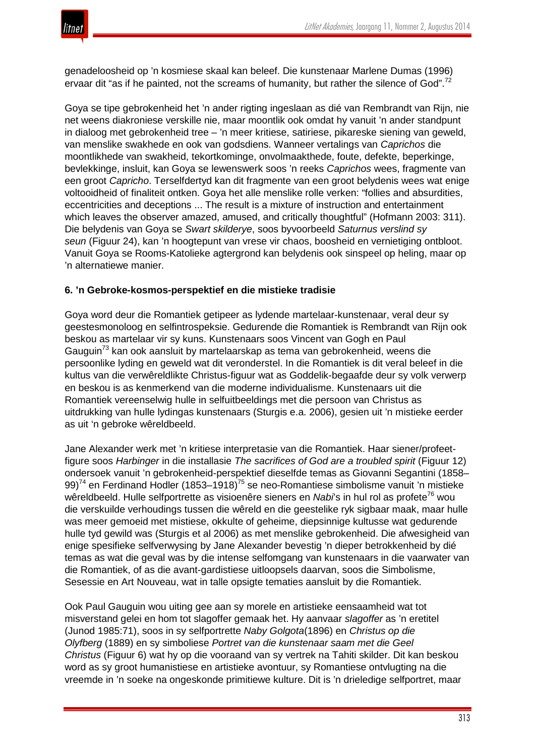genadeloosheid op 'n kosmiese skaal kan beleef. Die kunstenaar Marlene Dumas (1996) ervaar dit "as if he painted, not the screams of humanity, but rather the silence of God".[72]

Goya se tipe gebrokenheid het 'n ander rigting ingeslaan as dié van Rembrandt van Rijn, nie net weens diakroniese verskille nie, maar moontlik ook omdat hy vanuit 'n ander standpunt in dialoog met gebrokenheid tree – 'n meer kritiese, satiriese, pikareske siening van geweld, van menslike swakhede en ook van godsdiens. Wanneer vertalings van *Caprichos* die moontlikhede van swakheid, tekortkominge, onvolmaakthede, foute, defekte, beperkinge, bevlekkinge, insluit, kan Goya se lewenswerk soos 'n reeks *Caprichos* wees, fragmente van een groot *Capricho*. Terselfdertyd kan dit fragmente van een groot belydenis wees wat enige voltooidheid of finaliteit ontken. Goya het alle menslike rolle verken: "follies and absurdities, eccentricities and deceptions ... The result is a mixture of instruction and entertainment which leaves the observer amazed, amused, and critically thoughtful" (Hofmann 2003: 311). Die belydenis van Goya se *Swart skilderye*, soos byvoorbeeld *Saturnus verslind sy seun* (Figuur 24), kan 'n hoogtepunt van vrese vir chaos, boosheid en vernietiging ontbloot. Vanuit Goya se Rooms-Katolieke agtergrond kan belydenis ook sinspeel op heling, maar op 'n alternatiewe manier.

### 6. 'n Gebroke-kosmos-perspektief en die mistieke tradisie

Goya word deur die Romantiek getipeer as lydende martelaar-kunstenaar, veral deur sy geestesmonoloog en selfintrospeksie. Gedurende die Romantiek is Rembrandt van Rijn ook beskou as martelaar vir sy kuns. Kunstenaars soos Vincent van Gogh en Paul Gauguin[73] kan ook aansluit by martelaarskap as tema van gebrokenheid, weens die persoonlike lyding en geweld wat dit veronderstel. In die Romantiek is dit veral beleef in die kultus van die verwêreldlikte Christus-figuur wat as Goddelik-begaafde deur sy volk verwerp en beskou is as kenmerkend van die moderne individualisme. Kunstenaars uit die Romantiek vereenselwig hulle in selfuitbeeldings met die persoon van Christus as uitdrukking van hulle lyding as kunstenaars (Sturgis e.a. 2006), gesien uit 'n mistieke eerder as uit 'n gebroke wêreldbeeld.

Jane Alexander werk met 'n kritiese interpretasie van die Romantiek. Haar siener/profeetfigure soos *Harbinger* in die installasie *The sacrifices of God are a troubled spirit* (Figuur 12) ondersoek vanuit 'n gebrokenheid-perspektief dieselfde temas as Giovanni Segantini (1858–99)[74] en Ferdinand Hodler (1853–1918)[75] se neo-Romantiese simbolisme vanuit 'n mistieke wêreldbeeld. Hulle selfportrette as visioenêre sieners en *Nabi*'s in hul rol as profete[76] wou die verskuilde verhoudings tussen die wêreld en die geestelike ryk sigbaar maak, maar hulle was meer gemoeid met mistiese, okkulte of geheime, diepsinnige kultusse wat gedurende hulle tyd gewild was (Sturgis et al 2006) as met menslike gebrokenheid. Die afwesigheid van enige spesifieke selfverwysing by Jane Alexander bevestig 'n dieper betrokkenheid by dié temas as wat die geval was by die intense selfomgang van kunstenaars in die vaarwater van die Romantiek, of as die avant-gardistiese uitloopsels daarvan, soos die Simbolisme, Sesessie en Art Nouveau, wat in talle opsigte tematies aansluit by die Romantiek.

Ook Paul Gauguin wou uiting gee aan sy morele en artistieke eensaamheid wat tot misverstand gelei en hom tot slagoffer gemaak het. Hy aanvaar *slagoffer* as 'n eretitel (Junod 1985:71), soos in sy selfportrette *Naby Golgota*(1896) en *Christus op die Olyfberg* (1889) en sy simboliese *Portret van die kunstenaar saam met die Geel Christus* (Figuur 6) wat hy op die vooraand van sy vertrek na Tahiti skilder. Dit kan beskou word as sy groot humanistiese en artistieke avontuur, sy Romantiese ontvlugting na die vreemde in 'n soeke na ongeskonde primitiewe kulture. Dit is 'n drieledige selfportret, maar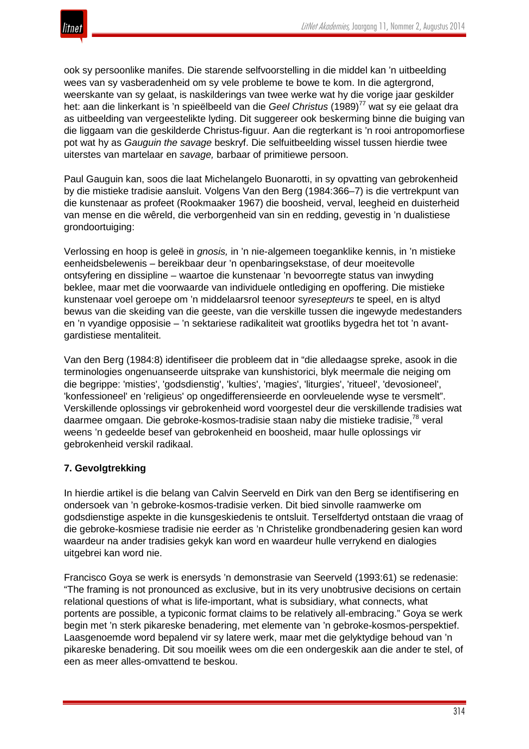ook sy persoonlike manifes. Die starende selfvoorstelling in die middel kan 'n uitbeelding wees van sy vasberadenheid om sy vele probleme te bowe te kom. In die agtergrond, weerskante van sy gelaat, is naskilderings van twee werke wat hy die vorige jaar geskilder het: aan die linkerkant is 'n spieëlbeeld van die *Geel Christus* (1989)[77] wat sy eie gelaat dra as uitbeelding van vergeestelikte lyding. Dit suggereer ook beskerming binne die buiging van die liggaam van die geskilderde Christus-figuur. Aan die regterkant is 'n rooi antropomorfiese pot wat hy as *Gauguin the savage* beskryf. Die selfuitbeelding wissel tussen hierdie twee uiterstes van martelaar en *savage,* barbaar of primitiewe persoon.

Paul Gauguin kan, soos die laat Michelangelo Buonarotti, in sy opvatting van gebrokenheid by die mistieke tradisie aansluit. Volgens Van den Berg (1984:366–7) is die vertrekpunt van die kunstenaar as profeet (Rookmaaker 1967) die boosheid, verval, leegheid en duisterheid van mense en die wêreld, die verborgenheid van sin en redding, gevestig in 'n dualistiese grondoortuiging:

Verlossing en hoop is geleë in *gnosis,* in 'n nie-algemeen toeganklike kennis, in 'n mistieke eenheidsbelewenis – bereikbaar deur 'n openbaringsekstase, of deur moeitevolle ontsyfering en dissipline – waartoe die kunstenaar 'n bevoorregte status van inwyding beklee, maar met die voorwaarde van individuele ontlediging en opoffering. Die mistieke kunstenaar voel geroepe om 'n middelaarsrol teenoor sy*resepteurs* te speel, en is altyd bewus van die skeiding van die geeste, van die verskille tussen die ingewyde medestanders en 'n vyandige opposisie – 'n sektariese radikaliteit wat grootliks bygedra het tot 'n avant-gardistiese mentaliteit.

Van den Berg (1984:8) identifiseer die probleem dat in "die alledaagse spreke, asook in die terminologies ongenuanseerde uitsprake van kunshistorici, blyk meermale die neiging om die begrippe: 'misties', 'godsdienstig', 'kulties', 'magies', 'liturgies', 'ritueel', 'devosioneel', 'konfessioneel' en 'religieus' op ongedifferensieerde en oorvleuelende wyse te versmelt". Verskillende oplossings vir gebrokenheid word voorgestel deur die verskillende tradisies wat daarmee omgaan. Die gebroke-kosmos-tradisie staan naby die mistieke tradisie,[78] veral weens 'n gedeelde besef van gebrokenheid en boosheid, maar hulle oplossings vir gebrokenheid verskil radikaal.

### 7. Gevolgtrekking

In hierdie artikel is die belang van Calvin Seerveld en Dirk van den Berg se identifisering en ondersoek van 'n gebroke-kosmos-tradisie verken. Dit bied sinvolle raamwerke om godsdienstige aspekte in die kunsgeskiedenis te ontsluit. Terselfdertyd ontstaan die vraag of die gebroke-kosmiese tradisie nie eerder as 'n Christelike grondbenadering gesien kan word waardeur na ander tradisies gekyk kan word en waardeur hulle verrykend en dialogies uitgebrei kan word nie.

Francisco Goya se werk is enersyds 'n demonstrasie van Seerveld (1993:61) se redenasie: "The framing is not pronounced as exclusive, but in its very unobtrusive decisions on certain relational questions of what is life-important, what is subsidiary, what connects, what portents are possible, a typiconic format claims to be relatively all-embracing." Goya se werk begin met 'n sterk pikareske benadering, met elemente van 'n gebroke-kosmos-perspektief. Laasgenoemde word bepalend vir sy latere werk, maar met die gelyktydige behoud van 'n pikareske benadering. Dit sou moeilik wees om die een ondergeskik aan die ander te stel, of een as meer alles-omvattend te beskou.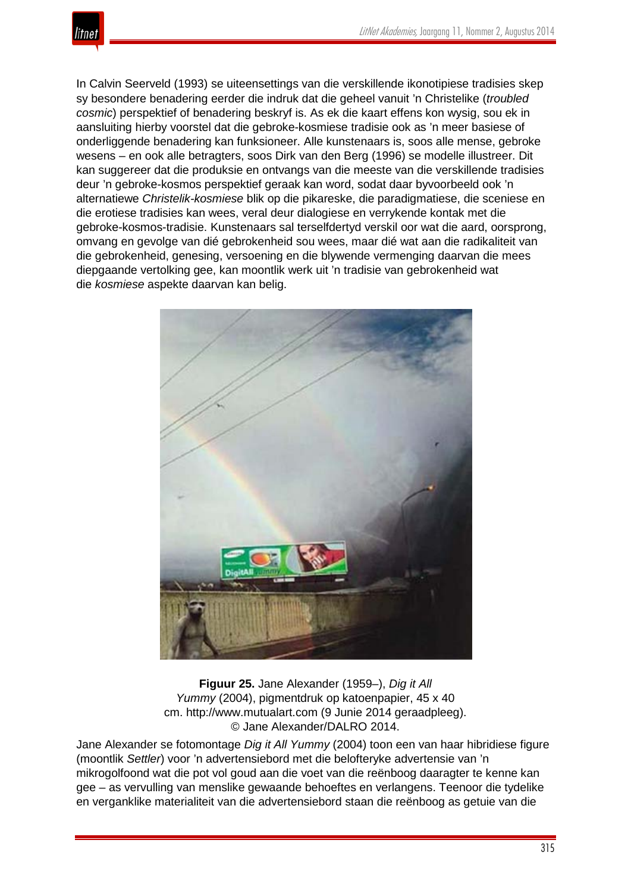In Calvin Seerveld (1993) se uiteensettings van die verskillende ikonotipiese tradisies skep sy besondere benadering eerder die indruk dat die geheel vanuit 'n Christelike (*troubled cosmic*) perspektief of benadering beskryf is. As ek die kaart effens kon wysig, sou ek in aansluiting hierby voorstel dat die gebroke-kosmiese tradisie ook as 'n meer basiese of onderliggende benadering kan funksioneer. Alle kunstenaars is, soos alle mense, gebroke wesens – en ook alle betragters, soos Dirk van den Berg (1996) se modelle illustreer. Dit kan suggereer dat die produksie en ontvangs van die meeste van die verskillende tradisies deur 'n gebroke-kosmos perspektief geraak kan word, sodat daar byvoorbeeld ook 'n alternatiewe *Christelik-kosmiese* blik op die pikareske, die paradigmatiese, die sceniese en die erotiese tradisies kan wees, veral deur dialogiese en verrykende kontak met die gebroke-kosmos-tradisie. Kunstenaars sal terselfdertyd verskil oor wat die aard, oorsprong, omvang en gevolge van dié gebrokenheid sou wees, maar dié wat aan die radikaliteit van die gebrokenheid, genesing, versoening en die blywende vermenging daarvan die mees diepgaande vertolking gee, kan moontlik werk uit 'n tradisie van gebrokenheid wat die *kosmiese* aspekte daarvan kan belig.

**Figuur 25.** Jane Alexander (1959–), *Dig it All Yummy* (2004), pigmentdruk op katoenpapier, 45 x 40 cm. http://www.mutualart.com (9 Junie 2014 geraadpleeg). © Jane Alexander/DALRO 2014.

Jane Alexander se fotomontage *Dig it All Yummy* (2004) toon een van haar hibridiese figure (moontlik *Settler*) voor 'n advertensiebord met die belofteryke advertensie van 'n mikrogolfoond wat die pot vol goud aan die voet van die reënboog daaragter te kenne kan gee – as vervulling van menslike gewaande behoeftes en verlangens. Teenoor die tydelike en verganklike materialiteit van die advertensiebord staan die reënboog as getuie van die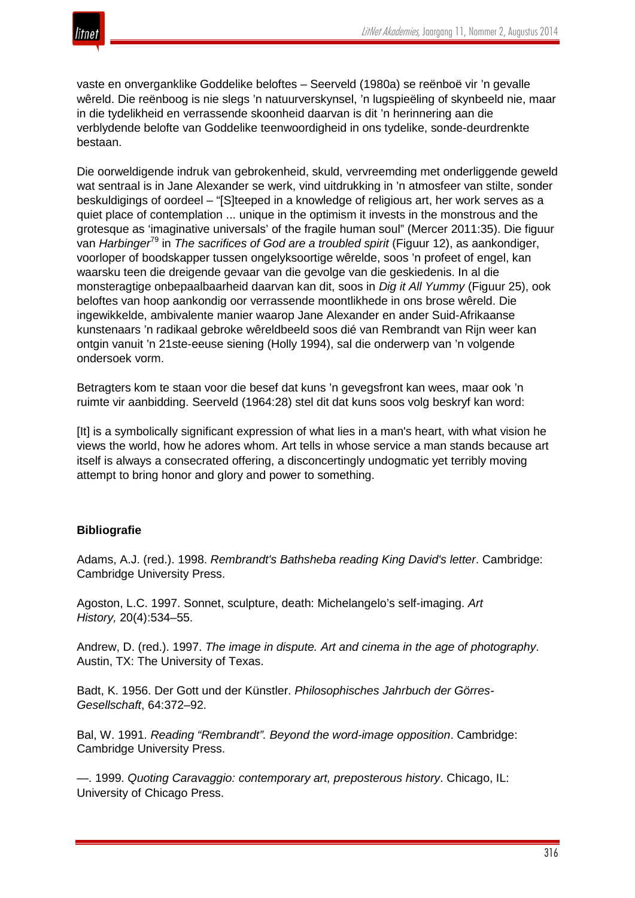vaste en onverganklike Goddelike beloftes – Seerveld (1980a) se reënboë vir 'n gevalle wêreld. Die reënboog is nie slegs 'n natuurverskynsel, 'n lugspieëling of skynbeeld nie, maar in die tydelikheid en verrassende skoonheid daarvan is dit 'n herinnering aan die verblydende belofte van Goddelike teenwoordigheid in ons tydelike, sonde-deurdrenkte bestaan.

Die oorweldigende indruk van gebrokenheid, skuld, vervreemding met onderliggende geweld wat sentraal is in Jane Alexander se werk, vind uitdrukking in 'n atmosfeer van stilte, sonder beskuldigings of oordeel – "[S]teeped in a knowledge of religious art, her work serves as a quiet place of contemplation ... unique in the optimism it invests in the monstrous and the grotesque as 'imaginative universals' of the fragile human soul" (Mercer 2011:35). Die figuur van *Harbinger*[79] in *The sacrifices of God are a troubled spirit* (Figuur 12), as aankondiger, voorloper of boodskapper tussen ongelyksoortige wêrelde, soos 'n profeet of engel, kan waarsku teen die dreigende gevaar van die gevolge van die geskiedenis. In al die monsteragtige onbepaalbaarheid daarvan kan dit, soos in *Dig it All Yummy* (Figuur 25), ook beloftes van hoop aankondig oor verrassende moontlikhede in ons brose wêreld. Die ingewikkelde, ambivalente manier waarop Jane Alexander en ander Suid-Afrikaanse kunstenaars 'n radikaal gebroke wêreldbeeld soos dié van Rembrandt van Rijn weer kan ontgin vanuit 'n 21ste-eeuse siening (Holly 1994), sal die onderwerp van 'n volgende ondersoek vorm.

Betragters kom te staan voor die besef dat kuns 'n gevegsfront kan wees, maar ook 'n ruimte vir aanbidding. Seerveld (1964:28) stel dit dat kuns soos volg beskryf kan word:

> [It] is a symbolically significant expression of what lies in a man's heart, with what vision he views the world, how he adores whom. Art tells in whose service a man stands because art itself is always a consecrated offering, a disconcertingly undogmatic yet terribly moving attempt to bring honor and glory and power to something.

**Bibliografie**

Adams, A.J. (red.). 1998. *Rembrandt's Bathsheba reading King David's letter*. Cambridge: Cambridge University Press.

Agoston, L.C. 1997. Sonnet, sculpture, death: Michelangelo's self-imaging. *Art History,* 20(4):534–55.

Andrew, D. (red.). 1997. *The image in dispute. Art and cinema in the age of photography*. Austin, TX: The University of Texas.

Badt, K. 1956. Der Gott und der Künstler. *Philosophisches Jahrbuch der Görres-Gesellschaft*, 64:372–92.

Bal, W. 1991. *Reading "Rembrandt". Beyond the word-image opposition*. Cambridge: Cambridge University Press.

—. 1999. *Quoting Caravaggio: contemporary art, preposterous history*. Chicago, IL: University of Chicago Press.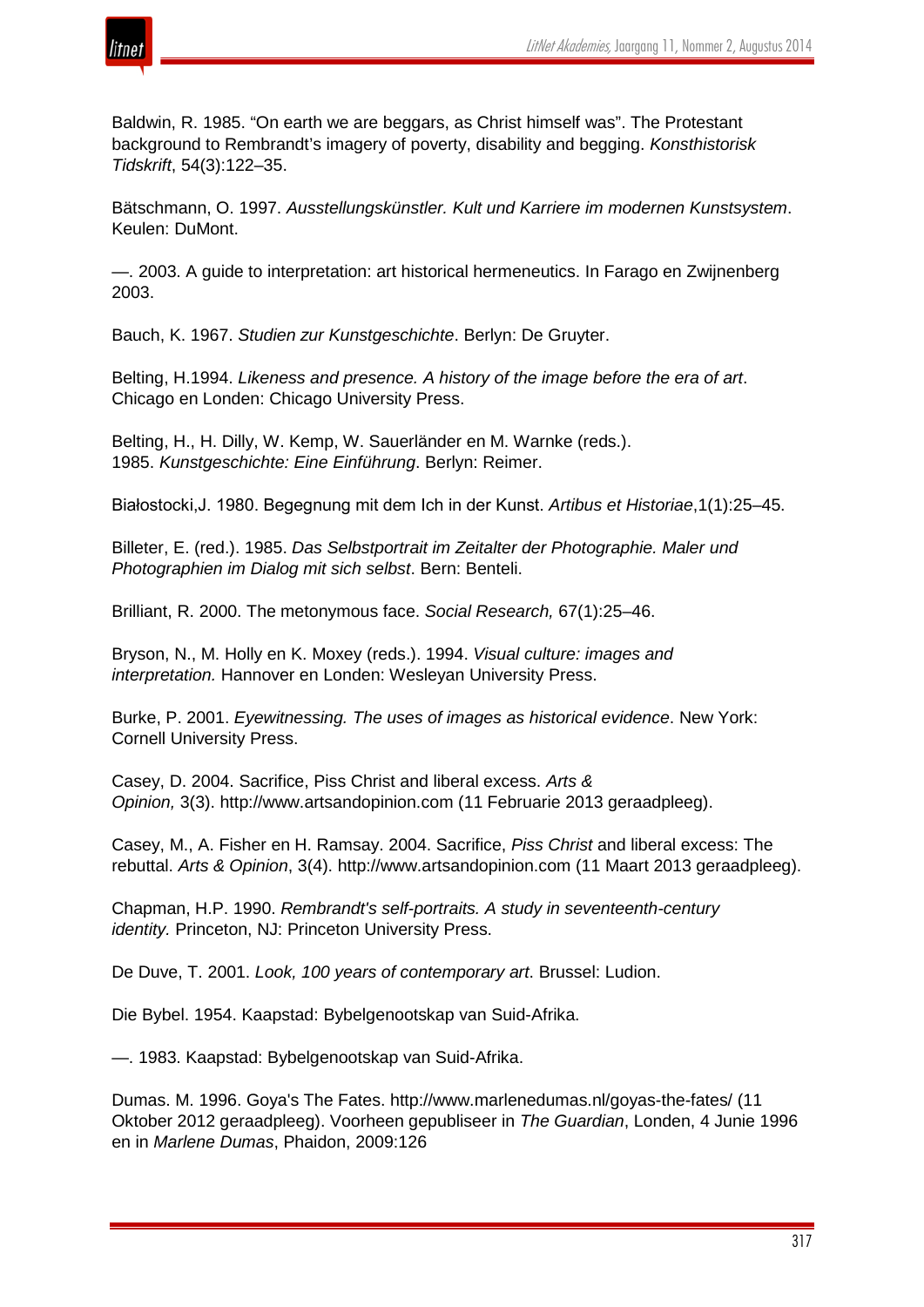Baldwin, R. 1985. “On earth we are beggars, as Christ himself was”. The Protestant background to Rembrandt’s imagery of poverty, disability and begging. *Konsthistorisk Tidskrift*, 54(3):122–35.

Bätschmann, O. 1997. *Ausstellungskünstler. Kult und Karriere im modernen Kunstsystem*. Keulen: DuMont.

—. 2003. A guide to interpretation: art historical hermeneutics. In Farago en Zwijnenberg 2003.

Bauch, K. 1967. *Studien zur Kunstgeschichte*. Berlyn: De Gruyter.

Belting, H.1994. *Likeness and presence. A history of the image before the era of art*. Chicago en Londen: Chicago University Press.

Belting, H., H. Dilly, W. Kemp, W. Sauerländer en M. Warnke (reds.). 1985. *Kunstgeschichte: Eine Einführung*. Berlyn: Reimer.

Białostocki,J. 1980. Begegnung mit dem Ich in der Kunst. *Artibus et Historiae*,1(1):25–45.

Billeter, E. (red.). 1985. *Das Selbstportrait im Zeitalter der Photographie. Maler und Photographien im Dialog mit sich selbst*. Bern: Benteli.

Brilliant, R. 2000. The metonymous face. *Social Research,* 67(1):25–46.

Bryson, N., M. Holly en K. Moxey (reds.). 1994. *Visual culture: images and interpretation.* Hannover en Londen: Wesleyan University Press.

Burke, P. 2001. *Eyewitnessing. The uses of images as historical evidence*. New York: Cornell University Press.

Casey, D. 2004. Sacrifice, Piss Christ and liberal excess. *Arts & Opinion,* 3(3). http://www.artsandopinion.com (11 Februarie 2013 geraadpleeg).

Casey, M., A. Fisher en H. Ramsay. 2004. Sacrifice, *Piss Christ* and liberal excess: The rebuttal. *Arts & Opinion*, 3(4). http://www.artsandopinion.com (11 Maart 2013 geraadpleeg).

Chapman, H.P. 1990. *Rembrandt's self-portraits. A study in seventeenth-century identity.* Princeton, NJ: Princeton University Press.

De Duve, T. 2001. *Look, 100 years of contemporary art*. Brussel: Ludion.

Die Bybel. 1954. Kaapstad: Bybelgenootskap van Suid-Afrika.

—. 1983. Kaapstad: Bybelgenootskap van Suid-Afrika.

Dumas. M. 1996. Goya's The Fates. http://www.marlenedumas.nl/goyas-the-fates/ (11 Oktober 2012 geraadpleeg). Voorheen gepubliseer in *The Guardian*, Londen, 4 Junie 1996 en in *Marlene Dumas*, Phaidon, 2009:126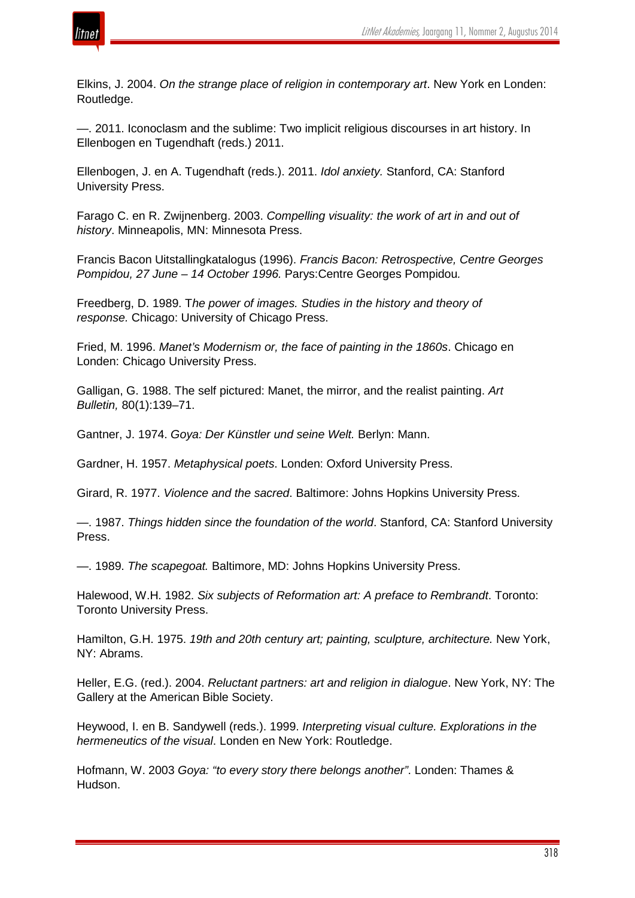Elkins, J. 2004. *On the strange place of religion in contemporary art*. New York en Londen: Routledge.

—. 2011. Iconoclasm and the sublime: Two implicit religious discourses in art history. In Ellenbogen en Tugendhaft (reds.) 2011.

Ellenbogen, J. en A. Tugendhaft (reds.). 2011. *Idol anxiety.* Stanford, CA: Stanford University Press.

Farago C. en R. Zwijnenberg. 2003. *Compelling visuality: the work of art in and out of history*. Minneapolis, MN: Minnesota Press.

Francis Bacon Uitstallingkatalogus (1996). *Francis Bacon: Retrospective, Centre Georges Pompidou, 27 June – 14 October 1996.* Parys:Centre Georges Pompidou.

Freedberg, D. 1989. T*he power of images. Studies in the history and theory of response.* Chicago: University of Chicago Press.

Fried, M. 1996. *Manet's Modernism or, the face of painting in the 1860s*. Chicago en Londen: Chicago University Press.

Galligan, G. 1988. The self pictured: Manet, the mirror, and the realist painting. *Art Bulletin,* 80(1):139–71.

Gantner, J. 1974. *Goya: Der Künstler und seine Welt.* Berlyn: Mann.

Gardner, H. 1957. *Metaphysical poets*. Londen: Oxford University Press.

Girard, R. 1977. *Violence and the sacred*. Baltimore: Johns Hopkins University Press.

—. 1987. *Things hidden since the foundation of the world*. Stanford, CA: Stanford University Press.

—. 1989. *The scapegoat.* Baltimore, MD: Johns Hopkins University Press.

Halewood, W.H. 1982. *Six subjects of Reformation art: A preface to Rembrandt*. Toronto: Toronto University Press.

Hamilton, G.H. 1975. *19th and 20th century art; painting, sculpture, architecture.* New York, NY: Abrams.

Heller, E.G. (red.). 2004. *Reluctant partners: art and religion in dialogue*. New York, NY: The Gallery at the American Bible Society.

Heywood, I. en B. Sandywell (reds.). 1999. *Interpreting visual culture. Explorations in the hermeneutics of the visual*. Londen en New York: Routledge.

Hofmann, W. 2003 *Goya: "to every story there belongs another".* Londen: Thames & Hudson.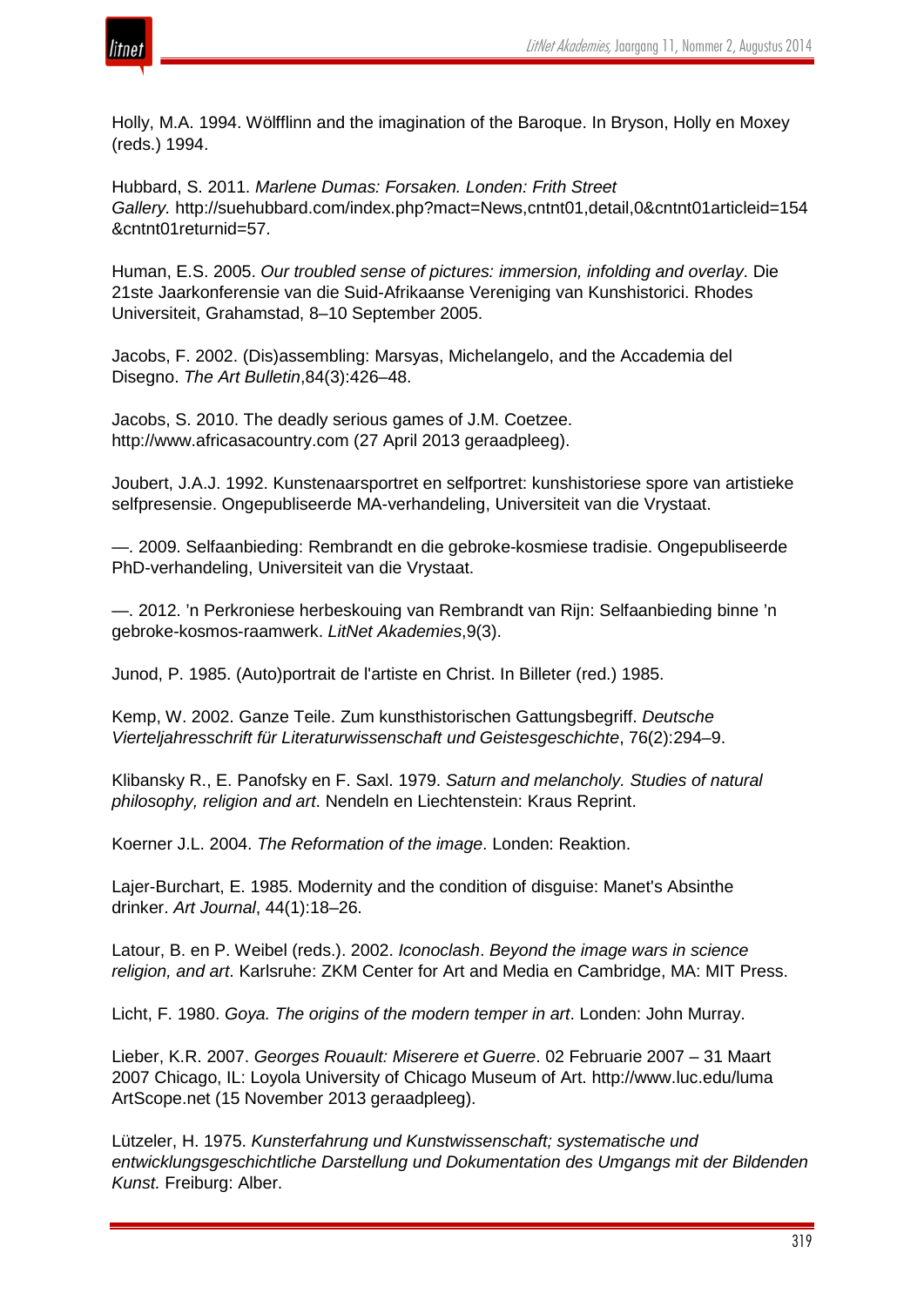Holly, M.A. 1994. Wölfflinn and the imagination of the Baroque. In Bryson, Holly en Moxey (reds.) 1994.

Hubbard, S. 2011. *Marlene Dumas: Forsaken. Londen: Frith Street Gallery.* http://suehubbard.com/index.php?mact=News,cntnt01,detail,0&cntnt01articleid=154&cntnt01returnid=57.

Human, E.S. 2005. *Our troubled sense of pictures: immersion, infolding and overlay*. Die 21ste Jaarkonferensie van die Suid-Afrikaanse Vereniging van Kunshistorici. Rhodes Universiteit, Grahamstad, 8–10 September 2005.

Jacobs, F. 2002. (Dis)assembling: Marsyas, Michelangelo, and the Accademia del Disegno. *The Art Bulletin*,84(3):426–48.

Jacobs, S. 2010. The deadly serious games of J.M. Coetzee. http://www.africasacountry.com (27 April 2013 geraadpleeg).

Joubert, J.A.J. 1992. Kunstenaarsportret en selfportret: kunshistoriese spore van artistieke selfpresensie. Ongepubliseerde MA-verhandeling, Universiteit van die Vrystaat.

—. 2009. Selfaanbieding: Rembrandt en die gebroke-kosmiese tradisie. Ongepubliseerde PhD-verhandeling, Universiteit van die Vrystaat.

—. 2012. ’n Perkroniese herbeskouing van Rembrandt van Rijn: Selfaanbieding binne ’n gebroke-kosmos-raamwerk. *LitNet Akademies*,9(3).

Junod, P. 1985. (Auto)portrait de l'artiste en Christ. In Billeter (red.) 1985.

Kemp, W. 2002. Ganze Teile. Zum kunsthistorischen Gattungsbegriff. *Deutsche Vierteljahresschrift für Literaturwissenschaft und Geistesgeschichte*, 76(2):294–9.

Klibansky R., E. Panofsky en F. Saxl. 1979. *Saturn and melancholy. Studies of natural philosophy, religion and art*. Nendeln en Liechtenstein: Kraus Reprint.

Koerner J.L. 2004. *The Reformation of the image*. Londen: Reaktion.

Lajer-Burchart, E. 1985. Modernity and the condition of disguise: Manet's Absinthe drinker. *Art Journal*, 44(1):18–26.

Latour, B. en P. Weibel (reds.). 2002. *Iconoclash*. *Beyond the image wars in science religion, and art*. Karlsruhe: ZKM Center for Art and Media en Cambridge, MA: MIT Press.

Licht, F. 1980. *Goya. The origins of the modern temper in art*. Londen: John Murray.

Lieber, K.R. 2007. *Georges Rouault: Miserere et Guerre*. 02 Februarie 2007 – 31 Maart 2007 Chicago, IL: Loyola University of Chicago Museum of Art. http://www.luc.edu/luma ArtScope.net (15 November 2013 geraadpleeg).

Lützeler, H. 1975. *Kunsterfahrung und Kunstwissenschaft; systematische und entwicklungsgeschichtliche Darstellung und Dokumentation des Umgangs mit der Bildenden Kunst.* Freiburg: Alber.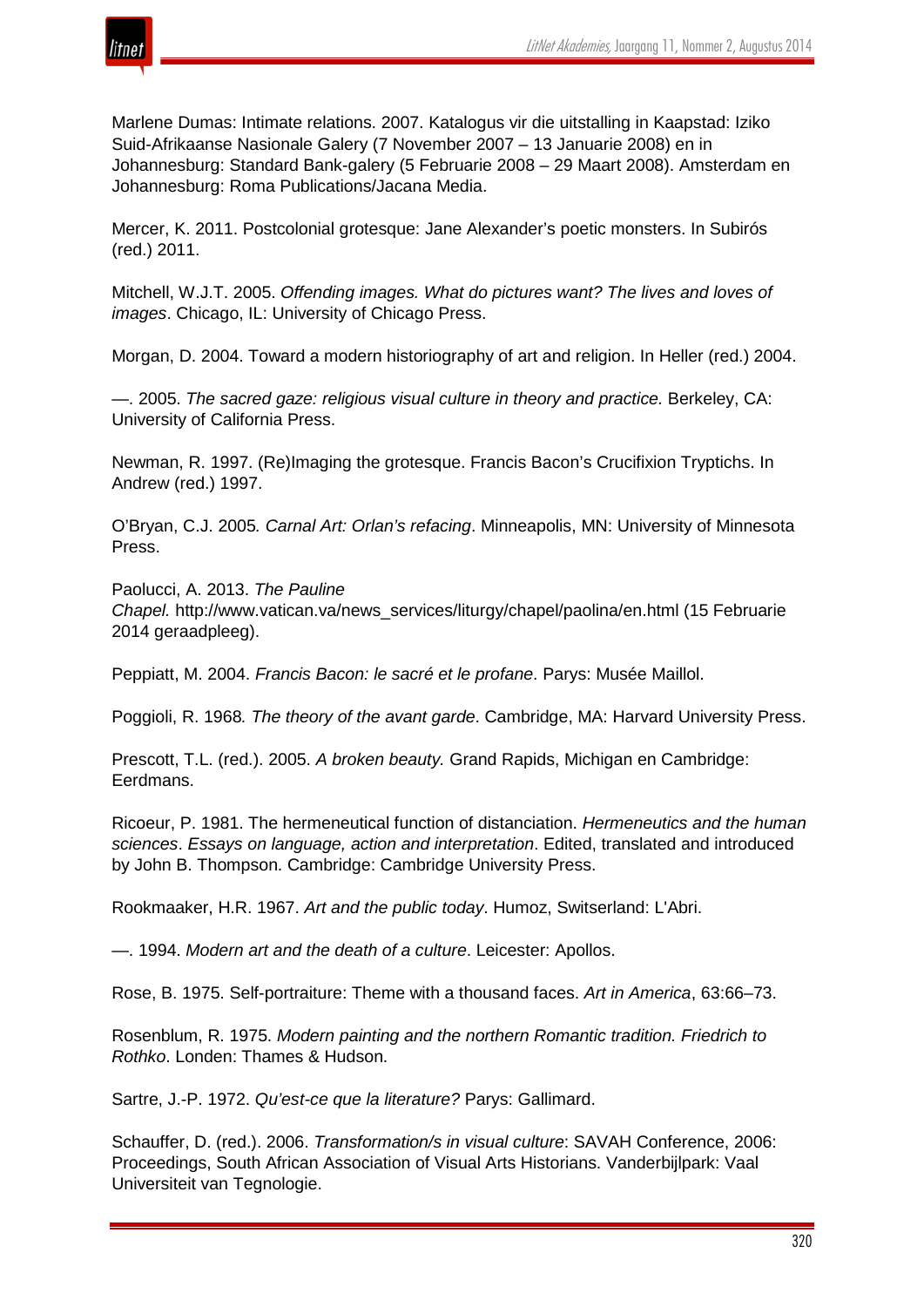Marlene Dumas: Intimate relations. 2007. Katalogus vir die uitstalling in Kaapstad: Iziko Suid-Afrikaanse Nasionale Galery (7 November 2007 – 13 Januarie 2008) en in Johannesburg: Standard Bank-galery (5 Februarie 2008 – 29 Maart 2008). Amsterdam en Johannesburg: Roma Publications/Jacana Media.

Mercer, K. 2011. Postcolonial grotesque: Jane Alexander's poetic monsters. In Subirós (red.) 2011.

Mitchell, W.J.T. 2005. *Offending images. What do pictures want? The lives and loves of images*. Chicago, IL: University of Chicago Press.

Morgan, D. 2004. Toward a modern historiography of art and religion. In Heller (red.) 2004.

—. 2005. *The sacred gaze: religious visual culture in theory and practice.* Berkeley, CA: University of California Press.

Newman, R. 1997. (Re)Imaging the grotesque. Francis Bacon's Crucifixion Tryptichs. In Andrew (red.) 1997.

O'Bryan, C.J. 2005*. Carnal Art: Orlan's refacing*. Minneapolis, MN: University of Minnesota Press.

Paolucci, A. 2013. *The Pauline Chapel.* http://www.vatican.va/news_services/liturgy/chapel/paolina/en.html (15 Februarie 2014 geraadpleeg).

Peppiatt, M. 2004. *Francis Bacon: le sacré et le profane*. Parys: Musée Maillol.

Poggioli, R. 1968*. The theory of the avant garde*. Cambridge, MA: Harvard University Press.

Prescott, T.L. (red.). 2005. *A broken beauty.* Grand Rapids, Michigan en Cambridge: Eerdmans.

Ricoeur, P. 1981. The hermeneutical function of distanciation. *Hermeneutics and the human sciences*. *Essays on language, action and interpretation*. Edited, translated and introduced by John B. Thompson. Cambridge: Cambridge University Press.

Rookmaaker, H.R. 1967. *Art and the public today*. Humoz, Switserland: L'Abri.

—. 1994. *Modern art and the death of a culture*. Leicester: Apollos.

Rose, B. 1975. Self-portraiture: Theme with a thousand faces. *Art in America*, 63:66–73.

Rosenblum, R. 1975. *Modern painting and the northern Romantic tradition. Friedrich to Rothko*. Londen: Thames & Hudson.

Sartre, J.-P. 1972. *Qu'est-ce que la literature?* Parys: Gallimard.

Schauffer, D. (red.). 2006. *Transformation/s in visual culture*: SAVAH Conference, 2006: Proceedings, South African Association of Visual Arts Historians. Vanderbijlpark: Vaal Universiteit van Tegnologie.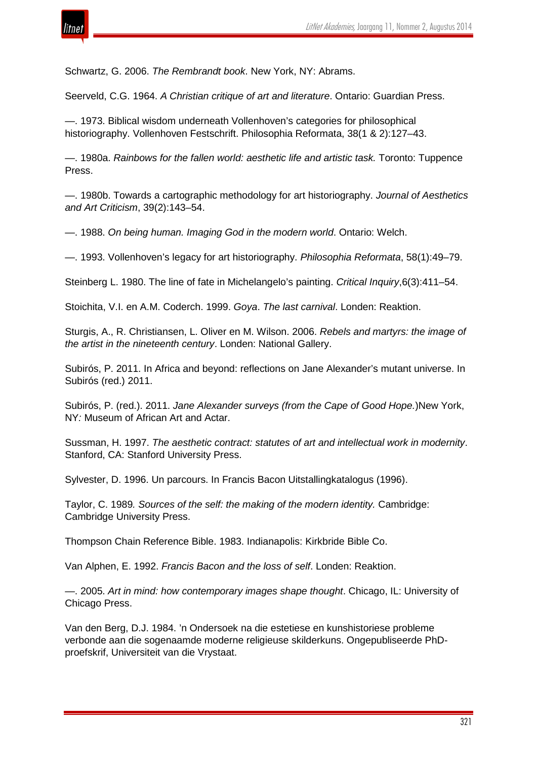Schwartz, G. 2006. *The Rembrandt book*. New York, NY: Abrams.

Seerveld, C.G. 1964. *A Christian critique of art and literature*. Ontario: Guardian Press.

—. 1973. Biblical wisdom underneath Vollenhoven's categories for philosophical historiography. Vollenhoven Festschrift. Philosophia Reformata, 38(1 & 2):127–43.

—. 1980a. *Rainbows for the fallen world: aesthetic life and artistic task.* Toronto: Tuppence Press.

—. 1980b. Towards a cartographic methodology for art historiography. *Journal of Aesthetics and Art Criticism*, 39(2):143–54.

—. 1988. *On being human. Imaging God in the modern world*. Ontario: Welch.

—. 1993. Vollenhoven's legacy for art historiography. *Philosophia Reformata*, 58(1):49–79.

Steinberg L. 1980. The line of fate in Michelangelo's painting. *Critical Inquiry*,6(3):411–54.

Stoichita, V.I. en A.M. Coderch. 1999. *Goya*. *The last carnival*. Londen: Reaktion.

Sturgis, A., R. Christiansen, L. Oliver en M. Wilson. 2006. *Rebels and martyrs: the image of the artist in the nineteenth century*. Londen: National Gallery.

Subirós, P. 2011. In Africa and beyond: reflections on Jane Alexander's mutant universe. In Subirós (red.) 2011.

Subirós, P. (red.). 2011. *Jane Alexander surveys (from the Cape of Good Hope.*)New York, NY*:* Museum of African Art and Actar.

Sussman, H. 1997. *The aesthetic contract: statutes of art and intellectual work in modernity*. Stanford, CA: Stanford University Press.

Sylvester, D. 1996. Un parcours. In Francis Bacon Uitstallingkatalogus (1996).

Taylor, C. 1989*. Sources of the self: the making of the modern identity.* Cambridge: Cambridge University Press.

Thompson Chain Reference Bible. 1983. Indianapolis: Kirkbride Bible Co.

Van Alphen, E. 1992. *Francis Bacon and the loss of self*. Londen: Reaktion.

—. 2005. *Art in mind: how contemporary images shape thought*. Chicago, IL: University of Chicago Press.

Van den Berg, D.J. 1984. 'n Ondersoek na die estetiese en kunshistoriese probleme verbonde aan die sogenaamde moderne religieuse skilderkuns. Ongepubliseerde PhD-proefskrif, Universiteit van die Vrystaat.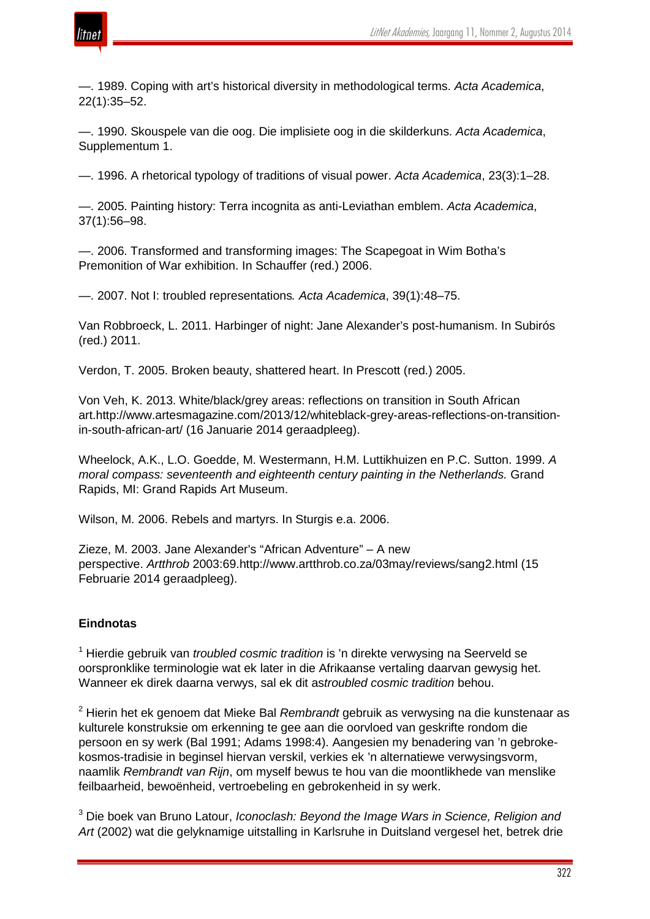—. 1989. Coping with art's historical diversity in methodological terms. *Acta Academica*, 22(1):35–52.

—. 1990. Skouspele van die oog. Die implisiete oog in die skilderkuns. *Acta Academica*, Supplementum 1.

—. 1996. A rhetorical typology of traditions of visual power. *Acta Academica*, 23(3):1–28.

—. 2005. Painting history: Terra incognita as anti-Leviathan emblem. *Acta Academica*, 37(1):56–98.

—. 2006. Transformed and transforming images: The Scapegoat in Wim Botha's Premonition of War exhibition. In Schauffer (red.) 2006.

—. 2007. Not I: troubled representations*. Acta Academica*, 39(1):48–75.

Van Robbroeck, L. 2011. Harbinger of night: Jane Alexander's post-humanism. In Subirós (red.) 2011.

Verdon, T. 2005. Broken beauty, shattered heart. In Prescott (red.) 2005.

Von Veh, K. 2013. White/black/grey areas: reflections on transition in South African art.http://www.artesmagazine.com/2013/12/whiteblack-grey-areas-reflections-on-transition-in-south-african-art/ (16 Januarie 2014 geraadpleeg).

Wheelock, A.K., L.O. Goedde, M. Westermann, H.M. Luttikhuizen en P.C. Sutton. 1999. *A moral compass: seventeenth and eighteenth century painting in the Netherlands.* Grand Rapids, MI: Grand Rapids Art Museum.

Wilson, M. 2006. Rebels and martyrs. In Sturgis e.a. 2006.

Zieze, M. 2003. Jane Alexander's "African Adventure" – A new perspective. *Artthrob* 2003:69.http://www.artthrob.co.za/03may/reviews/sang2.html (15 Februarie 2014 geraadpleeg).

## Eindnotas

[1] Hierdie gebruik van *troubled cosmic tradition* is 'n direkte verwysing na Seerveld se oorspronklike terminologie wat ek later in die Afrikaanse vertaling daarvan gewysig het. Wanneer ek direk daarna verwys, sal ek dit as*troubled cosmic tradition* behou.

[2] Hierin het ek genoem dat Mieke Bal *Rembrandt* gebruik as verwysing na die kunstenaar as kulturele konstruksie om erkenning te gee aan die oorvloed van geskrifte rondom die persoon en sy werk (Bal 1991; Adams 1998:4). Aangesien my benadering van 'n gebroke-kosmos-tradisie in beginsel hiervan verskil, verkies ek 'n alternatiewe verwysingsvorm, naamlik *Rembrandt van Rijn*, om myself bewus te hou van die moontlikhede van menslike feilbaarheid, bewoënheid, vertroebeling en gebrokenheid in sy werk.

[3] Die boek van Bruno Latour, *Iconoclash: Beyond the Image Wars in Science, Religion and Art* (2002) wat die gelyknamige uitstalling in Karlsruhe in Duitsland vergesel het, betrek drie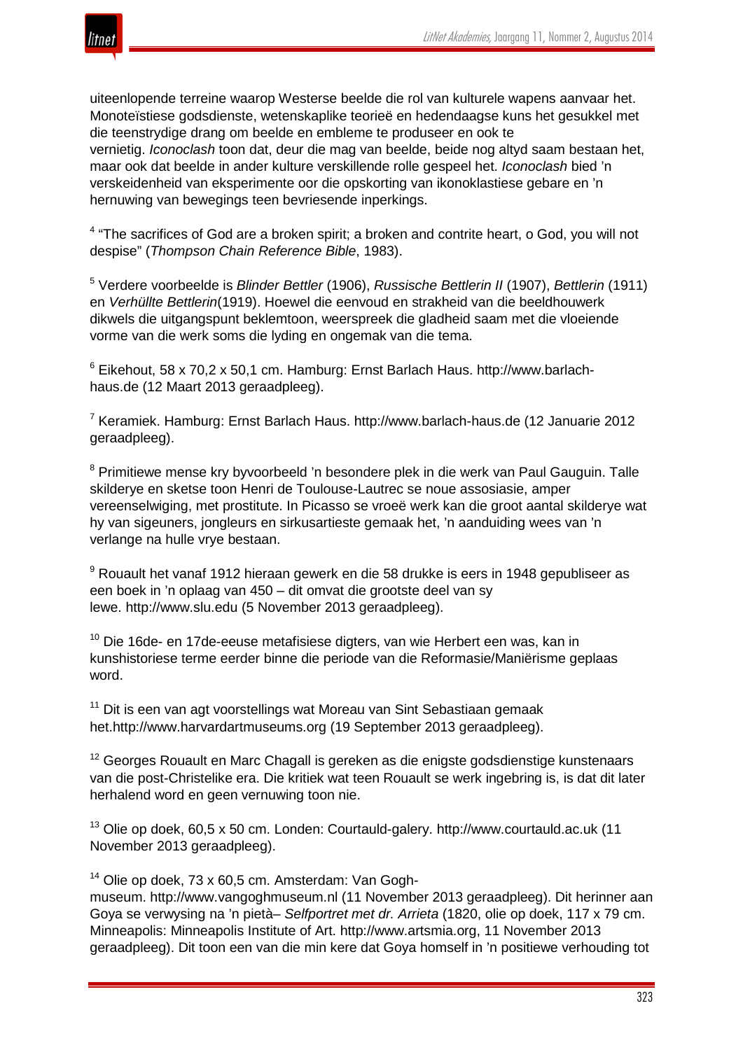uiteenlopende terreine waarop Westerse beelde die rol van kulturele wapens aanvaar het. Monoteïstiese godsdienste, wetenskaplike teorieë en hedendaagse kuns het gesukkel met die teenstrydige drang om beelde en embleme te produseer en ook te vernietig. *Iconoclash* toon dat, deur die mag van beelde, beide nog altyd saam bestaan het, maar ook dat beelde in ander kulture verskillende rolle gespeel het. *Iconoclash* bied 'n verskeidenheid van eksperimente oor die opskorting van ikonoklastiese gebare en 'n hernuwing van bewegings teen bevriesende inperkings.

[4] "The sacrifices of God are a broken spirit; a broken and contrite heart, o God, you will not despise" (*Thompson Chain Reference Bible*, 1983).

[5] Verdere voorbeelde is *Blinder Bettler* (1906), *Russische Bettlerin II* (1907), *Bettlerin* (1911) en *Verhüllte Bettlerin*(1919). Hoewel die eenvoud en strakheid van die beeldhouwerk dikwels die uitgangspunt beklemtoon, weerspreek die gladheid saam met die vloeiende vorme van die werk soms die lyding en ongemak van die tema.

[6] Eikehout, 58 x 70,2 x 50,1 cm. Hamburg: Ernst Barlach Haus. http://www.barlach-haus.de (12 Maart 2013 geraadpleeg).

[7] Keramiek. Hamburg: Ernst Barlach Haus. http://www.barlach-haus.de (12 Januarie 2012 geraadpleeg).

[8] Primitiewe mense kry byvoorbeeld 'n besondere plek in die werk van Paul Gauguin. Talle skilderye en sketse toon Henri de Toulouse-Lautrec se noue assosiasie, amper vereenselwiging, met prostitute. In Picasso se vroeë werk kan die groot aantal skilderye wat hy van sigeuners, jongleurs en sirkusartieste gemaak het, 'n aanduiding wees van 'n verlange na hulle vrye bestaan.

[9] Rouault het vanaf 1912 hieraan gewerk en die 58 drukke is eers in 1948 gepubliseer as een boek in 'n oplaag van 450 – dit omvat die grootste deel van sy lewe. http://www.slu.edu (5 November 2013 geraadpleeg).

[10] Die 16de- en 17de-eeuse metafisiese digters, van wie Herbert een was, kan in kunshistoriese terme eerder binne die periode van die Reformasie/Maniërisme geplaas word.

[11] Dit is een van agt voorstellings wat Moreau van Sint Sebastiaan gemaak het.http://www.harvardartmuseums.org (19 September 2013 geraadpleeg).

[12] Georges Rouault en Marc Chagall is gereken as die enigste godsdienstige kunstenaars van die post-Christelike era. Die kritiek wat teen Rouault se werk ingebring is, is dat dit later herhalend word en geen vernuwing toon nie.

[13] Olie op doek, 60,5 x 50 cm. Londen: Courtauld-galery. http://www.courtauld.ac.uk (11 November 2013 geraadpleeg).

[14] Olie op doek, 73 x 60,5 cm. Amsterdam: Van Gogh-museum. http://www.vangoghmuseum.nl (11 November 2013 geraadpleeg). Dit herinner aan Goya se verwysing na 'n pietà– *Selfportret met dr. Arrieta* (1820, olie op doek, 117 x 79 cm. Minneapolis: Minneapolis Institute of Art. http://www.artsmia.org, 11 November 2013 geraadpleeg). Dit toon een van die min kere dat Goya homself in 'n positiewe verhouding tot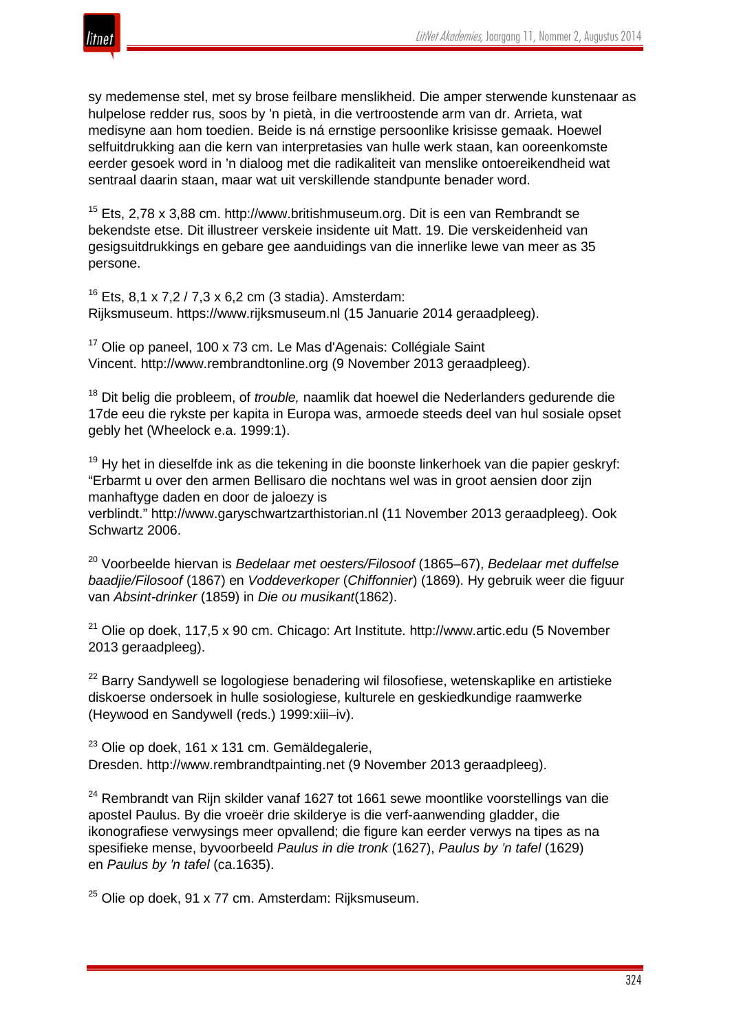sy medemense stel, met sy brose feilbare menslikheid. Die amper sterwende kunstenaar as hulpelose redder rus, soos by 'n pietà, in die vertroostende arm van dr. Arrieta, wat medisyne aan hom toedien. Beide is ná ernstige persoonlike krisisse gemaak. Hoewel selfuitdrukking aan die kern van interpretasies van hulle werk staan, kan ooreenkomste eerder gesoek word in 'n dialoog met die radikaliteit van menslike ontoereikendheid wat sentraal daarin staan, maar wat uit verskillende standpunte benader word.

[15] Ets, 2,78 x 3,88 cm. http://www.britishmuseum.org. Dit is een van Rembrandt se bekendste etse. Dit illustreer verskeie insidente uit Matt. 19. Die verskeidenheid van gesigsuitdrukkings en gebare gee aanduidings van die innerlike lewe van meer as 35 persone.

[16] Ets, 8,1 x 7,2 / 7,3 x 6,2 cm (3 stadia). Amsterdam: Rijksmuseum. https://www.rijksmuseum.nl (15 Januarie 2014 geraadpleeg).

[17] Olie op paneel, 100 x 73 cm. Le Mas d'Agenais: Collégiale Saint Vincent. http://www.rembrandtonline.org (9 November 2013 geraadpleeg).

[18] Dit belig die probleem, of *trouble,* naamlik dat hoewel die Nederlanders gedurende die 17de eeu die rykste per kapita in Europa was, armoede steeds deel van hul sosiale opset gebly het (Wheelock e.a. 1999:1).

[19] Hy het in dieselfde ink as die tekening in die boonste linkerhoek van die papier geskryf: "Erbarmt u over den armen Bellisaro die nochtans wel was in groot aensien door zijn manhaftyge daden en door de jaloezy is verblindt." http://www.garyschwartzarthistorian.nl (11 November 2013 geraadpleeg). Ook Schwartz 2006.

[20] Voorbeelde hiervan is *Bedelaar met oesters/Filosoof* (1865–67), *Bedelaar met duffelse baadjie/Filosoof* (1867) en *Voddeverkoper* (*Chiffonnier*) (1869). Hy gebruik weer die figuur van *Absint-drinker* (1859) in *Die ou musikant*(1862).

[21] Olie op doek, 117,5 x 90 cm. Chicago: Art Institute. http://www.artic.edu (5 November 2013 geraadpleeg).

[22] Barry Sandywell se logologiese benadering wil filosofiese, wetenskaplike en artistieke diskoerse ondersoek in hulle sosiologiese, kulturele en geskiedkundige raamwerke (Heywood en Sandywell (reds.) 1999:xiii–iv).

[23] Olie op doek, 161 x 131 cm. Gemäldegalerie, Dresden. http://www.rembrandtpainting.net (9 November 2013 geraadpleeg).

[24] Rembrandt van Rijn skilder vanaf 1627 tot 1661 sewe moontlike voorstellings van die apostel Paulus. By die vroeër drie skilderye is die verf-aanwending gladder, die ikonografiese verwysings meer opvallend; die figure kan eerder verwys na tipes as na spesifieke mense, byvoorbeeld *Paulus in die tronk* (1627), *Paulus by 'n tafel* (1629) en *Paulus by 'n tafel* (ca.1635).

[25] Olie op doek, 91 x 77 cm. Amsterdam: Rijksmuseum.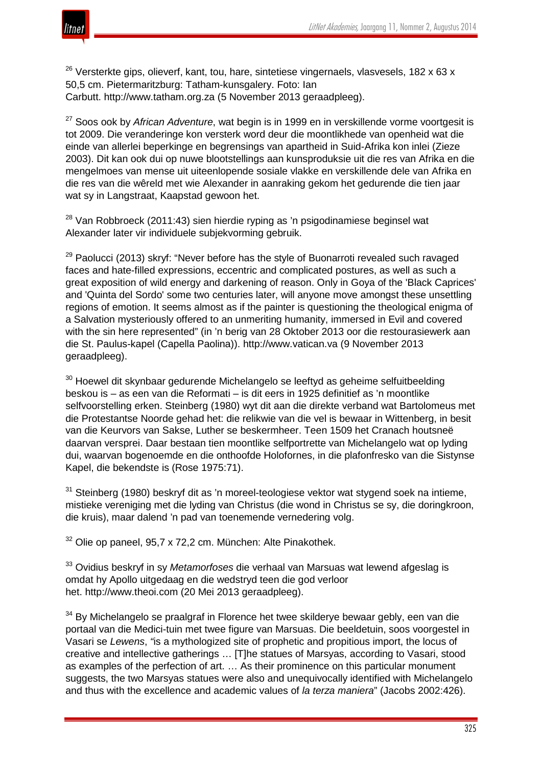[26] Versterkte gips, olieverf, kant, tou, hare, sintetiese vingernaels, vlasvesels, 182 x 63 x 50,5 cm. Pietermaritzburg: Tatham-kunsgalery. Foto: Ian Carbutt. http://www.tatham.org.za (5 November 2013 geraadpleeg).

[27] Soos ook by *African Adventure*, wat begin is in 1999 en in verskillende vorme voortgesit is tot 2009. Die veranderinge kon versterk word deur die moontlikhede van openheid wat die einde van allerlei beperkinge en begrensings van apartheid in Suid-Afrika kon inlei (Zieze 2003). Dit kan ook dui op nuwe blootstellings aan kunsproduksie uit die res van Afrika en die mengelmoes van mense uit uiteenlopende sosiale vlakke en verskillende dele van Afrika en die res van die wêreld met wie Alexander in aanraking gekom het gedurende die tien jaar wat sy in Langstraat, Kaapstad gewoon het.

[28] Van Robbroeck (2011:43) sien hierdie ryping as 'n psigodinamiese beginsel wat Alexander later vir individuele subjekvorming gebruik.

[29] Paolucci (2013) skryf: "Never before has the style of Buonarroti revealed such ravaged faces and hate-filled expressions, eccentric and complicated postures, as well as such a great exposition of wild energy and darkening of reason. Only in Goya of the 'Black Caprices' and 'Quinta del Sordo' some two centuries later, will anyone move amongst these unsettling regions of emotion. It seems almost as if the painter is questioning the theological enigma of a Salvation mysteriously offered to an unmeriting humanity, immersed in Evil and covered with the sin here represented" (in 'n berig van 28 Oktober 2013 oor die restourasiewerk aan die St. Paulus-kapel (Capella Paolina)). http://www.vatican.va (9 November 2013 geraadpleeg).

[30] Hoewel dit skynbaar gedurende Michelangelo se leeftyd as geheime selfuitbeelding beskou is – as een van die Reformati – is dit eers in 1925 definitief as 'n moontlike selfvoorstelling erken. Steinberg (1980) wyt dit aan die direkte verband wat Bartolomeus met die Protestantse Noorde gehad het: die relikwie van die vel is bewaar in Wittenberg, in besit van die Keurvors van Sakse, Luther se beskermheer. Teen 1509 het Cranach houtsneë daarvan versprei. Daar bestaan tien moontlike selfportrette van Michelangelo wat op lyding dui, waarvan bogenoemde en die onthoofde Holofornes, in die plafonfresko van die Sistynse Kapel, die bekendste is (Rose 1975:71).

[31] Steinberg (1980) beskryf dit as 'n moreel-teologiese vektor wat stygend soek na intieme, mistieke vereniging met die lyding van Christus (die wond in Christus se sy, die doringkroon, die kruis), maar dalend 'n pad van toenemende vernedering volg.

[32] Olie op paneel, 95,7 x 72,2 cm. München: Alte Pinakothek.

[33] Ovidius beskryf in sy *Metamorfoses* die verhaal van Marsuas wat lewend afgeslag is omdat hy Apollo uitgedaag en die wedstryd teen die god verloor het. http://www.theoi.com (20 Mei 2013 geraadpleeg).

[34] By Michelangelo se praalgraf in Florence het twee skilderye bewaar gebly, een van die portaal van die Medici-tuin met twee figure van Marsuas. Die beeldetuin, soos voorgestel in Vasari se *Lewens*, "is a mythologized site of prophetic and propitious import, the locus of creative and intellective gatherings … [T]he statues of Marsyas, according to Vasari, stood as examples of the perfection of art. … As their prominence on this particular monument suggests, the two Marsyas statues were also and unequivocally identified with Michelangelo and thus with the excellence and academic values of *la terza maniera*" (Jacobs 2002:426).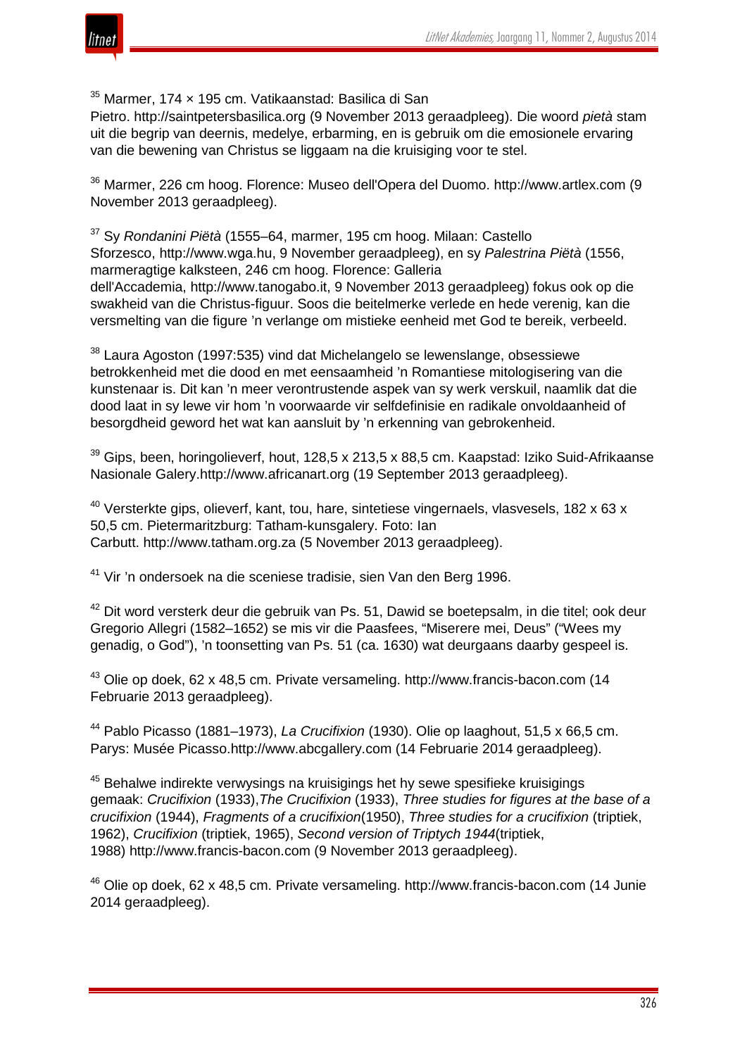[35] Marmer, 174 × 195 cm. Vatikaanstad: Basilica di San Pietro. http://saintpetersbasilica.org (9 November 2013 geraadpleeg). Die woord *pietà* stam uit die begrip van deernis, medelye, erbarming, en is gebruik om die emosionele ervaring van die bewening van Christus se liggaam na die kruisiging voor te stel.

[36] Marmer, 226 cm hoog. Florence: Museo dell'Opera del Duomo. http://www.artlex.com (9 November 2013 geraadpleeg).

[37] Sy *Rondanini Piëtà* (1555–64, marmer, 195 cm hoog. Milaan: Castello Sforzesco, http://www.wga.hu, 9 November geraadpleeg), en sy *Palestrina Piëtà* (1556, marmeragtige kalksteen, 246 cm hoog. Florence: Galleria dell'Accademia, http://www.tanogabo.it, 9 November 2013 geraadpleeg) fokus ook op die swakheid van die Christus-figuur. Soos die beitelmerke verlede en hede verenig, kan die versmelting van die figure 'n verlange om mistieke eenheid met God te bereik, verbeeld.

[38] Laura Agoston (1997:535) vind dat Michelangelo se lewenslange, obsessiewe betrokkenheid met die dood en met eensaamheid 'n Romantiese mitologisering van die kunstenaar is. Dit kan 'n meer verontrustende aspek van sy werk verskuil, naamlik dat die dood laat in sy lewe vir hom 'n voorwaarde vir selfdefinisie en radikale onvoldaanheid of besorgdheid geword het wat kan aansluit by 'n erkenning van gebrokenheid.

[39] Gips, been, horingolieverf, hout, 128,5 x 213,5 x 88,5 cm. Kaapstad: Iziko Suid-Afrikaanse Nasionale Galery.http://www.africanart.org (19 September 2013 geraadpleeg).

[40] Versterkte gips, olieverf, kant, tou, hare, sintetiese vingernaels, vlasvesels, 182 x 63 x 50,5 cm. Pietermaritzburg: Tatham-kunsgalery. Foto: Ian Carbutt. http://www.tatham.org.za (5 November 2013 geraadpleeg).

[41] Vir 'n ondersoek na die sceniese tradisie, sien Van den Berg 1996.

[42] Dit word versterk deur die gebruik van Ps. 51, Dawid se boetepsalm, in die titel; ook deur Gregorio Allegri (1582–1652) se mis vir die Paasfees, “Miserere mei, Deus” (“Wees my genadig, o God”), 'n toonsetting van Ps. 51 (ca. 1630) wat deurgaans daarby gespeel is.

[43] Olie op doek, 62 x 48,5 cm. Private versameling. http://www.francis-bacon.com (14 Februarie 2013 geraadpleeg).

[44] Pablo Picasso (1881–1973), *La Crucifixion* (1930). Olie op laaghout, 51,5 x 66,5 cm. Parys: Musée Picasso.http://www.abcgallery.com (14 Februarie 2014 geraadpleeg).

[45] Behalwe indirekte verwysings na kruisigings het hy sewe spesifieke kruisigings gemaak: *Crucifixion* (1933),*The Crucifixion* (1933), *Three studies for figures at the base of a crucifixion* (1944), *Fragments of a crucifixion*(1950), *Three studies for a crucifixion* (triptiek, 1962), *Crucifixion* (triptiek, 1965), *Second version of Triptych 1944*(triptiek, 1988) http://www.francis-bacon.com (9 November 2013 geraadpleeg).

[46] Olie op doek, 62 x 48,5 cm. Private versameling. http://www.francis-bacon.com (14 Junie 2014 geraadpleeg).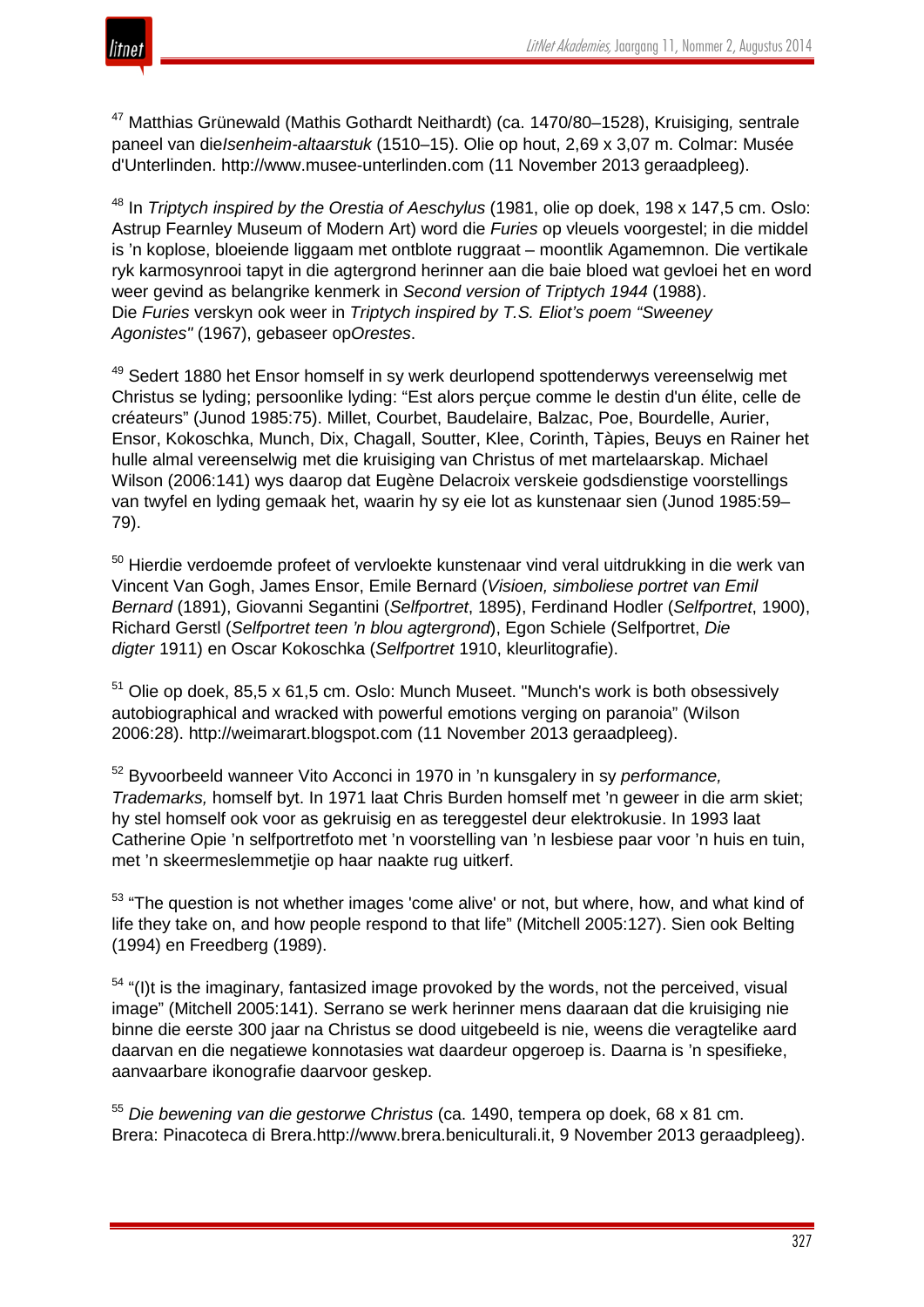[47] Matthias Grünewald (Mathis Gothardt Neithardt) (ca. 1470/80–1528), Kruisiging*,* sentrale paneel van die*Isenheim-altaarstuk* (1510–15). Olie op hout, 2,69 x 3,07 m. Colmar: Musée d'Unterlinden. http://www.musee-unterlinden.com (11 November 2013 geraadpleeg).

[48] In *Triptych inspired by the Orestia of Aeschylus* (1981, olie op doek, 198 x 147,5 cm. Oslo: Astrup Fearnley Museum of Modern Art) word die *Furies* op vleuels voorgestel; in die middel is 'n koplose, bloeiende liggaam met ontblote ruggraat – moontlik Agamemnon. Die vertikale ryk karmosynrooi tapyt in die agtergrond herinner aan die baie bloed wat gevloei het en word weer gevind as belangrike kenmerk in *Second version of Triptych 1944* (1988). Die *Furies* verskyn ook weer in *Triptych inspired by T.S. Eliot's poem "Sweeney Agonistes"* (1967), gebaseer op*Orestes*.

[49] Sedert 1880 het Ensor homself in sy werk deurlopend spottenderwys vereenselwig met Christus se lyding; persoonlike lyding: "Est alors perçue comme le destin d'un élite, celle de créateurs" (Junod 1985:75). Millet, Courbet, Baudelaire, Balzac, Poe, Bourdelle, Aurier, Ensor, Kokoschka, Munch, Dix, Chagall, Soutter, Klee, Corinth, Tàpies, Beuys en Rainer het hulle almal vereenselwig met die kruisiging van Christus of met martelaarskap. Michael Wilson (2006:141) wys daarop dat Eugène Delacroix verskeie godsdienstige voorstellings van twyfel en lyding gemaak het, waarin hy sy eie lot as kunstenaar sien (Junod 1985:59–79).

[50] Hierdie verdoemde profeet of vervloekte kunstenaar vind veral uitdrukking in die werk van Vincent Van Gogh, James Ensor, Emile Bernard (*Visioen, simboliese portret van Emil Bernard* (1891), Giovanni Segantini (*Selfportret*, 1895), Ferdinand Hodler (*Selfportret*, 1900), Richard Gerstl (*Selfportret teen 'n blou agtergrond*), Egon Schiele (Selfportret, *Die digter* 1911) en Oscar Kokoschka (*Selfportret* 1910, kleurlitografie).

[51] Olie op doek, 85,5 x 61,5 cm. Oslo: Munch Museet. "Munch's work is both obsessively autobiographical and wracked with powerful emotions verging on paranoia" (Wilson 2006:28). http://weimarart.blogspot.com (11 November 2013 geraadpleeg).

[52] Byvoorbeeld wanneer Vito Acconci in 1970 in 'n kunsgalery in sy *performance, Trademarks,* homself byt. In 1971 laat Chris Burden homself met 'n geweer in die arm skiet; hy stel homself ook voor as gekruisig en as tereggestel deur elektrokusie. In 1993 laat Catherine Opie 'n selfportretfoto met 'n voorstelling van 'n lesbiese paar voor 'n huis en tuin, met 'n skeermeslemmetjie op haar naakte rug uitkerf.

[53] "The question is not whether images 'come alive' or not, but where, how, and what kind of life they take on, and how people respond to that life" (Mitchell 2005:127). Sien ook Belting (1994) en Freedberg (1989).

[54] "(I)t is the imaginary, fantasized image provoked by the words, not the perceived, visual image" (Mitchell 2005:141). Serrano se werk herinner mens daaraan dat die kruisiging nie binne die eerste 300 jaar na Christus se dood uitgebeeld is nie, weens die veragtelike aard daarvan en die negatiewe konnotasies wat daardeur opgeroep is. Daarna is 'n spesifieke, aanvaarbare ikonografie daarvoor geskep.

[55] *Die bewening van die gestorwe Christus* (ca. 1490, tempera op doek, 68 x 81 cm. Brera: Pinacoteca di Brera.http://www.brera.beniculturali.it, 9 November 2013 geraadpleeg).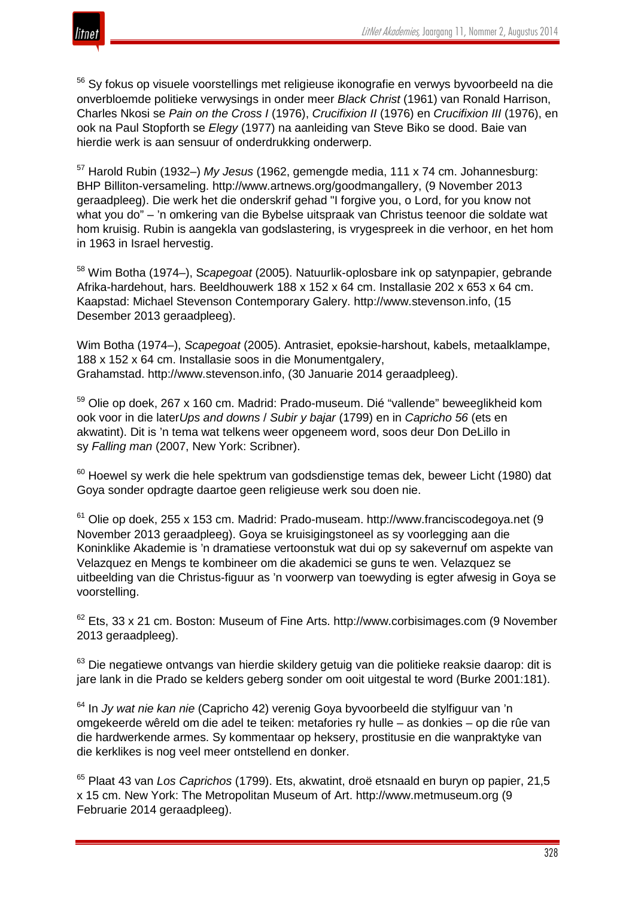[56] Sy fokus op visuele voorstellings met religieuse ikonografie en verwys byvoorbeeld na die onverbloemde politieke verwysings in onder meer *Black Christ* (1961) van Ronald Harrison, Charles Nkosi se *Pain on the Cross I* (1976), *Crucifixion II* (1976) en *Crucifixion III* (1976), en ook na Paul Stopforth se *Elegy* (1977) na aanleiding van Steve Biko se dood. Baie van hierdie werk is aan sensuur of onderdrukking onderwerp.

[57] Harold Rubin (1932–) *My Jesus* (1962, gemengde media, 111 x 74 cm. Johannesburg: BHP Billiton-versameling. http://www.artnews.org/goodmangallery, (9 November 2013 geraadpleeg). Die werk het die onderskrif gehad "I forgive you, o Lord, for you know not what you do" – 'n omkering van die Bybelse uitspraak van Christus teenoor die soldate wat hom kruisig. Rubin is aangekla van godslastering, is vrygespreek in die verhoor, en het hom in 1963 in Israel hervestig.

[58] Wim Botha (1974–), S*capegoat* (2005). Natuurlik-oplosbare ink op satynpapier, gebrande Afrika-hardehout, hars. Beeldhouwerk 188 x 152 x 64 cm. Installasie 202 x 653 x 64 cm. Kaapstad: Michael Stevenson Contemporary Galery. http://www.stevenson.info, (15 Desember 2013 geraadpleeg).

Wim Botha (1974–), *Scapegoat* (2005). Antrasiet, epoksie-harshout, kabels, metaalklampe, 188 x 152 x 64 cm. Installasie soos in die Monumentgalery, Grahamstad. http://www.stevenson.info, (30 Januarie 2014 geraadpleeg).

[59] Olie op doek, 267 x 160 cm. Madrid: Prado-museum. Dié "vallende" beweeglikheid kom ook voor in die later*Ups and downs* / *Subir y bajar* (1799) en in *Capricho 56* (ets en akwatint). Dit is 'n tema wat telkens weer opgeneem word, soos deur Don DeLillo in sy *Falling man* (2007, New York: Scribner).

[60] Hoewel sy werk die hele spektrum van godsdienstige temas dek, beweer Licht (1980) dat Goya sonder opdragte daartoe geen religieuse werk sou doen nie.

[61] Olie op doek, 255 x 153 cm. Madrid: Prado-museam. http://www.franciscodegoya.net (9 November 2013 geraadpleeg). Goya se kruisigingstoneel as sy voorlegging aan die Koninklike Akademie is 'n dramatiese vertoonstuk wat dui op sy sakevernuf om aspekte van Velazquez en Mengs te kombineer om die akademici se guns te wen. Velazquez se uitbeelding van die Christus-figuur as 'n voorwerp van toewyding is egter afwesig in Goya se voorstelling.

[62] Ets, 33 x 21 cm. Boston: Museum of Fine Arts. http://www.corbisimages.com (9 November 2013 geraadpleeg).

[63] Die negatiewe ontvangs van hierdie skildery getuig van die politieke reaksie daarop: dit is jare lank in die Prado se kelders geberg sonder om ooit uitgestal te word (Burke 2001:181).

[64] In *Jy wat nie kan nie* (Capricho 42) verenig Goya byvoorbeeld die stylfiguur van 'n omgekeerde wêreld om die adel te teiken: metafories ry hulle – as donkies – op die rûe van die hardwerkende armes. Sy kommentaar op heksery, prostitusie en die wanpraktyke van die kerklikes is nog veel meer ontstellend en donker.

[65] Plaat 43 van *Los Caprichos* (1799). Ets, akwatint, droë etsnaald en buryn op papier, 21,5 x 15 cm. New York: The Metropolitan Museum of Art. http://www.metmuseum.org (9 Februarie 2014 geraadpleeg).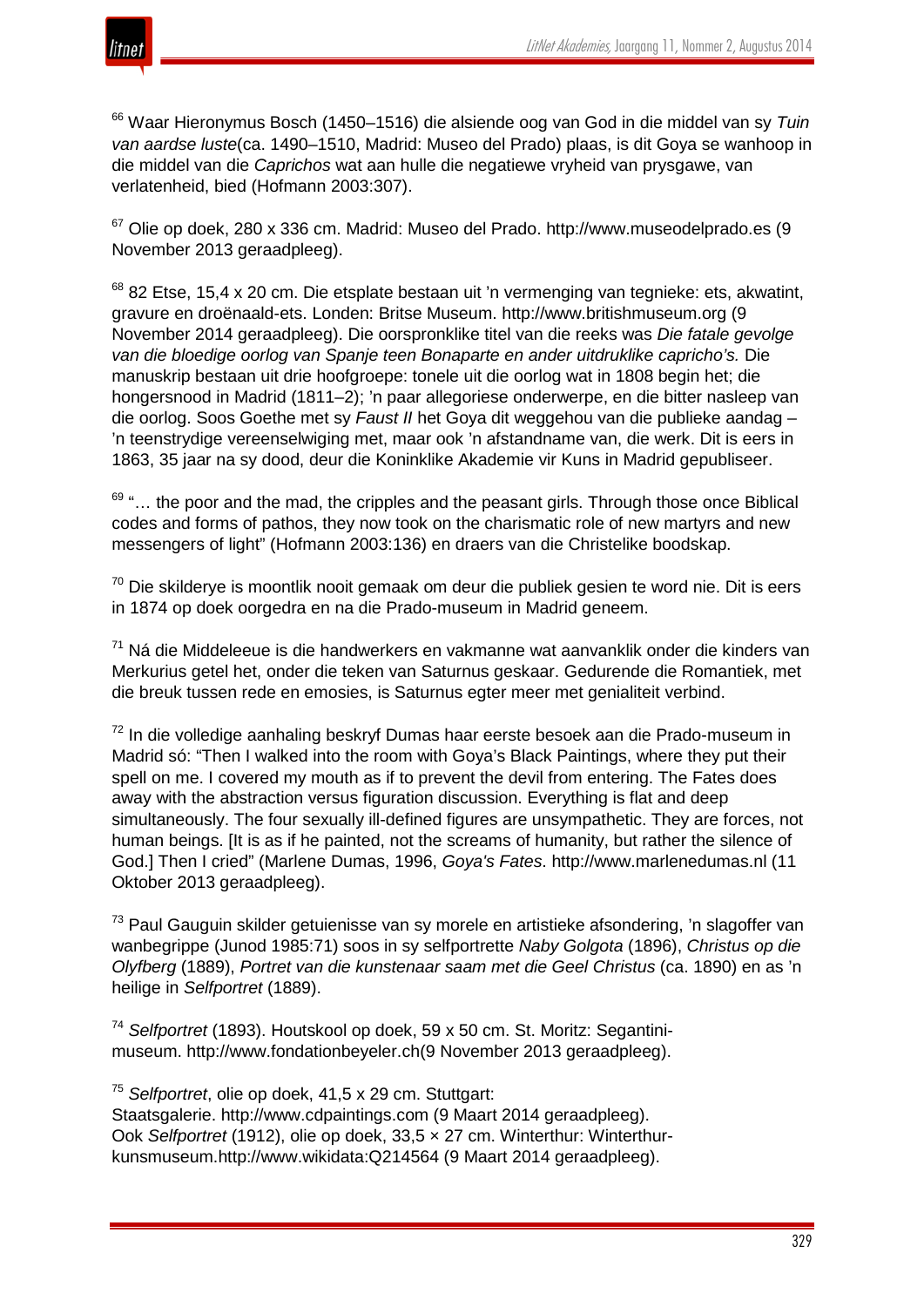[66] Waar Hieronymus Bosch (1450–1516) die alsiende oog van God in die middel van sy *Tuin van aardse luste*(ca. 1490–1510, Madrid: Museo del Prado) plaas, is dit Goya se wanhoop in die middel van die *Caprichos* wat aan hulle die negatiewe vryheid van prysgawe, van verlatenheid, bied (Hofmann 2003:307).

[67] Olie op doek, 280 x 336 cm. Madrid: Museo del Prado. http://www.museodelprado.es (9 November 2013 geraadpleeg).

[68] 82 Etse, 15,4 x 20 cm. Die etsplate bestaan uit 'n vermenging van tegnieke: ets, akwatint, gravure en droënaald-ets. Londen: Britse Museum. http://www.britishmuseum.org (9 November 2014 geraadpleeg). Die oorspronklike titel van die reeks was *Die fatale gevolge van die bloedige oorlog van Spanje teen Bonaparte en ander uitdruklike capricho's.* Die manuskrip bestaan uit drie hoofgroepe: tonele uit die oorlog wat in 1808 begin het; die hongersnood in Madrid (1811–2); 'n paar allegoriese onderwerpe, en die bitter nasleep van die oorlog. Soos Goethe met sy *Faust II* het Goya dit weggehou van die publieke aandag – 'n teenstrydige vereenselwiging met, maar ook 'n afstandname van, die werk. Dit is eers in 1863, 35 jaar na sy dood, deur die Koninklike Akademie vir Kuns in Madrid gepubliseer.

[69] "… the poor and the mad, the cripples and the peasant girls. Through those once Biblical codes and forms of pathos, they now took on the charismatic role of new martyrs and new messengers of light" (Hofmann 2003:136) en draers van die Christelike boodskap.

[70] Die skilderye is moontlik nooit gemaak om deur die publiek gesien te word nie. Dit is eers in 1874 op doek oorgedra en na die Prado-museum in Madrid geneem.

[71] Ná die Middeleeue is die handwerkers en vakmanne wat aanvanklik onder die kinders van Merkurius getel het, onder die teken van Saturnus geskaar. Gedurende die Romantiek, met die breuk tussen rede en emosies, is Saturnus egter meer met genialiteit verbind.

[72] In die volledige aanhaling beskryf Dumas haar eerste besoek aan die Prado-museum in Madrid só: "Then I walked into the room with Goya's Black Paintings, where they put their spell on me. I covered my mouth as if to prevent the devil from entering. The Fates does away with the abstraction versus figuration discussion. Everything is flat and deep simultaneously. The four sexually ill-defined figures are unsympathetic. They are forces, not human beings. [It is as if he painted, not the screams of humanity, but rather the silence of God.] Then I cried" (Marlene Dumas, 1996, *Goya's Fates*. http://www.marlenedumas.nl (11 Oktober 2013 geraadpleeg).

[73] Paul Gauguin skilder getuienisse van sy morele en artistieke afsondering, 'n slagoffer van wanbegrippe (Junod 1985:71) soos in sy selfportrette *Naby Golgota* (1896), *Christus op die Olyfberg* (1889), *Portret van die kunstenaar saam met die Geel Christus* (ca. 1890) en as 'n heilige in *Selfportret* (1889).

[74] *Selfportret* (1893). Houtskool op doek, 59 x 50 cm. St. Moritz: Segantini-museum. http://www.fondationbeyeler.ch(9 November 2013 geraadpleeg).

[75] *Selfportret*, olie op doek, 41,5 x 29 cm. Stuttgart: Staatsgalerie. http://www.cdpaintings.com (9 Maart 2014 geraadpleeg). Ook *Selfportret* (1912), olie op doek, 33,5 × 27 cm. Winterthur: Winterthur-kunsmuseum.http://www.wikidata:Q214564 (9 Maart 2014 geraadpleeg).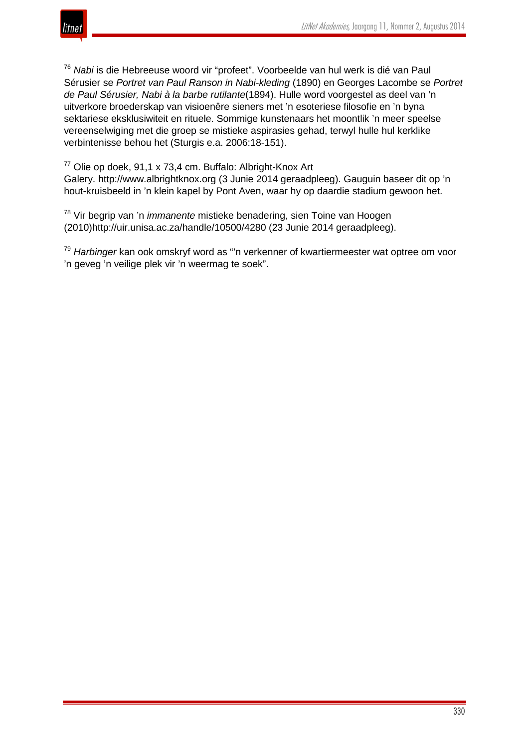[76] *Nabi* is die Hebreeuse woord vir "profeet". Voorbeelde van hul werk is dié van Paul Sérusier se *Portret van Paul Ranson in Nabi-kleding* (1890) en Georges Lacombe se *Portret de Paul Sérusier, Nabi à la barbe rutilante*(1894). Hulle word voorgestel as deel van 'n uitverkore broederskap van visioenêre sieners met 'n esoteriese filosofie en 'n byna sektariese eksklusiwiteit en rituele. Sommige kunstenaars het moontlik 'n meer speelse vereenselwiging met die groep se mistieke aspirasies gehad, terwyl hulle hul kerklike verbintenisse behou het (Sturgis e.a. 2006:18-151).

[77] Olie op doek, 91,1 x 73,4 cm. Buffalo: Albright-Knox Art Galery. http://www.albrightknox.org (3 Junie 2014 geraadpleeg). Gauguin baseer dit op 'n hout-kruisbeeld in 'n klein kapel by Pont Aven, waar hy op daardie stadium gewoon het.

[78] Vir begrip van 'n *immanente* mistieke benadering, sien Toine van Hoogen (2010)http://uir.unisa.ac.za/handle/10500/4280 (23 Junie 2014 geraadpleeg).

[79] *Harbinger* kan ook omskryf word as "'n verkenner of kwartiermeester wat optree om voor 'n geveg 'n veilige plek vir 'n weermag te soek".